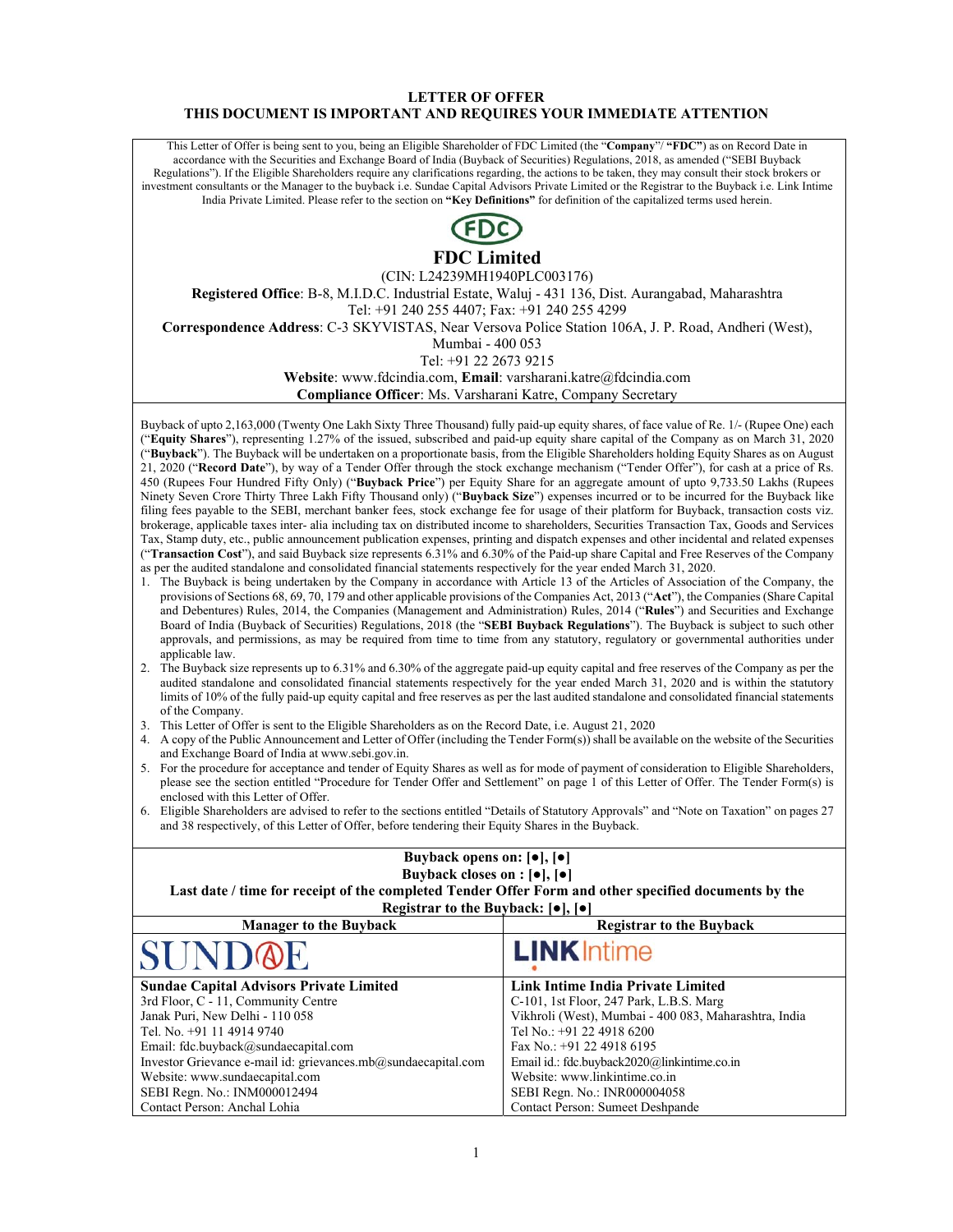# LETTER OF OFFER

## THIS DOCUMENT IS IMPORTANT AND REQUIRES YOUR IMMEDIATE ATTENTION

This Letter of Offer is being sent to you, being an Eligible Shareholder of FDC Limited (the "**Company**"/ **"FDC"**) as on Record Date in accordance with the Securities and Exchange Board of India (Buyback of Securities) Regulations, 2018, as amended ("SEBI Buyback Regulations"). If the Eligible Shareholders require any clarifications regarding, the actions to be taken, they may consult their stock brokers or investment consultants or the Manager to the buyback i.e. Sundae Capital Advisors Private Limited or the Registrar to the Buyback i.e. Link Intime India Private Limited. Please refer to the section on **"Key Definitions"** for definition of the capitalized terms used herein.

# FDC Limited

(CIN: L24239MH1940PLC003176)

**Registered Office**: B-8, M.I.D.C. Industrial Estate, Waluj - 431 136, Dist. Aurangabad, Maharashtra
Tel: +91 240 255 4407; Fax: +91 240 255 4299

**Correspondence Address**: C-3 SKYVISTAS, Near Versova Police Station 106A, J. P. Road, Andheri (West), Mumbai - 400 053
Tel: +91 22 2673 9215

**Website**: www.fdcindia.com, **Email**: varsharani.katre@fdcindia.com

**Compliance Officer**: Ms. Varsharani Katre, Company Secretary

Buyback of upto 2,163,000 (Twenty One Lakh Sixty Three Thousand) fully paid-up equity shares, of face value of Re. 1/- (Rupee One) each ("**Equity Shares**"), representing 1.27% of the issued, subscribed and paid-up equity share capital of the Company as on March 31, 2020 ("**Buyback**"). The Buyback will be undertaken on a proportionate basis, from the Eligible Shareholders holding Equity Shares as on August 21, 2020 ("**Record Date**"), by way of a Tender Offer through the stock exchange mechanism ("Tender Offer"), for cash at a price of Rs. 450 (Rupees Four Hundred Fifty Only) ("**Buyback Price**") per Equity Share for an aggregate amount of upto 9,733.50 Lakhs (Rupees Ninety Seven Crore Thirty Three Lakh Fifty Thousand only) ("**Buyback Size**") expenses incurred or to be incurred for the Buyback like filing fees payable to the SEBI, merchant banker fees, stock exchange fee for usage of their platform for Buyback, transaction costs viz. brokerage, applicable taxes inter- alia including tax on distributed income to shareholders, Securities Transaction Tax, Goods and Services Tax, Stamp duty, etc., public announcement publication expenses, printing and dispatch expenses and other incidental and related expenses ("**Transaction Cost**"), and said Buyback size represents 6.31% and 6.30% of the Paid-up share Capital and Free Reserves of the Company as per the audited standalone and consolidated financial statements respectively for the year ended March 31, 2020.

1. The Buyback is being undertaken by the Company in accordance with Article 13 of the Articles of Association of the Company, the provisions of Sections 68, 69, 70, 179 and other applicable provisions of the Companies Act, 2013 ("**Act**"), the Companies (Share Capital and Debentures) Rules, 2014, the Companies (Management and Administration) Rules, 2014 ("**Rules**") and Securities and Exchange Board of India (Buyback of Securities) Regulations, 2018 (the "**SEBI Buyback Regulations**"). The Buyback is subject to such other approvals, and permissions, as may be required from time to time from any statutory, regulatory or governmental authorities under applicable law.
2. The Buyback size represents up to 6.31% and 6.30% of the aggregate paid-up equity capital and free reserves of the Company as per the audited standalone and consolidated financial statements respectively for the year ended March 31, 2020 and is within the statutory limits of 10% of the fully paid-up equity capital and free reserves as per the last audited standalone and consolidated financial statements of the Company.
3. This Letter of Offer is sent to the Eligible Shareholders as on the Record Date, i.e. August 21, 2020
4. A copy of the Public Announcement and Letter of Offer (including the Tender Form(s)) shall be available on the website of the Securities and Exchange Board of India at www.sebi.gov.in.
5. For the procedure for acceptance and tender of Equity Shares as well as for mode of payment of consideration to Eligible Shareholders, please see the section entitled "Procedure for Tender Offer and Settlement" on page 1 of this Letter of Offer. The Tender Form(s) is enclosed with this Letter of Offer.
6. Eligible Shareholders are advised to refer to the sections entitled "Details of Statutory Approvals" and "Note on Taxation" on pages 27 and 38 respectively, of this Letter of Offer, before tendering their Equity Shares in the Buyback.

**Buyback opens on: [●], [●]**

**Buyback closes on : [●], [●]**

**Last date / time for receipt of the completed Tender Offer Form and other specified documents by the Registrar to the Buyback: [●], [●]**

| Manager to the Buyback | Registrar to the Buyback |
|---|---|
| SUNDAE | LINKIntime |
| **Sundae Capital Advisors Private Limited**<br>3rd Floor, C - 11, Community Centre<br>Janak Puri, New Delhi - 110 058<br>Tel. No. +91 11 4914 9740<br>Email: fdc.buyback@sundaecapital.com<br>Investor Grievance e-mail id: grievances.mb@sundaecapital.com<br>Website: www.sundaecapital.com<br>SEBI Regn. No.: INM000012494<br>Contact Person: Anchal Lohia | **Link Intime India Private Limited**<br>C-101, 1st Floor, 247 Park, L.B.S. Marg<br>Vikhroli (West), Mumbai - 400 083, Maharashtra, India<br>Tel No.: +91 22 4918 6200<br>Fax No.: +91 22 4918 6195<br>Email id.: fdc.buyback2020@linkintime.co.in<br>Website: www.linkintime.co.in<br>SEBI Regn. No.: INR000004058<br>Contact Person: Sumeet Deshpande |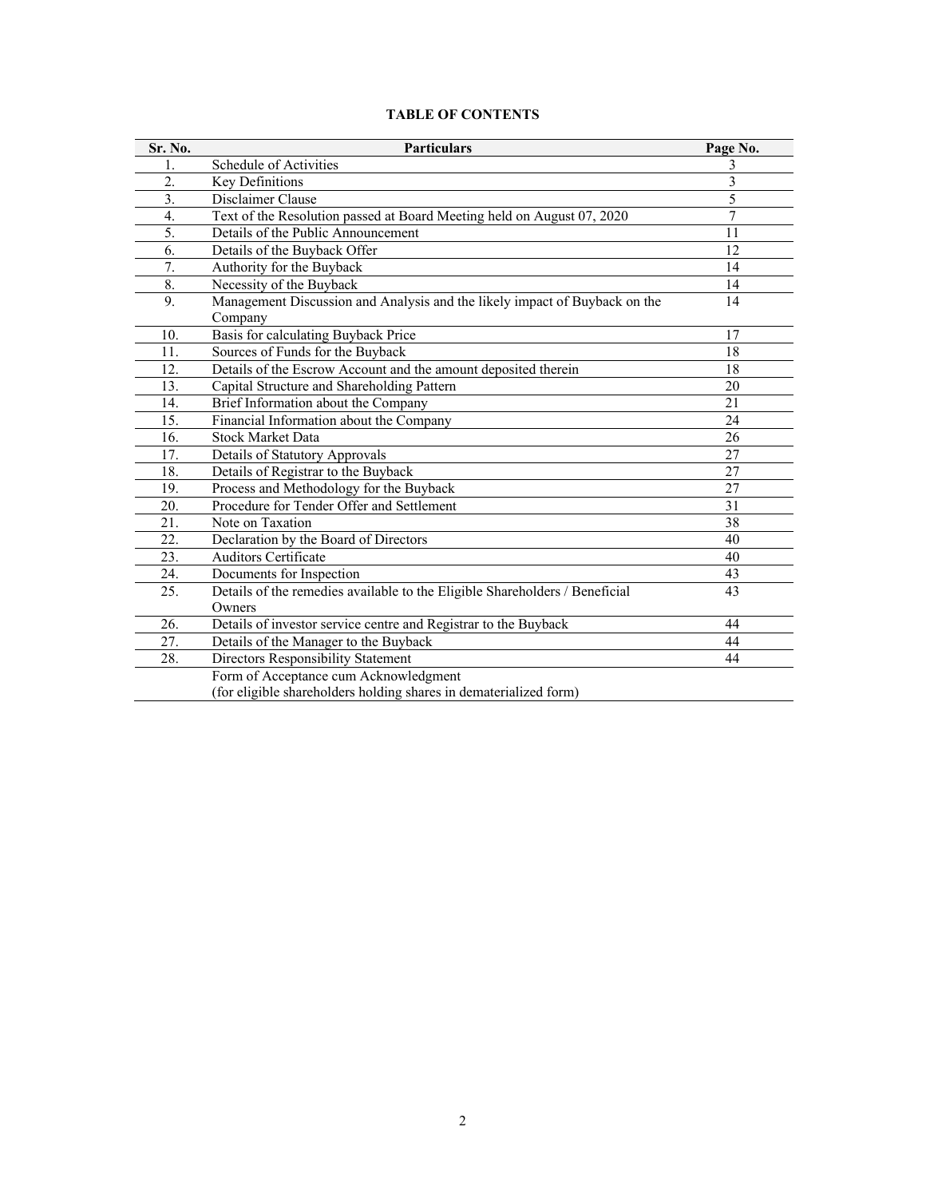**TABLE OF CONTENTS**

| Sr. No. | Particulars | Page No. |
|---|---|---|
| 1. | Schedule of Activities | 3 |
| 2. | Key Definitions | 3 |
| 3. | Disclaimer Clause | 5 |
| 4. | Text of the Resolution passed at Board Meeting held on August 07, 2020 | 7 |
| 5. | Details of the Public Announcement | 11 |
| 6. | Details of the Buyback Offer | 12 |
| 7. | Authority for the Buyback | 14 |
| 8. | Necessity of the Buyback | 14 |
| 9. | Management Discussion and Analysis and the likely impact of Buyback on the Company | 14 |
| 10. | Basis for calculating Buyback Price | 17 |
| 11. | Sources of Funds for the Buyback | 18 |
| 12. | Details of the Escrow Account and the amount deposited therein | 18 |
| 13. | Capital Structure and Shareholding Pattern | 20 |
| 14. | Brief Information about the Company | 21 |
| 15. | Financial Information about the Company | 24 |
| 16. | Stock Market Data | 26 |
| 17. | Details of Statutory Approvals | 27 |
| 18. | Details of Registrar to the Buyback | 27 |
| 19. | Process and Methodology for the Buyback | 27 |
| 20. | Procedure for Tender Offer and Settlement | 31 |
| 21. | Note on Taxation | 38 |
| 22. | Declaration by the Board of Directors | 40 |
| 23. | Auditors Certificate | 40 |
| 24. | Documents for Inspection | 43 |
| 25. | Details of the remedies available to the Eligible Shareholders / Beneficial Owners | 43 |
| 26. | Details of investor service centre and Registrar to the Buyback | 44 |
| 27. | Details of the Manager to the Buyback | 44 |
| 28. | Directors Responsibility Statement | 44 |
| | Form of Acceptance cum Acknowledgment (for eligible shareholders holding shares in dematerialized form) | |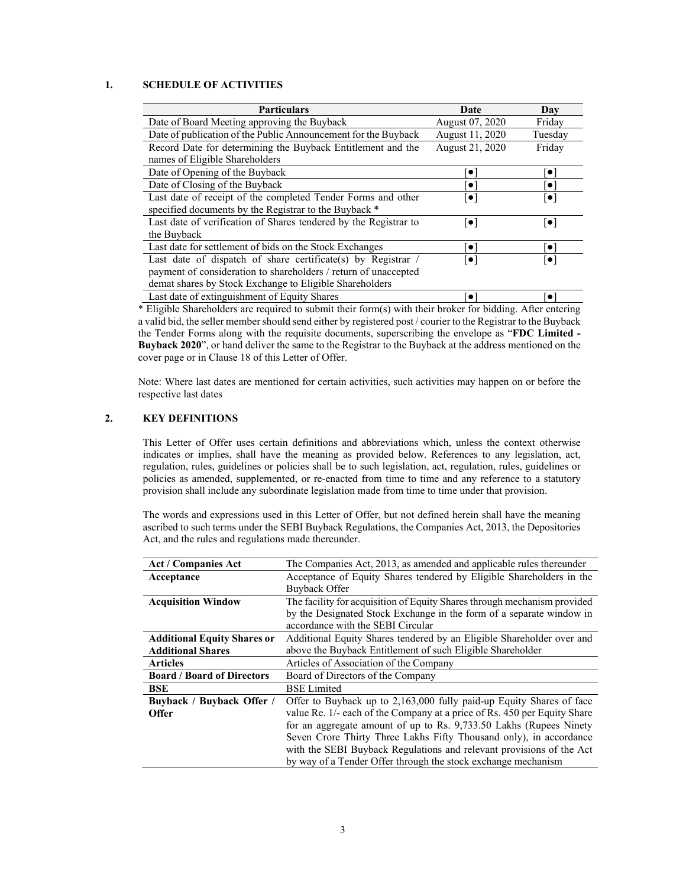## 1. SCHEDULE OF ACTIVITIES

| Particulars | Date | Day |
|---|---|---|
| Date of Board Meeting approving the Buyback | August 07, 2020 | Friday |
| Date of publication of the Public Announcement for the Buyback | August 11, 2020 | Tuesday |
| Record Date for determining the Buyback Entitlement and the names of Eligible Shareholders | August 21, 2020 | Friday |
| Date of Opening of the Buyback | [●] | [●] |
| Date of Closing of the Buyback | [●] | [●] |
| Last date of receipt of the completed Tender Forms and other specified documents by the Registrar to the Buyback * | [●] | [●] |
| Last date of verification of Shares tendered by the Registrar to the Buyback | [●] | [●] |
| Last date for settlement of bids on the Stock Exchanges | [●] | [●] |
| Last date of dispatch of share certificate(s) by Registrar / payment of consideration to shareholders / return of unaccepted demat shares by Stock Exchange to Eligible Shareholders | [●] | [●] |
| Last date of extinguishment of Equity Shares | [●] | [●] |

* Eligible Shareholders are required to submit their form(s) with their broker for bidding. After entering a valid bid, the seller member should send either by registered post / courier to the Registrar to the Buyback the Tender Forms along with the requisite documents, superscribing the envelope as "**FDC Limited - Buyback 2020**", or hand deliver the same to the Registrar to the Buyback at the address mentioned on the cover page or in Clause 18 of this Letter of Offer.

Note: Where last dates are mentioned for certain activities, such activities may happen on or before the respective last dates

## 2. KEY DEFINITIONS

This Letter of Offer uses certain definitions and abbreviations which, unless the context otherwise indicates or implies, shall have the meaning as provided below. References to any legislation, act, regulation, rules, guidelines or policies shall be to such legislation, act, regulation, rules, guidelines or policies as amended, supplemented, or re-enacted from time to time and any reference to a statutory provision shall include any subordinate legislation made from time to time under that provision.

The words and expressions used in this Letter of Offer, but not defined herein shall have the meaning ascribed to such terms under the SEBI Buyback Regulations, the Companies Act, 2013, the Depositories Act, and the rules and regulations made thereunder.

| Term | Definition |
|---|---|
| **Act / Companies Act** | The Companies Act, 2013, as amended and applicable rules thereunder |
| **Acceptance** | Acceptance of Equity Shares tendered by Eligible Shareholders in the Buyback Offer |
| **Acquisition Window** | The facility for acquisition of Equity Shares through mechanism provided by the Designated Stock Exchange in the form of a separate window in accordance with the SEBI Circular |
| **Additional Equity Shares or Additional Shares** | Additional Equity Shares tendered by an Eligible Shareholder over and above the Buyback Entitlement of such Eligible Shareholder |
| **Articles** | Articles of Association of the Company |
| **Board / Board of Directors** | Board of Directors of the Company |
| **BSE** | BSE Limited |
| **Buyback / Buyback Offer / Offer** | Offer to Buyback up to 2,163,000 fully paid-up Equity Shares of face value Re. 1/- each of the Company at a price of Rs. 450 per Equity Share for an aggregate amount of up to Rs. 9,733.50 Lakhs (Rupees Ninety Seven Crore Thirty Three Lakhs Fifty Thousand only), in accordance with the SEBI Buyback Regulations and relevant provisions of the Act by way of a Tender Offer through the stock exchange mechanism |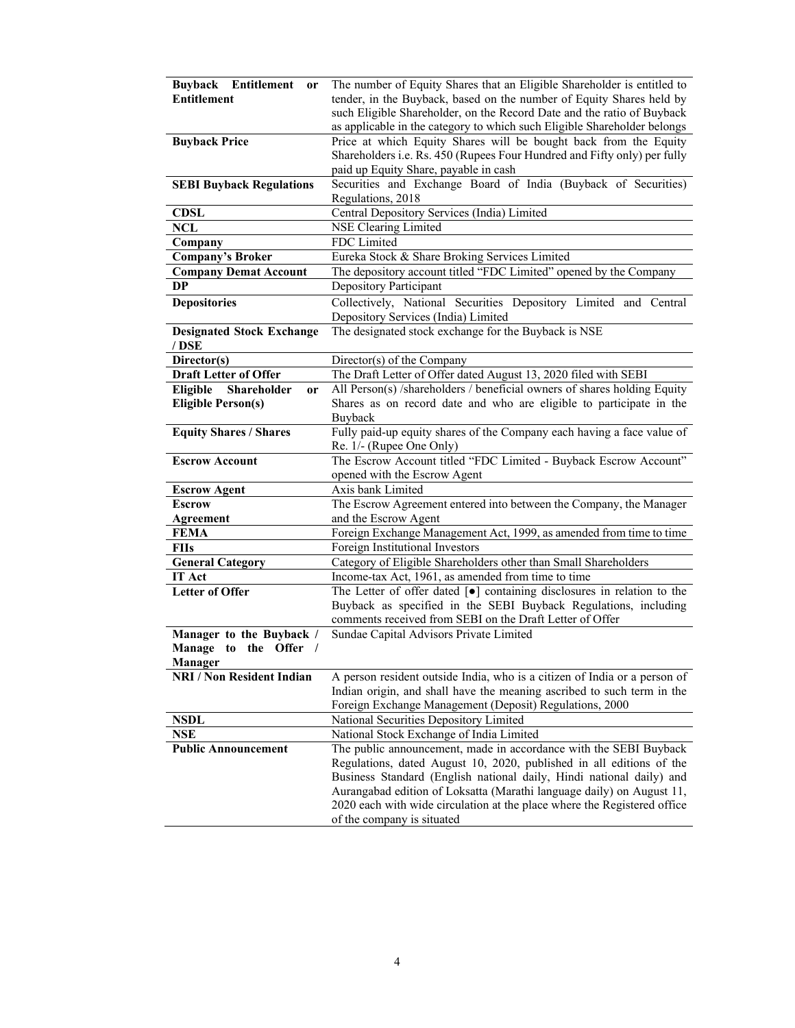| | |
|---|---|
| **Buyback Entitlement or Entitlement** | The number of Equity Shares that an Eligible Shareholder is entitled to tender, in the Buyback, based on the number of Equity Shares held by such Eligible Shareholder, on the Record Date and the ratio of Buyback as applicable in the category to which such Eligible Shareholder belongs |
| **Buyback Price** | Price at which Equity Shares will be bought back from the Equity Shareholders i.e. Rs. 450 (Rupees Four Hundred and Fifty only) per fully paid up Equity Share, payable in cash |
| **SEBI Buyback Regulations** | Securities and Exchange Board of India (Buyback of Securities) Regulations, 2018 |
| **CDSL** | Central Depository Services (India) Limited |
| **NCL** | NSE Clearing Limited |
| **Company** | FDC Limited |
| **Company's Broker** | Eureka Stock & Share Broking Services Limited |
| **Company Demat Account** | The depository account titled "FDC Limited" opened by the Company |
| **DP** | Depository Participant |
| **Depositories** | Collectively, National Securities Depository Limited and Central Depository Services (India) Limited |
| **Designated Stock Exchange / DSE** | The designated stock exchange for the Buyback is NSE |
| **Director(s)** | Director(s) of the Company |
| **Draft Letter of Offer** | The Draft Letter of Offer dated August 13, 2020 filed with SEBI |
| **Eligible Shareholder or Eligible Person(s)** | All Person(s) /shareholders / beneficial owners of shares holding Equity Shares as on record date and who are eligible to participate in the Buyback |
| **Equity Shares / Shares** | Fully paid-up equity shares of the Company each having a face value of Re. 1/- (Rupee One Only) |
| **Escrow Account** | The Escrow Account titled "FDC Limited - Buyback Escrow Account" opened with the Escrow Agent |
| **Escrow Agent** | Axis bank Limited |
| **Escrow Agreement** | The Escrow Agreement entered into between the Company, the Manager and the Escrow Agent |
| **FEMA** | Foreign Exchange Management Act, 1999, as amended from time to time |
| **FIIs** | Foreign Institutional Investors |
| **General Category** | Category of Eligible Shareholders other than Small Shareholders |
| **IT Act** | Income-tax Act, 1961, as amended from time to time |
| **Letter of Offer** | The Letter of offer dated [●] containing disclosures in relation to the Buyback as specified in the SEBI Buyback Regulations, including comments received from SEBI on the Draft Letter of Offer |
| **Manager to the Buyback / Manage to the Offer / Manager** | Sundae Capital Advisors Private Limited |
| **NRI / Non Resident Indian** | A person resident outside India, who is a citizen of India or a person of Indian origin, and shall have the meaning ascribed to such term in the Foreign Exchange Management (Deposit) Regulations, 2000 |
| **NSDL** | National Securities Depository Limited |
| **NSE** | National Stock Exchange of India Limited |
| **Public Announcement** | The public announcement, made in accordance with the SEBI Buyback Regulations, dated August 10, 2020, published in all editions of the Business Standard (English national daily, Hindi national daily) and Aurangabad edition of Loksatta (Marathi language daily) on August 11, 2020 each with wide circulation at the place where the Registered office of the company is situated |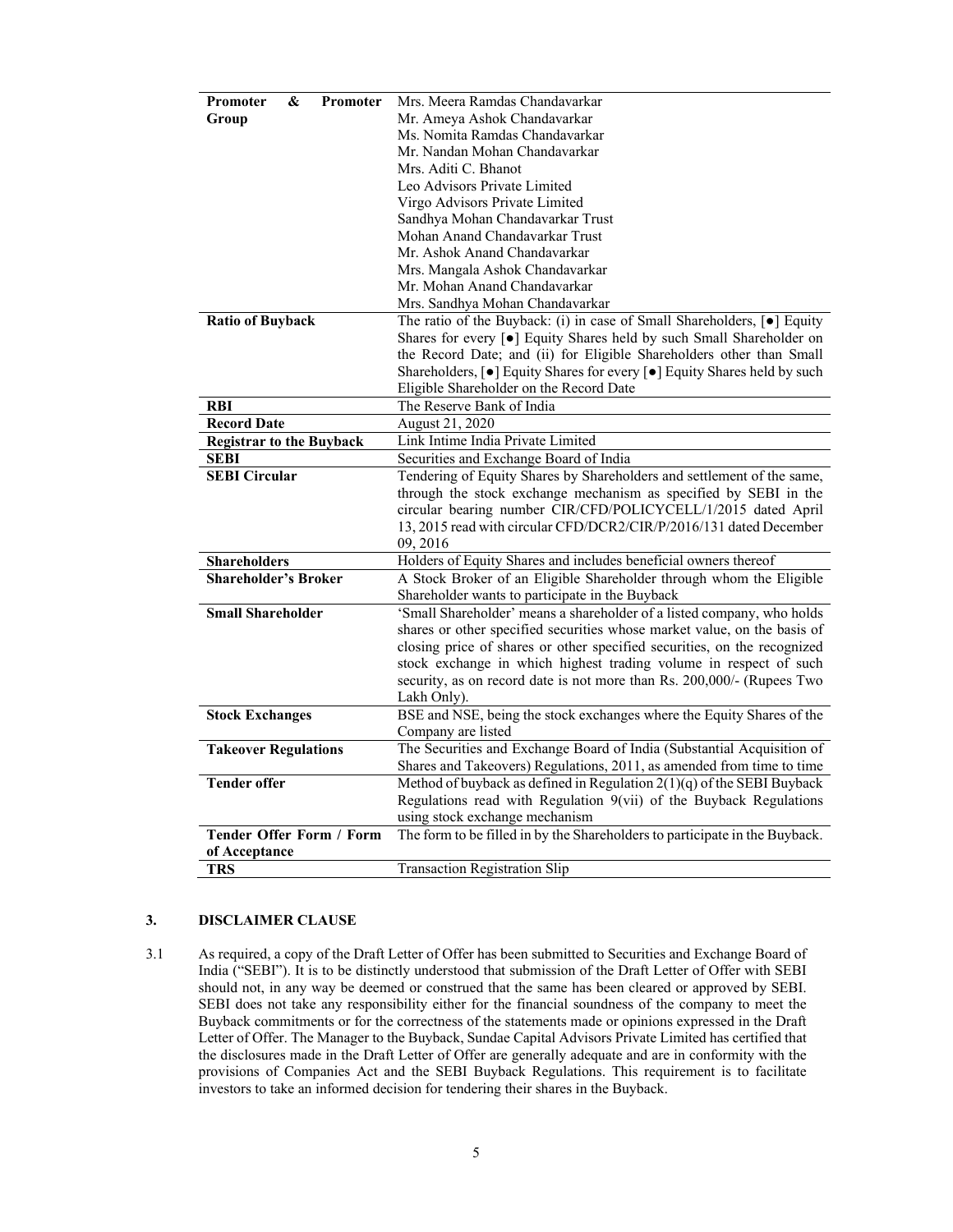| | |
|---|---|
| **Promoter & Promoter Group** | Mrs. Meera Ramdas Chandavarkar<br>Mr. Ameya Ashok Chandavarkar<br>Ms. Nomita Ramdas Chandavarkar<br>Mr. Nandan Mohan Chandavarkar<br>Mrs. Aditi C. Bhanot<br>Leo Advisors Private Limited<br>Virgo Advisors Private Limited<br>Sandhya Mohan Chandavarkar Trust<br>Mohan Anand Chandavarkar Trust<br>Mr. Ashok Anand Chandavarkar<br>Mrs. Mangala Ashok Chandavarkar<br>Mr. Mohan Anand Chandavarkar<br>Mrs. Sandhya Mohan Chandavarkar |
| **Ratio of Buyback** | The ratio of the Buyback: (i) in case of Small Shareholders, [●] Equity Shares for every [●] Equity Shares held by such Small Shareholder on the Record Date; and (ii) for Eligible Shareholders other than Small Shareholders, [●] Equity Shares for every [●] Equity Shares held by such Eligible Shareholder on the Record Date |
| **RBI** | The Reserve Bank of India |
| **Record Date** | August 21, 2020 |
| **Registrar to the Buyback** | Link Intime India Private Limited |
| **SEBI** | Securities and Exchange Board of India |
| **SEBI Circular** | Tendering of Equity Shares by Shareholders and settlement of the same, through the stock exchange mechanism as specified by SEBI in the circular bearing number CIR/CFD/POLICYCELL/1/2015 dated April 13, 2015 read with circular CFD/DCR2/CIR/P/2016/131 dated December 09, 2016 |
| **Shareholders** | Holders of Equity Shares and includes beneficial owners thereof |
| **Shareholder's Broker** | A Stock Broker of an Eligible Shareholder through whom the Eligible Shareholder wants to participate in the Buyback |
| **Small Shareholder** | 'Small Shareholder' means a shareholder of a listed company, who holds shares or other specified securities whose market value, on the basis of closing price of shares or other specified securities, on the recognized stock exchange in which highest trading volume in respect of such security, as on record date is not more than Rs. 200,000/- (Rupees Two Lakh Only). |
| **Stock Exchanges** | BSE and NSE, being the stock exchanges where the Equity Shares of the Company are listed |
| **Takeover Regulations** | The Securities and Exchange Board of India (Substantial Acquisition of Shares and Takeovers) Regulations, 2011, as amended from time to time |
| **Tender offer** | Method of buyback as defined in Regulation 2(1)(q) of the SEBI Buyback Regulations read with Regulation 9(vii) of the Buyback Regulations using stock exchange mechanism |
| **Tender Offer Form / Form of Acceptance** | The form to be filled in by the Shareholders to participate in the Buyback. |
| **TRS** | Transaction Registration Slip |

## 3. DISCLAIMER CLAUSE

3.1 As required, a copy of the Draft Letter of Offer has been submitted to Securities and Exchange Board of India ("SEBI"). It is to be distinctly understood that submission of the Draft Letter of Offer with SEBI should not, in any way be deemed or construed that the same has been cleared or approved by SEBI. SEBI does not take any responsibility either for the financial soundness of the company to meet the Buyback commitments or for the correctness of the statements made or opinions expressed in the Draft Letter of Offer. The Manager to the Buyback, Sundae Capital Advisors Private Limited has certified that the disclosures made in the Draft Letter of Offer are generally adequate and are in conformity with the provisions of Companies Act and the SEBI Buyback Regulations. This requirement is to facilitate investors to take an informed decision for tendering their shares in the Buyback.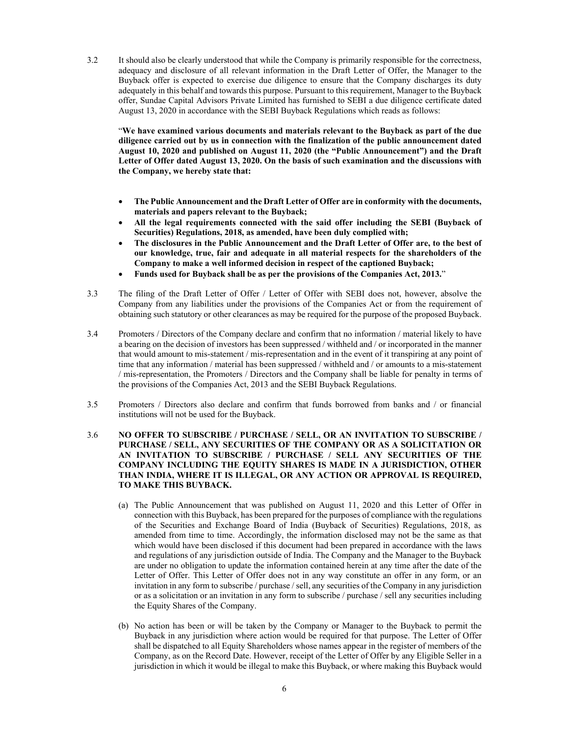3.2 It should also be clearly understood that while the Company is primarily responsible for the correctness, adequacy and disclosure of all relevant information in the Draft Letter of Offer, the Manager to the Buyback offer is expected to exercise due diligence to ensure that the Company discharges its duty adequately in this behalf and towards this purpose. Pursuant to this requirement, Manager to the Buyback offer, Sundae Capital Advisors Private Limited has furnished to SEBI a due diligence certificate dated August 13, 2020 in accordance with the SEBI Buyback Regulations which reads as follows:

"**We have examined various documents and materials relevant to the Buyback as part of the due diligence carried out by us in connection with the finalization of the public announcement dated August 10, 2020 and published on August 11, 2020 (the "Public Announcement") and the Draft Letter of Offer dated August 13, 2020. On the basis of such examination and the discussions with the Company, we hereby state that:**

- **The Public Announcement and the Draft Letter of Offer are in conformity with the documents, materials and papers relevant to the Buyback;**
- **All the legal requirements connected with the said offer including the SEBI (Buyback of Securities) Regulations, 2018, as amended, have been duly complied with;**
- **The disclosures in the Public Announcement and the Draft Letter of Offer are, to the best of our knowledge, true, fair and adequate in all material respects for the shareholders of the Company to make a well informed decision in respect of the captioned Buyback;**
- **Funds used for Buyback shall be as per the provisions of the Companies Act, 2013.**"

3.3 The filing of the Draft Letter of Offer / Letter of Offer with SEBI does not, however, absolve the Company from any liabilities under the provisions of the Companies Act or from the requirement of obtaining such statutory or other clearances as may be required for the purpose of the proposed Buyback.

3.4 Promoters / Directors of the Company declare and confirm that no information / material likely to have a bearing on the decision of investors has been suppressed / withheld and / or incorporated in the manner that would amount to mis-statement / mis-representation and in the event of it transpiring at any point of time that any information / material has been suppressed / withheld and / or amounts to a mis-statement / mis-representation, the Promoters / Directors and the Company shall be liable for penalty in terms of the provisions of the Companies Act, 2013 and the SEBI Buyback Regulations.

3.5 Promoters / Directors also declare and confirm that funds borrowed from banks and / or financial institutions will not be used for the Buyback.

3.6 **NO OFFER TO SUBSCRIBE / PURCHASE / SELL, OR AN INVITATION TO SUBSCRIBE / PURCHASE / SELL, ANY SECURITIES OF THE COMPANY OR AS A SOLICITATION OR AN INVITATION TO SUBSCRIBE / PURCHASE / SELL ANY SECURITIES OF THE COMPANY INCLUDING THE EQUITY SHARES IS MADE IN A JURISDICTION, OTHER THAN INDIA, WHERE IT IS ILLEGAL, OR ANY ACTION OR APPROVAL IS REQUIRED, TO MAKE THIS BUYBACK.**

(a) The Public Announcement that was published on August 11, 2020 and this Letter of Offer in connection with this Buyback, has been prepared for the purposes of compliance with the regulations of the Securities and Exchange Board of India (Buyback of Securities) Regulations, 2018, as amended from time to time. Accordingly, the information disclosed may not be the same as that which would have been disclosed if this document had been prepared in accordance with the laws and regulations of any jurisdiction outside of India. The Company and the Manager to the Buyback are under no obligation to update the information contained herein at any time after the date of the Letter of Offer. This Letter of Offer does not in any way constitute an offer in any form, or an invitation in any form to subscribe / purchase / sell, any securities of the Company in any jurisdiction or as a solicitation or an invitation in any form to subscribe / purchase / sell any securities including the Equity Shares of the Company.

(b) No action has been or will be taken by the Company or Manager to the Buyback to permit the Buyback in any jurisdiction where action would be required for that purpose. The Letter of Offer shall be dispatched to all Equity Shareholders whose names appear in the register of members of the Company, as on the Record Date. However, receipt of the Letter of Offer by any Eligible Seller in a jurisdiction in which it would be illegal to make this Buyback, or where making this Buyback would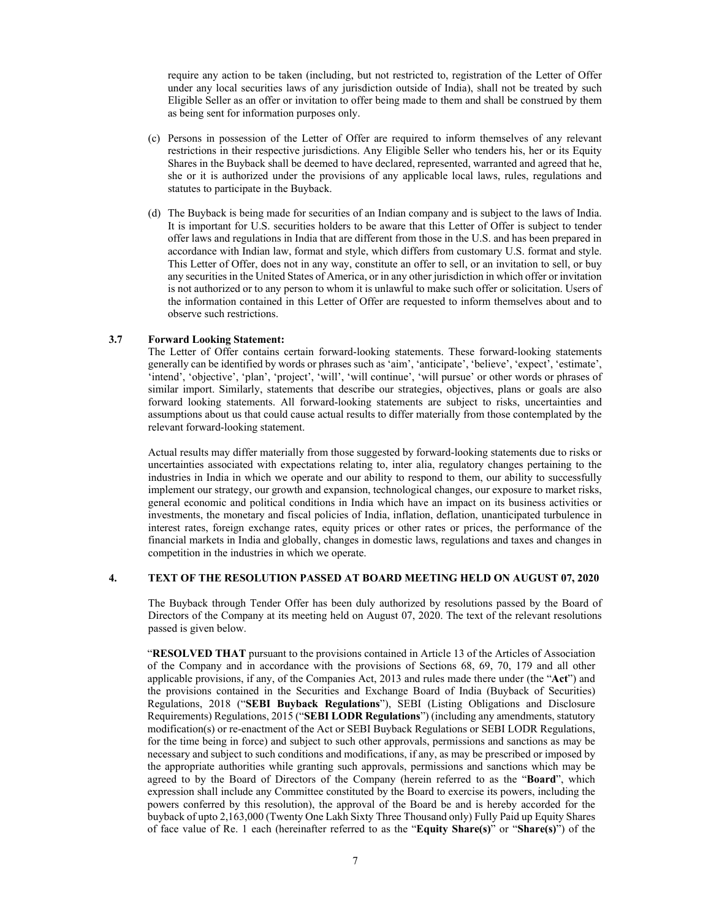require any action to be taken (including, but not restricted to, registration of the Letter of Offer under any local securities laws of any jurisdiction outside of India), shall not be treated by such Eligible Seller as an offer or invitation to offer being made to them and shall be construed by them as being sent for information purposes only.

(c) Persons in possession of the Letter of Offer are required to inform themselves of any relevant restrictions in their respective jurisdictions. Any Eligible Seller who tenders his, her or its Equity Shares in the Buyback shall be deemed to have declared, represented, warranted and agreed that he, she or it is authorized under the provisions of any applicable local laws, rules, regulations and statutes to participate in the Buyback.

(d) The Buyback is being made for securities of an Indian company and is subject to the laws of India. It is important for U.S. securities holders to be aware that this Letter of Offer is subject to tender offer laws and regulations in India that are different from those in the U.S. and has been prepared in accordance with Indian law, format and style, which differs from customary U.S. format and style. This Letter of Offer, does not in any way, constitute an offer to sell, or an invitation to sell, or buy any securities in the United States of America, or in any other jurisdiction in which offer or invitation is not authorized or to any person to whom it is unlawful to make such offer or solicitation. Users of the information contained in this Letter of Offer are requested to inform themselves about and to observe such restrictions.

### 3.7 Forward Looking Statement:

The Letter of Offer contains certain forward-looking statements. These forward-looking statements generally can be identified by words or phrases such as 'aim', 'anticipate', 'believe', 'expect', 'estimate', 'intend', 'objective', 'plan', 'project', 'will', 'will continue', 'will pursue' or other words or phrases of similar import. Similarly, statements that describe our strategies, objectives, plans or goals are also forward looking statements. All forward-looking statements are subject to risks, uncertainties and assumptions about us that could cause actual results to differ materially from those contemplated by the relevant forward-looking statement.

Actual results may differ materially from those suggested by forward-looking statements due to risks or uncertainties associated with expectations relating to, inter alia, regulatory changes pertaining to the industries in India in which we operate and our ability to respond to them, our ability to successfully implement our strategy, our growth and expansion, technological changes, our exposure to market risks, general economic and political conditions in India which have an impact on its business activities or investments, the monetary and fiscal policies of India, inflation, deflation, unanticipated turbulence in interest rates, foreign exchange rates, equity prices or other rates or prices, the performance of the financial markets in India and globally, changes in domestic laws, regulations and taxes and changes in competition in the industries in which we operate.

## 4. TEXT OF THE RESOLUTION PASSED AT BOARD MEETING HELD ON AUGUST 07, 2020

The Buyback through Tender Offer has been duly authorized by resolutions passed by the Board of Directors of the Company at its meeting held on August 07, 2020. The text of the relevant resolutions passed is given below.

"**RESOLVED THAT** pursuant to the provisions contained in Article 13 of the Articles of Association of the Company and in accordance with the provisions of Sections 68, 69, 70, 179 and all other applicable provisions, if any, of the Companies Act, 2013 and rules made there under (the "**Act**") and the provisions contained in the Securities and Exchange Board of India (Buyback of Securities) Regulations, 2018 ("**SEBI Buyback Regulations**"), SEBI (Listing Obligations and Disclosure Requirements) Regulations, 2015 ("**SEBI LODR Regulations**") (including any amendments, statutory modification(s) or re-enactment of the Act or SEBI Buyback Regulations or SEBI LODR Regulations, for the time being in force) and subject to such other approvals, permissions and sanctions as may be necessary and subject to such conditions and modifications, if any, as may be prescribed or imposed by the appropriate authorities while granting such approvals, permissions and sanctions which may be agreed to by the Board of Directors of the Company (herein referred to as the "**Board**", which expression shall include any Committee constituted by the Board to exercise its powers, including the powers conferred by this resolution), the approval of the Board be and is hereby accorded for the buyback of upto 2,163,000 (Twenty One Lakh Sixty Three Thousand only) Fully Paid up Equity Shares of face value of Re. 1 each (hereinafter referred to as the "**Equity Share(s)**" or "**Share(s)**") of the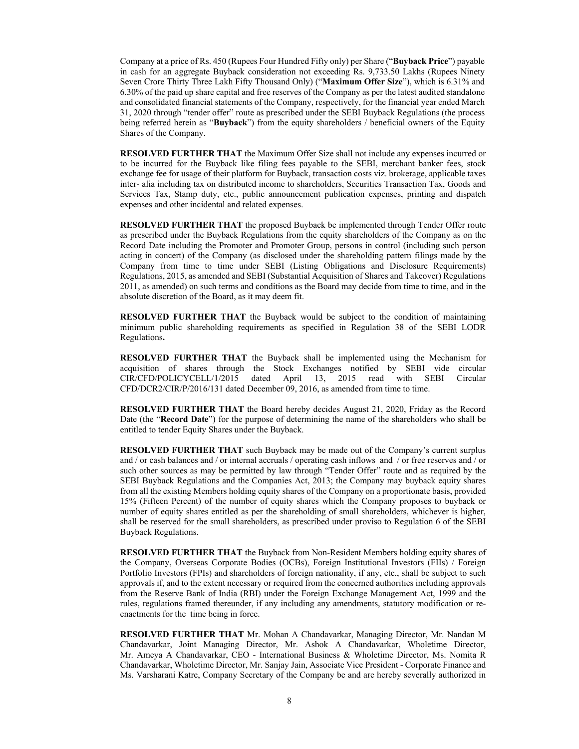Company at a price of Rs. 450 (Rupees Four Hundred Fifty only) per Share ("**Buyback Price**") payable in cash for an aggregate Buyback consideration not exceeding Rs. 9,733.50 Lakhs (Rupees Ninety Seven Crore Thirty Three Lakh Fifty Thousand Only) ("**Maximum Offer Size**"), which is 6.31% and 6.30% of the paid up share capital and free reserves of the Company as per the latest audited standalone and consolidated financial statements of the Company, respectively, for the financial year ended March 31, 2020 through "tender offer" route as prescribed under the SEBI Buyback Regulations (the process being referred herein as "**Buyback**") from the equity shareholders / beneficial owners of the Equity Shares of the Company.

**RESOLVED FURTHER THAT** the Maximum Offer Size shall not include any expenses incurred or to be incurred for the Buyback like filing fees payable to the SEBI, merchant banker fees, stock exchange fee for usage of their platform for Buyback, transaction costs viz. brokerage, applicable taxes inter- alia including tax on distributed income to shareholders, Securities Transaction Tax, Goods and Services Tax, Stamp duty, etc., public announcement publication expenses, printing and dispatch expenses and other incidental and related expenses.

**RESOLVED FURTHER THAT** the proposed Buyback be implemented through Tender Offer route as prescribed under the Buyback Regulations from the equity shareholders of the Company as on the Record Date including the Promoter and Promoter Group, persons in control (including such person acting in concert) of the Company (as disclosed under the shareholding pattern filings made by the Company from time to time under SEBI (Listing Obligations and Disclosure Requirements) Regulations, 2015, as amended and SEBI (Substantial Acquisition of Shares and Takeover) Regulations 2011, as amended) on such terms and conditions as the Board may decide from time to time, and in the absolute discretion of the Board, as it may deem fit.

**RESOLVED FURTHER THAT** the Buyback would be subject to the condition of maintaining minimum public shareholding requirements as specified in Regulation 38 of the SEBI LODR Regulations**.**

**RESOLVED FURTHER THAT** the Buyback shall be implemented using the Mechanism for acquisition of shares through the Stock Exchanges notified by SEBI vide circular CIR/CFD/POLICYCELL/1/2015 dated April 13, 2015 read with SEBI Circular CFD/DCR2/CIR/P/2016/131 dated December 09, 2016, as amended from time to time.

**RESOLVED FURTHER THAT** the Board hereby decides August 21, 2020, Friday as the Record Date (the "**Record Date**") for the purpose of determining the name of the shareholders who shall be entitled to tender Equity Shares under the Buyback.

**RESOLVED FURTHER THAT** such Buyback may be made out of the Company's current surplus and / or cash balances and / or internal accruals / operating cash inflows and / or free reserves and / or such other sources as may be permitted by law through "Tender Offer" route and as required by the SEBI Buyback Regulations and the Companies Act, 2013; the Company may buyback equity shares from all the existing Members holding equity shares of the Company on a proportionate basis, provided 15% (Fifteen Percent) of the number of equity shares which the Company proposes to buyback or number of equity shares entitled as per the shareholding of small shareholders, whichever is higher, shall be reserved for the small shareholders, as prescribed under proviso to Regulation 6 of the SEBI Buyback Regulations.

**RESOLVED FURTHER THAT** the Buyback from Non-Resident Members holding equity shares of the Company, Overseas Corporate Bodies (OCBs), Foreign Institutional Investors (FIIs) / Foreign Portfolio Investors (FPIs) and shareholders of foreign nationality, if any, etc., shall be subject to such approvals if, and to the extent necessary or required from the concerned authorities including approvals from the Reserve Bank of India (RBI) under the Foreign Exchange Management Act, 1999 and the rules, regulations framed thereunder, if any including any amendments, statutory modification or re-enactments for the time being in force.

**RESOLVED FURTHER THAT** Mr. Mohan A Chandavarkar, Managing Director, Mr. Nandan M Chandavarkar, Joint Managing Director, Mr. Ashok A Chandavarkar, Wholetime Director, Mr. Ameya A Chandavarkar, CEO - International Business & Wholetime Director, Ms. Nomita R Chandavarkar, Wholetime Director, Mr. Sanjay Jain, Associate Vice President - Corporate Finance and Ms. Varsharani Katre, Company Secretary of the Company be and are hereby severally authorized in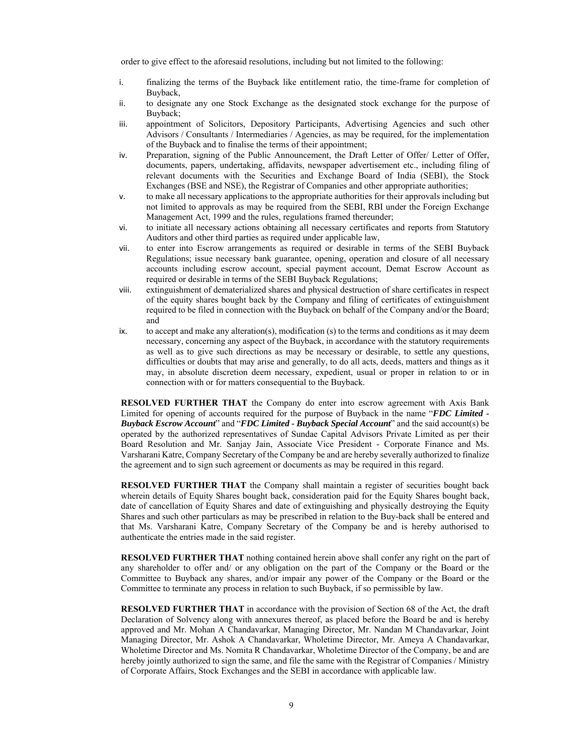order to give effect to the aforesaid resolutions, including but not limited to the following:

i. finalizing the terms of the Buyback like entitlement ratio, the time-frame for completion of Buyback,
ii. to designate any one Stock Exchange as the designated stock exchange for the purpose of Buyback;
iii. appointment of Solicitors, Depository Participants, Advertising Agencies and such other Advisors / Consultants / Intermediaries / Agencies, as may be required, for the implementation of the Buyback and to finalise the terms of their appointment;
iv. Preparation, signing of the Public Announcement, the Draft Letter of Offer/ Letter of Offer, documents, papers, undertaking, affidavits, newspaper advertisement etc., including filing of relevant documents with the Securities and Exchange Board of India (SEBI), the Stock Exchanges (BSE and NSE), the Registrar of Companies and other appropriate authorities;
v. to make all necessary applications to the appropriate authorities for their approvals including but not limited to approvals as may be required from the SEBI, RBI under the Foreign Exchange Management Act, 1999 and the rules, regulations framed thereunder;
vi. to initiate all necessary actions obtaining all necessary certificates and reports from Statutory Auditors and other third parties as required under applicable law,
vii. to enter into Escrow arrangements as required or desirable in terms of the SEBI Buyback Regulations; issue necessary bank guarantee, opening, operation and closure of all necessary accounts including escrow account, special payment account, Demat Escrow Account as required or desirable in terms of the SEBI Buyback Regulations;
viii. extinguishment of dematerialized shares and physical destruction of share certificates in respect of the equity shares bought back by the Company and filing of certificates of extinguishment required to be filed in connection with the Buyback on behalf of the Company and/or the Board; and
ix. to accept and make any alteration(s), modification (s) to the terms and conditions as it may deem necessary, concerning any aspect of the Buyback, in accordance with the statutory requirements as well as to give such directions as may be necessary or desirable, to settle any questions, difficulties or doubts that may arise and generally, to do all acts, deeds, matters and things as it may, in absolute discretion deem necessary, expedient, usual or proper in relation to or in connection with or for matters consequential to the Buyback.

**RESOLVED FURTHER THAT** the Company do enter into escrow agreement with Axis Bank Limited for opening of accounts required for the purpose of Buyback in the name "***FDC Limited - Buyback Escrow Account***" and "***FDC Limited - Buyback Special Account***" and the said account(s) be operated by the authorized representatives of Sundae Capital Advisors Private Limited as per their Board Resolution and Mr. Sanjay Jain, Associate Vice President - Corporate Finance and Ms. Varsharani Katre, Company Secretary of the Company be and are hereby severally authorized to finalize the agreement and to sign such agreement or documents as may be required in this regard.

**RESOLVED FURTHER THAT** the Company shall maintain a register of securities bought back wherein details of Equity Shares bought back, consideration paid for the Equity Shares bought back, date of cancellation of Equity Shares and date of extinguishing and physically destroying the Equity Shares and such other particulars as may be prescribed in relation to the Buy-back shall be entered and that Ms. Varsharani Katre, Company Secretary of the Company be and is hereby authorised to authenticate the entries made in the said register.

**RESOLVED FURTHER THAT** nothing contained herein above shall confer any right on the part of any shareholder to offer and/ or any obligation on the part of the Company or the Board or the Committee to Buyback any shares, and/or impair any power of the Company or the Board or the Committee to terminate any process in relation to such Buyback, if so permissible by law.

**RESOLVED FURTHER THAT** in accordance with the provision of Section 68 of the Act, the draft Declaration of Solvency along with annexures thereof, as placed before the Board be and is hereby approved and Mr. Mohan A Chandavarkar, Managing Director, Mr. Nandan M Chandavarkar, Joint Managing Director, Mr. Ashok A Chandavarkar, Wholetime Director, Mr. Ameya A Chandavarkar, Wholetime Director and Ms. Nomita R Chandavarkar, Wholetime Director of the Company, be and are hereby jointly authorized to sign the same, and file the same with the Registrar of Companies / Ministry of Corporate Affairs, Stock Exchanges and the SEBI in accordance with applicable law.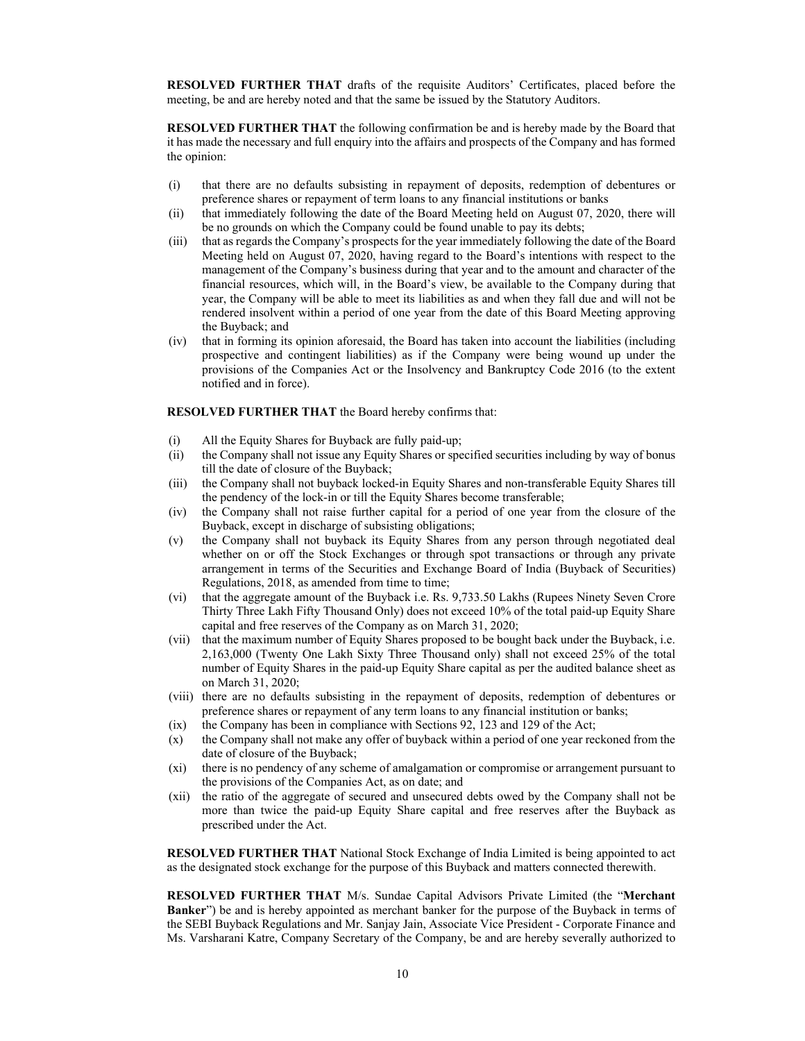**RESOLVED FURTHER THAT** drafts of the requisite Auditors' Certificates, placed before the meeting, be and are hereby noted and that the same be issued by the Statutory Auditors.

**RESOLVED FURTHER THAT** the following confirmation be and is hereby made by the Board that it has made the necessary and full enquiry into the affairs and prospects of the Company and has formed the opinion:

(i) that there are no defaults subsisting in repayment of deposits, redemption of debentures or preference shares or repayment of term loans to any financial institutions or banks

(ii) that immediately following the date of the Board Meeting held on August 07, 2020, there will be no grounds on which the Company could be found unable to pay its debts;

(iii) that as regards the Company's prospects for the year immediately following the date of the Board Meeting held on August 07, 2020, having regard to the Board's intentions with respect to the management of the Company's business during that year and to the amount and character of the financial resources, which will, in the Board's view, be available to the Company during that year, the Company will be able to meet its liabilities as and when they fall due and will not be rendered insolvent within a period of one year from the date of this Board Meeting approving the Buyback; and

(iv) that in forming its opinion aforesaid, the Board has taken into account the liabilities (including prospective and contingent liabilities) as if the Company were being wound up under the provisions of the Companies Act or the Insolvency and Bankruptcy Code 2016 (to the extent notified and in force).

**RESOLVED FURTHER THAT** the Board hereby confirms that:

(i) All the Equity Shares for Buyback are fully paid-up;

(ii) the Company shall not issue any Equity Shares or specified securities including by way of bonus till the date of closure of the Buyback;

(iii) the Company shall not buyback locked-in Equity Shares and non-transferable Equity Shares till the pendency of the lock-in or till the Equity Shares become transferable;

(iv) the Company shall not raise further capital for a period of one year from the closure of the Buyback, except in discharge of subsisting obligations;

(v) the Company shall not buyback its Equity Shares from any person through negotiated deal whether on or off the Stock Exchanges or through spot transactions or through any private arrangement in terms of the Securities and Exchange Board of India (Buyback of Securities) Regulations, 2018, as amended from time to time;

(vi) that the aggregate amount of the Buyback i.e. Rs. 9,733.50 Lakhs (Rupees Ninety Seven Crore Thirty Three Lakh Fifty Thousand Only) does not exceed 10% of the total paid-up Equity Share capital and free reserves of the Company as on March 31, 2020;

(vii) that the maximum number of Equity Shares proposed to be bought back under the Buyback, i.e. 2,163,000 (Twenty One Lakh Sixty Three Thousand only) shall not exceed 25% of the total number of Equity Shares in the paid-up Equity Share capital as per the audited balance sheet as on March 31, 2020;

(viii) there are no defaults subsisting in the repayment of deposits, redemption of debentures or preference shares or repayment of any term loans to any financial institution or banks;

(ix) the Company has been in compliance with Sections 92, 123 and 129 of the Act;

(x) the Company shall not make any offer of buyback within a period of one year reckoned from the date of closure of the Buyback;

(xi) there is no pendency of any scheme of amalgamation or compromise or arrangement pursuant to the provisions of the Companies Act, as on date; and

(xii) the ratio of the aggregate of secured and unsecured debts owed by the Company shall not be more than twice the paid-up Equity Share capital and free reserves after the Buyback as prescribed under the Act.

**RESOLVED FURTHER THAT** National Stock Exchange of India Limited is being appointed to act as the designated stock exchange for the purpose of this Buyback and matters connected therewith.

**RESOLVED FURTHER THAT** M/s. Sundae Capital Advisors Private Limited (the "**Merchant Banker**") be and is hereby appointed as merchant banker for the purpose of the Buyback in terms of the SEBI Buyback Regulations and Mr. Sanjay Jain, Associate Vice President - Corporate Finance and Ms. Varsharani Katre, Company Secretary of the Company, be and are hereby severally authorized to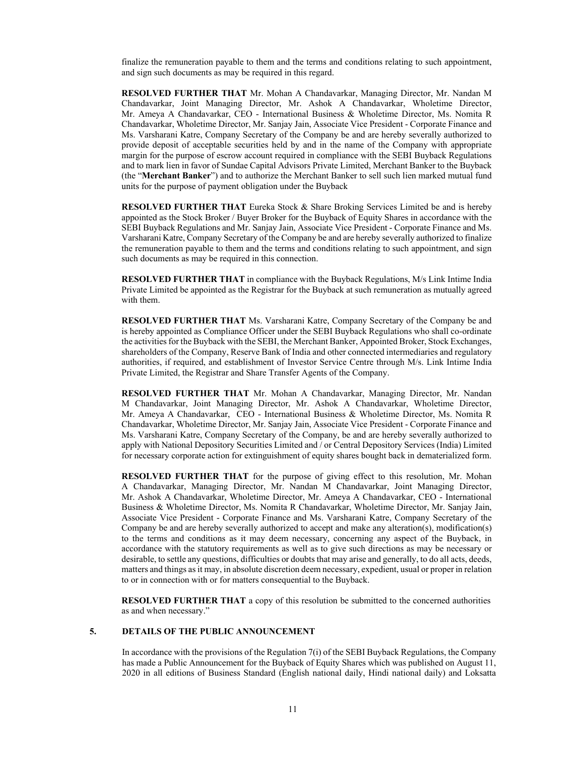finalize the remuneration payable to them and the terms and conditions relating to such appointment, and sign such documents as may be required in this regard.

**RESOLVED FURTHER THAT** Mr. Mohan A Chandavarkar, Managing Director, Mr. Nandan M Chandavarkar, Joint Managing Director, Mr. Ashok A Chandavarkar, Wholetime Director, Mr. Ameya A Chandavarkar, CEO - International Business & Wholetime Director, Ms. Nomita R Chandavarkar, Wholetime Director, Mr. Sanjay Jain, Associate Vice President - Corporate Finance and Ms. Varsharani Katre, Company Secretary of the Company be and are hereby severally authorized to provide deposit of acceptable securities held by and in the name of the Company with appropriate margin for the purpose of escrow account required in compliance with the SEBI Buyback Regulations and to mark lien in favor of Sundae Capital Advisors Private Limited, Merchant Banker to the Buyback (the "**Merchant Banker**") and to authorize the Merchant Banker to sell such lien marked mutual fund units for the purpose of payment obligation under the Buyback

**RESOLVED FURTHER THAT** Eureka Stock & Share Broking Services Limited be and is hereby appointed as the Stock Broker / Buyer Broker for the Buyback of Equity Shares in accordance with the SEBI Buyback Regulations and Mr. Sanjay Jain, Associate Vice President - Corporate Finance and Ms. Varsharani Katre, Company Secretary of the Company be and are hereby severally authorized to finalize the remuneration payable to them and the terms and conditions relating to such appointment, and sign such documents as may be required in this connection.

**RESOLVED FURTHER THAT** in compliance with the Buyback Regulations, M/s Link Intime India Private Limited be appointed as the Registrar for the Buyback at such remuneration as mutually agreed with them.

**RESOLVED FURTHER THAT** Ms. Varsharani Katre, Company Secretary of the Company be and is hereby appointed as Compliance Officer under the SEBI Buyback Regulations who shall co-ordinate the activities for the Buyback with the SEBI, the Merchant Banker, Appointed Broker, Stock Exchanges, shareholders of the Company, Reserve Bank of India and other connected intermediaries and regulatory authorities, if required, and establishment of Investor Service Centre through M/s. Link Intime India Private Limited, the Registrar and Share Transfer Agents of the Company.

**RESOLVED FURTHER THAT** Mr. Mohan A Chandavarkar, Managing Director, Mr. Nandan M Chandavarkar, Joint Managing Director, Mr. Ashok A Chandavarkar, Wholetime Director, Mr. Ameya A Chandavarkar, CEO - International Business & Wholetime Director, Ms. Nomita R Chandavarkar, Wholetime Director, Mr. Sanjay Jain, Associate Vice President - Corporate Finance and Ms. Varsharani Katre, Company Secretary of the Company, be and are hereby severally authorized to apply with National Depository Securities Limited and / or Central Depository Services (India) Limited for necessary corporate action for extinguishment of equity shares bought back in dematerialized form.

**RESOLVED FURTHER THAT** for the purpose of giving effect to this resolution, Mr. Mohan A Chandavarkar, Managing Director, Mr. Nandan M Chandavarkar, Joint Managing Director, Mr. Ashok A Chandavarkar, Wholetime Director, Mr. Ameya A Chandavarkar, CEO - International Business & Wholetime Director, Ms. Nomita R Chandavarkar, Wholetime Director, Mr. Sanjay Jain, Associate Vice President - Corporate Finance and Ms. Varsharani Katre, Company Secretary of the Company be and are hereby severally authorized to accept and make any alteration(s), modification(s) to the terms and conditions as it may deem necessary, concerning any aspect of the Buyback, in accordance with the statutory requirements as well as to give such directions as may be necessary or desirable, to settle any questions, difficulties or doubts that may arise and generally, to do all acts, deeds, matters and things as it may, in absolute discretion deem necessary, expedient, usual or proper in relation to or in connection with or for matters consequential to the Buyback.

**RESOLVED FURTHER THAT** a copy of this resolution be submitted to the concerned authorities as and when necessary."

## 5. DETAILS OF THE PUBLIC ANNOUNCEMENT

In accordance with the provisions of the Regulation 7(i) of the SEBI Buyback Regulations, the Company has made a Public Announcement for the Buyback of Equity Shares which was published on August 11, 2020 in all editions of Business Standard (English national daily, Hindi national daily) and Loksatta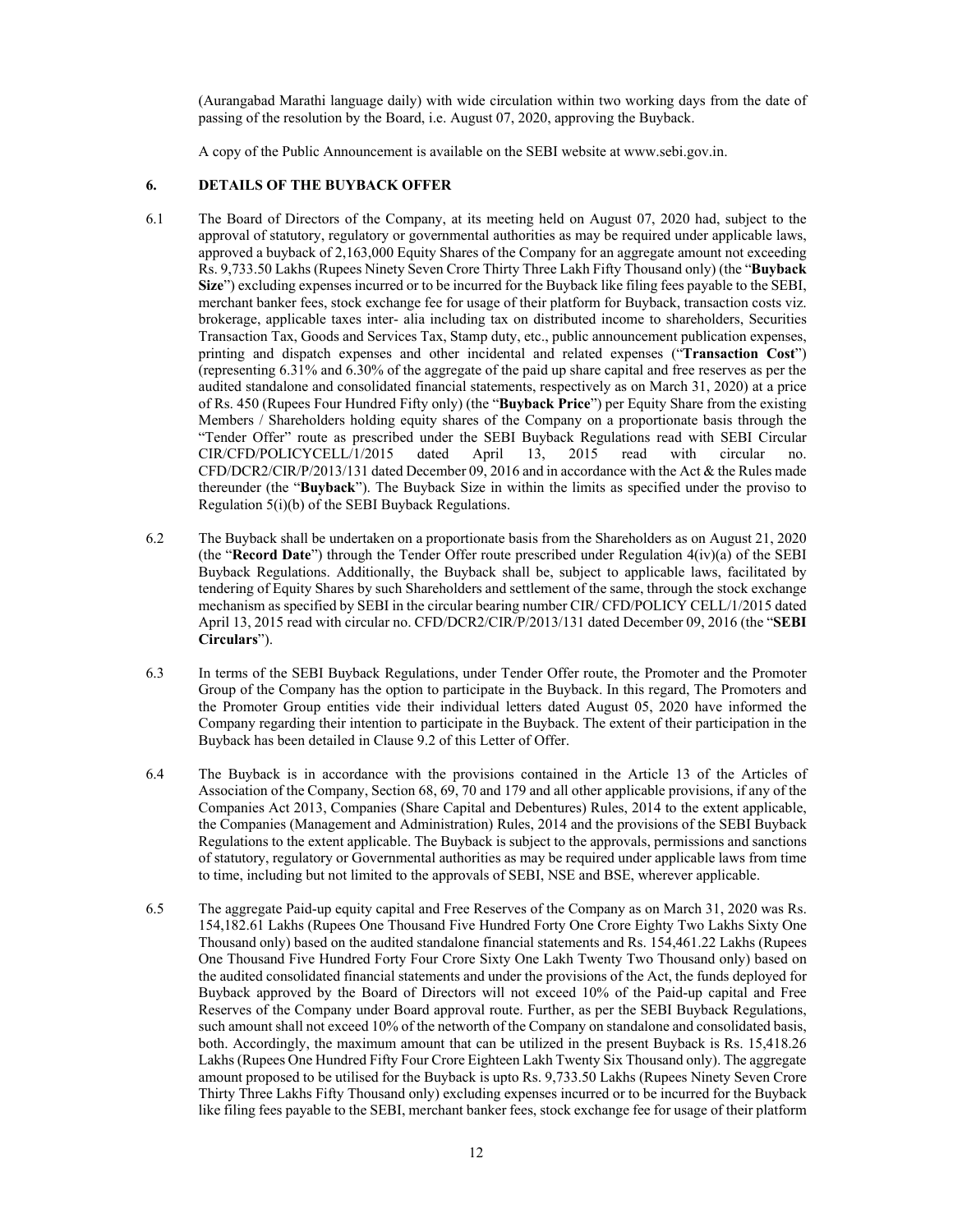(Aurangabad Marathi language daily) with wide circulation within two working days from the date of passing of the resolution by the Board, i.e. August 07, 2020, approving the Buyback.

A copy of the Public Announcement is available on the SEBI website at www.sebi.gov.in.

## 6. DETAILS OF THE BUYBACK OFFER

6.1 The Board of Directors of the Company, at its meeting held on August 07, 2020 had, subject to the approval of statutory, regulatory or governmental authorities as may be required under applicable laws, approved a buyback of 2,163,000 Equity Shares of the Company for an aggregate amount not exceeding Rs. 9,733.50 Lakhs (Rupees Ninety Seven Crore Thirty Three Lakh Fifty Thousand only) (the "**Buyback Size**") excluding expenses incurred or to be incurred for the Buyback like filing fees payable to the SEBI, merchant banker fees, stock exchange fee for usage of their platform for Buyback, transaction costs viz. brokerage, applicable taxes inter- alia including tax on distributed income to shareholders, Securities Transaction Tax, Goods and Services Tax, Stamp duty, etc., public announcement publication expenses, printing and dispatch expenses and other incidental and related expenses ("**Transaction Cost**") (representing 6.31% and 6.30% of the aggregate of the paid up share capital and free reserves as per the audited standalone and consolidated financial statements, respectively as on March 31, 2020) at a price of Rs. 450 (Rupees Four Hundred Fifty only) (the "**Buyback Price**") per Equity Share from the existing Members / Shareholders holding equity shares of the Company on a proportionate basis through the "Tender Offer" route as prescribed under the SEBI Buyback Regulations read with SEBI Circular CIR/CFD/POLICYCELL/1/2015 dated April 13, 2015 read with circular no. CFD/DCR2/CIR/P/2013/131 dated December 09, 2016 and in accordance with the Act & the Rules made thereunder (the "**Buyback**"). The Buyback Size in within the limits as specified under the proviso to Regulation 5(i)(b) of the SEBI Buyback Regulations.

6.2 The Buyback shall be undertaken on a proportionate basis from the Shareholders as on August 21, 2020 (the "**Record Date**") through the Tender Offer route prescribed under Regulation 4(iv)(a) of the SEBI Buyback Regulations. Additionally, the Buyback shall be, subject to applicable laws, facilitated by tendering of Equity Shares by such Shareholders and settlement of the same, through the stock exchange mechanism as specified by SEBI in the circular bearing number CIR/ CFD/POLICY CELL/1/2015 dated April 13, 2015 read with circular no. CFD/DCR2/CIR/P/2013/131 dated December 09, 2016 (the "**SEBI Circulars**").

6.3 In terms of the SEBI Buyback Regulations, under Tender Offer route, the Promoter and the Promoter Group of the Company has the option to participate in the Buyback. In this regard, The Promoters and the Promoter Group entities vide their individual letters dated August 05, 2020 have informed the Company regarding their intention to participate in the Buyback. The extent of their participation in the Buyback has been detailed in Clause 9.2 of this Letter of Offer.

6.4 The Buyback is in accordance with the provisions contained in the Article 13 of the Articles of Association of the Company, Section 68, 69, 70 and 179 and all other applicable provisions, if any of the Companies Act 2013, Companies (Share Capital and Debentures) Rules, 2014 to the extent applicable, the Companies (Management and Administration) Rules, 2014 and the provisions of the SEBI Buyback Regulations to the extent applicable. The Buyback is subject to the approvals, permissions and sanctions of statutory, regulatory or Governmental authorities as may be required under applicable laws from time to time, including but not limited to the approvals of SEBI, NSE and BSE, wherever applicable.

6.5 The aggregate Paid-up equity capital and Free Reserves of the Company as on March 31, 2020 was Rs. 154,182.61 Lakhs (Rupees One Thousand Five Hundred Forty One Crore Eighty Two Lakhs Sixty One Thousand only) based on the audited standalone financial statements and Rs. 154,461.22 Lakhs (Rupees One Thousand Five Hundred Forty Four Crore Sixty One Lakh Twenty Two Thousand only) based on the audited consolidated financial statements and under the provisions of the Act, the funds deployed for Buyback approved by the Board of Directors will not exceed 10% of the Paid-up capital and Free Reserves of the Company under Board approval route. Further, as per the SEBI Buyback Regulations, such amount shall not exceed 10% of the networth of the Company on standalone and consolidated basis, both. Accordingly, the maximum amount that can be utilized in the present Buyback is Rs. 15,418.26 Lakhs (Rupees One Hundred Fifty Four Crore Eighteen Lakh Twenty Six Thousand only). The aggregate amount proposed to be utilised for the Buyback is upto Rs. 9,733.50 Lakhs (Rupees Ninety Seven Crore Thirty Three Lakhs Fifty Thousand only) excluding expenses incurred or to be incurred for the Buyback like filing fees payable to the SEBI, merchant banker fees, stock exchange fee for usage of their platform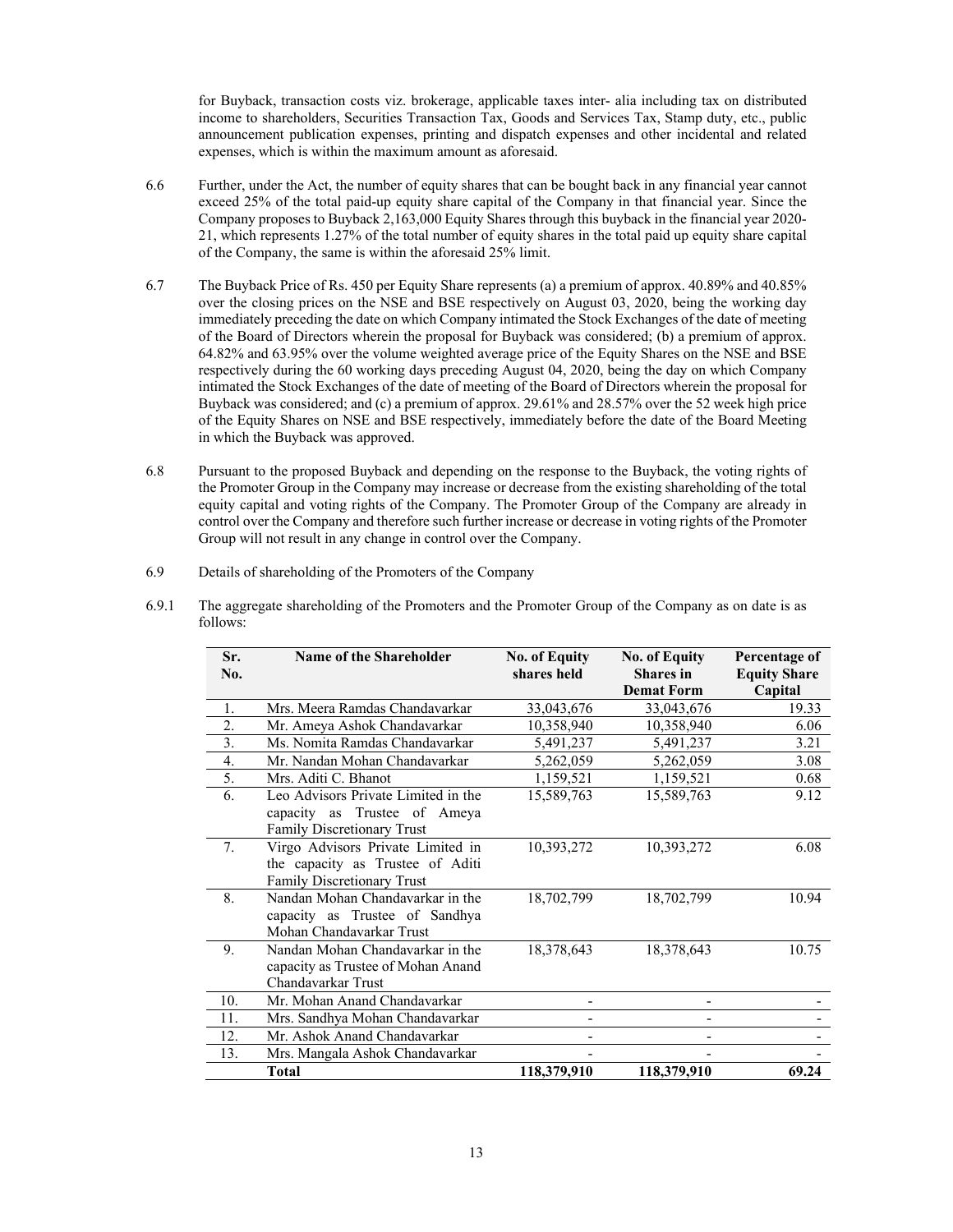for Buyback, transaction costs viz. brokerage, applicable taxes inter- alia including tax on distributed income to shareholders, Securities Transaction Tax, Goods and Services Tax, Stamp duty, etc., public announcement publication expenses, printing and dispatch expenses and other incidental and related expenses, which is within the maximum amount as aforesaid.

6.6 Further, under the Act, the number of equity shares that can be bought back in any financial year cannot exceed 25% of the total paid-up equity share capital of the Company in that financial year. Since the Company proposes to Buyback 2,163,000 Equity Shares through this buyback in the financial year 2020-21, which represents 1.27% of the total number of equity shares in the total paid up equity share capital of the Company, the same is within the aforesaid 25% limit.

6.7 The Buyback Price of Rs. 450 per Equity Share represents (a) a premium of approx. 40.89% and 40.85% over the closing prices on the NSE and BSE respectively on August 03, 2020, being the working day immediately preceding the date on which Company intimated the Stock Exchanges of the date of meeting of the Board of Directors wherein the proposal for Buyback was considered; (b) a premium of approx. 64.82% and 63.95% over the volume weighted average price of the Equity Shares on the NSE and BSE respectively during the 60 working days preceding August 04, 2020, being the day on which Company intimated the Stock Exchanges of the date of meeting of the Board of Directors wherein the proposal for Buyback was considered; and (c) a premium of approx. 29.61% and 28.57% over the 52 week high price of the Equity Shares on NSE and BSE respectively, immediately before the date of the Board Meeting in which the Buyback was approved.

6.8 Pursuant to the proposed Buyback and depending on the response to the Buyback, the voting rights of the Promoter Group in the Company may increase or decrease from the existing shareholding of the total equity capital and voting rights of the Company. The Promoter Group of the Company are already in control over the Company and therefore such further increase or decrease in voting rights of the Promoter Group will not result in any change in control over the Company.

6.9 Details of shareholding of the Promoters of the Company

6.9.1 The aggregate shareholding of the Promoters and the Promoter Group of the Company as on date is as follows:

| Sr. No. | Name of the Shareholder | No. of Equity shares held | No. of Equity Shares in Demat Form | Percentage of Equity Share Capital |
|---|---|---|---|---|
| 1. | Mrs. Meera Ramdas Chandavarkar | 33,043,676 | 33,043,676 | 19.33 |
| 2. | Mr. Ameya Ashok Chandavarkar | 10,358,940 | 10,358,940 | 6.06 |
| 3. | Ms. Nomita Ramdas Chandavarkar | 5,491,237 | 5,491,237 | 3.21 |
| 4. | Mr. Nandan Mohan Chandavarkar | 5,262,059 | 5,262,059 | 3.08 |
| 5. | Mrs. Aditi C. Bhanot | 1,159,521 | 1,159,521 | 0.68 |
| 6. | Leo Advisors Private Limited in the capacity as Trustee of Ameya Family Discretionary Trust | 15,589,763 | 15,589,763 | 9.12 |
| 7. | Virgo Advisors Private Limited in the capacity as Trustee of Aditi Family Discretionary Trust | 10,393,272 | 10,393,272 | 6.08 |
| 8. | Nandan Mohan Chandavarkar in the capacity as Trustee of Sandhya Mohan Chandavarkar Trust | 18,702,799 | 18,702,799 | 10.94 |
| 9. | Nandan Mohan Chandavarkar in the capacity as Trustee of Mohan Anand Chandavarkar Trust | 18,378,643 | 18,378,643 | 10.75 |
| 10. | Mr. Mohan Anand Chandavarkar | - | - | - |
| 11. | Mrs. Sandhya Mohan Chandavarkar | - | - | - |
| 12. | Mr. Ashok Anand Chandavarkar | - | - | - |
| 13. | Mrs. Mangala Ashok Chandavarkar | - | - | - |
| | **Total** | **118,379,910** | **118,379,910** | **69.24** |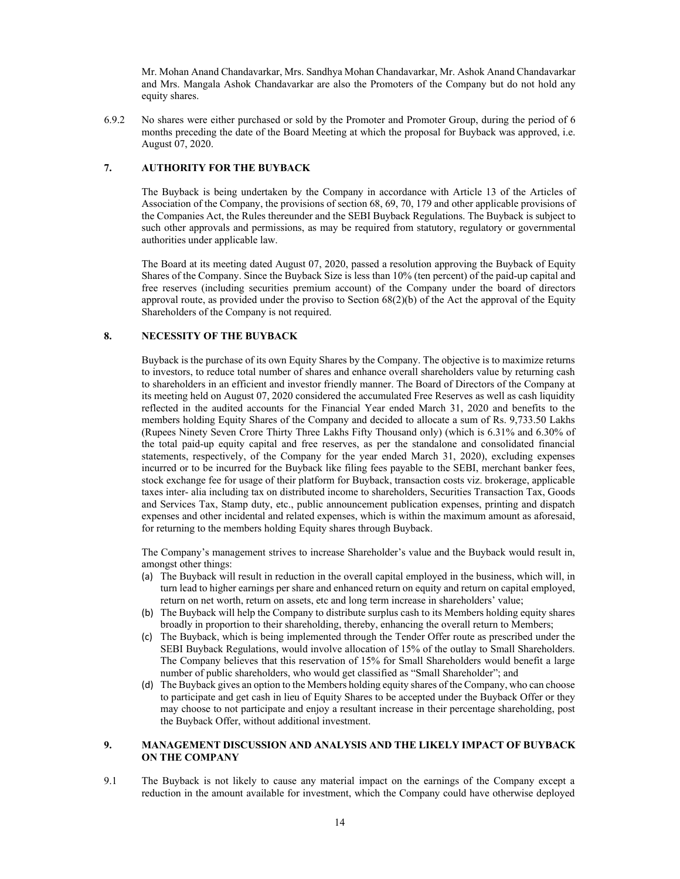Mr. Mohan Anand Chandavarkar, Mrs. Sandhya Mohan Chandavarkar, Mr. Ashok Anand Chandavarkar and Mrs. Mangala Ashok Chandavarkar are also the Promoters of the Company but do not hold any equity shares.

6.9.2 No shares were either purchased or sold by the Promoter and Promoter Group, during the period of 6 months preceding the date of the Board Meeting at which the proposal for Buyback was approved, i.e. August 07, 2020.

## 7. AUTHORITY FOR THE BUYBACK

The Buyback is being undertaken by the Company in accordance with Article 13 of the Articles of Association of the Company, the provisions of section 68, 69, 70, 179 and other applicable provisions of the Companies Act, the Rules thereunder and the SEBI Buyback Regulations. The Buyback is subject to such other approvals and permissions, as may be required from statutory, regulatory or governmental authorities under applicable law.

The Board at its meeting dated August 07, 2020, passed a resolution approving the Buyback of Equity Shares of the Company. Since the Buyback Size is less than 10% (ten percent) of the paid-up capital and free reserves (including securities premium account) of the Company under the board of directors approval route, as provided under the proviso to Section 68(2)(b) of the Act the approval of the Equity Shareholders of the Company is not required.

## 8. NECESSITY OF THE BUYBACK

Buyback is the purchase of its own Equity Shares by the Company. The objective is to maximize returns to investors, to reduce total number of shares and enhance overall shareholders value by returning cash to shareholders in an efficient and investor friendly manner. The Board of Directors of the Company at its meeting held on August 07, 2020 considered the accumulated Free Reserves as well as cash liquidity reflected in the audited accounts for the Financial Year ended March 31, 2020 and benefits to the members holding Equity Shares of the Company and decided to allocate a sum of Rs. 9,733.50 Lakhs (Rupees Ninety Seven Crore Thirty Three Lakhs Fifty Thousand only) (which is 6.31% and 6.30% of the total paid-up equity capital and free reserves, as per the standalone and consolidated financial statements, respectively, of the Company for the year ended March 31, 2020), excluding expenses incurred or to be incurred for the Buyback like filing fees payable to the SEBI, merchant banker fees, stock exchange fee for usage of their platform for Buyback, transaction costs viz. brokerage, applicable taxes inter- alia including tax on distributed income to shareholders, Securities Transaction Tax, Goods and Services Tax, Stamp duty, etc., public announcement publication expenses, printing and dispatch expenses and other incidental and related expenses, which is within the maximum amount as aforesaid, for returning to the members holding Equity shares through Buyback.

The Company's management strives to increase Shareholder's value and the Buyback would result in, amongst other things:

(a) The Buyback will result in reduction in the overall capital employed in the business, which will, in turn lead to higher earnings per share and enhanced return on equity and return on capital employed, return on net worth, return on assets, etc and long term increase in shareholders' value;

(b) The Buyback will help the Company to distribute surplus cash to its Members holding equity shares broadly in proportion to their shareholding, thereby, enhancing the overall return to Members;

(c) The Buyback, which is being implemented through the Tender Offer route as prescribed under the SEBI Buyback Regulations, would involve allocation of 15% of the outlay to Small Shareholders. The Company believes that this reservation of 15% for Small Shareholders would benefit a large number of public shareholders, who would get classified as "Small Shareholder"; and

(d) The Buyback gives an option to the Members holding equity shares of the Company, who can choose to participate and get cash in lieu of Equity Shares to be accepted under the Buyback Offer or they may choose to not participate and enjoy a resultant increase in their percentage shareholding, post the Buyback Offer, without additional investment.

## 9. MANAGEMENT DISCUSSION AND ANALYSIS AND THE LIKELY IMPACT OF BUYBACK ON THE COMPANY

9.1 The Buyback is not likely to cause any material impact on the earnings of the Company except a reduction in the amount available for investment, which the Company could have otherwise deployed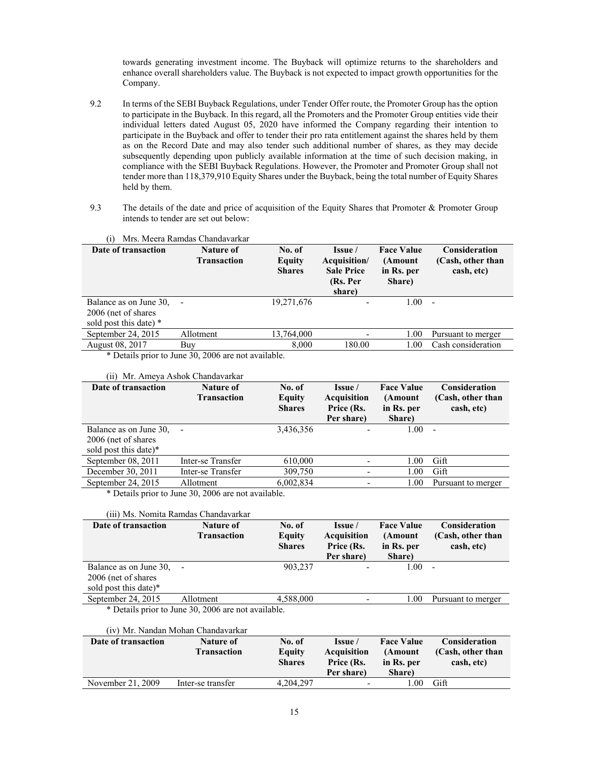towards generating investment income. The Buyback will optimize returns to the shareholders and enhance overall shareholders value. The Buyback is not expected to impact growth opportunities for the Company.

9.2 In terms of the SEBI Buyback Regulations, under Tender Offer route, the Promoter Group has the option to participate in the Buyback. In this regard, all the Promoters and the Promoter Group entities vide their individual letters dated August 05, 2020 have informed the Company regarding their intention to participate in the Buyback and offer to tender their pro rata entitlement against the shares held by them as on the Record Date and may also tender such additional number of shares, as they may decide subsequently depending upon publicly available information at the time of such decision making, in compliance with the SEBI Buyback Regulations. However, the Promoter and Promoter Group shall not tender more than 118,379,910 Equity Shares under the Buyback, being the total number of Equity Shares held by them.

9.3 The details of the date and price of acquisition of the Equity Shares that Promoter & Promoter Group intends to tender are set out below:

(i) Mrs. Meera Ramdas Chandavarkar

| Date of transaction | Nature of Transaction | No. of Equity Shares | Issue / Acquisition/ Sale Price (Rs. Per share) | Face Value (Amount in Rs. per Share) | Consideration (Cash, other than cash, etc) |
|---|---|---|---|---|---|
| Balance as on June 30, 2006 (net of shares sold post this date) * | - | 19,271,676 | - | 1.00 | - |
| September 24, 2015 | Allotment | 13,764,000 | - | 1.00 | Pursuant to merger |
| August 08, 2017 | Buy | 8,000 | 180.00 | 1.00 | Cash consideration |

\* Details prior to June 30, 2006 are not available.

(ii) Mr. Ameya Ashok Chandavarkar

| Date of transaction | Nature of Transaction | No. of Equity Shares | Issue / Acquisition Price (Rs. Per share) | Face Value (Amount in Rs. per Share) | Consideration (Cash, other than cash, etc) |
|---|---|---|---|---|---|
| Balance as on June 30, 2006 (net of shares sold post this date)* | - | 3,436,356 | - | 1.00 | - |
| September 08, 2011 | Inter-se Transfer | 610,000 | - | 1.00 | Gift |
| December 30, 2011 | Inter-se Transfer | 309,750 | - | 1.00 | Gift |
| September 24, 2015 | Allotment | 6,002,834 | - | 1.00 | Pursuant to merger |

\* Details prior to June 30, 2006 are not available.

(iii) Ms. Nomita Ramdas Chandavarkar

| Date of transaction | Nature of Transaction | No. of Equity Shares | Issue / Acquisition Price (Rs. Per share) | Face Value (Amount in Rs. per Share) | Consideration (Cash, other than cash, etc) |
|---|---|---|---|---|---|
| Balance as on June 30, 2006 (net of shares sold post this date)* | - | 903,237 | - | 1.00 | - |
| September 24, 2015 | Allotment | 4,588,000 | - | 1.00 | Pursuant to merger |

\* Details prior to June 30, 2006 are not available.

(iv) Mr. Nandan Mohan Chandavarkar

| Date of transaction | Nature of Transaction | No. of Equity Shares | Issue / Acquisition Price (Rs. Per share) | Face Value (Amount in Rs. per Share) | Consideration (Cash, other than cash, etc) |
|---|---|---|---|---|---|
| November 21, 2009 | Inter-se transfer | 4,204,297 | - | 1.00 | Gift |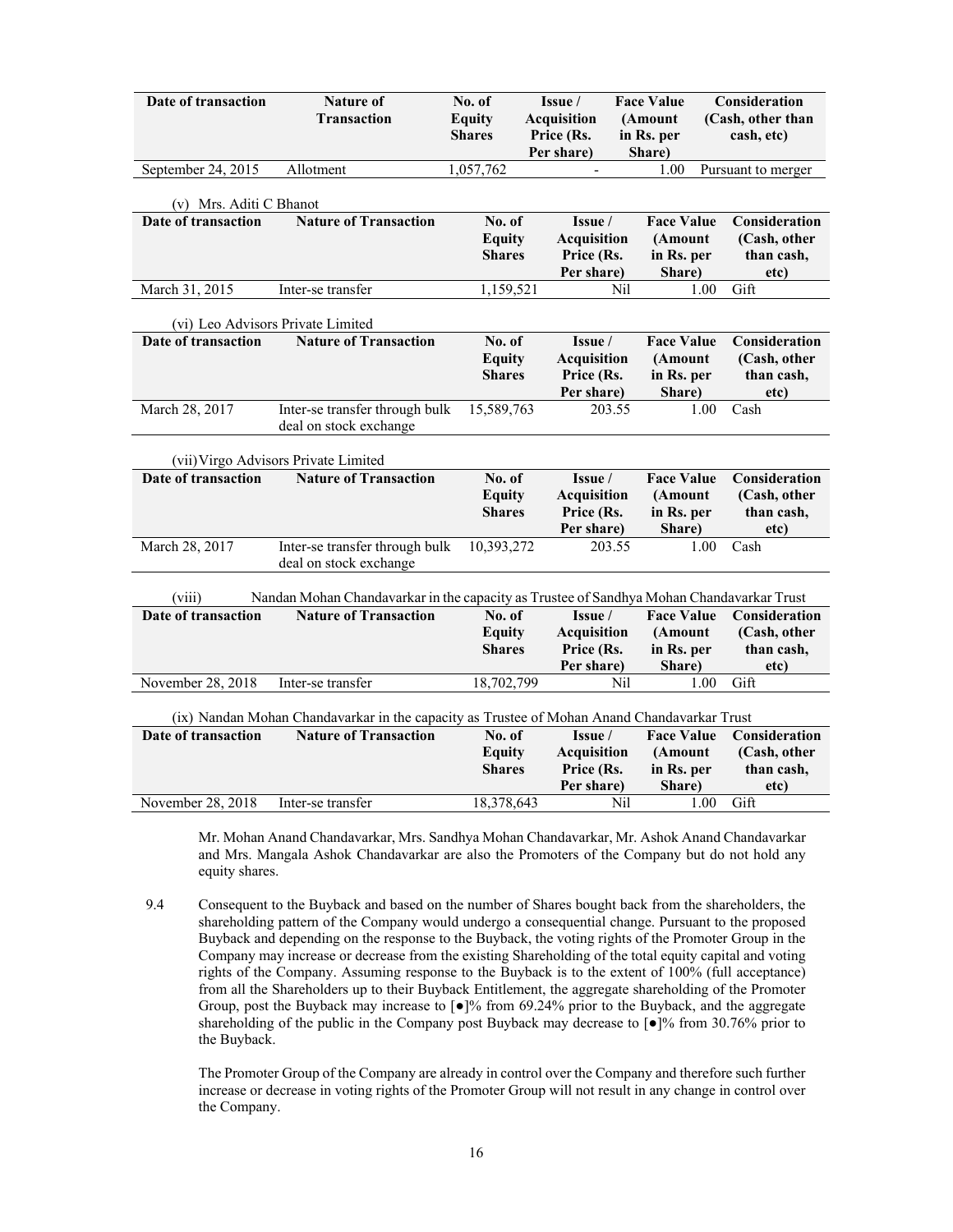| Date of transaction | Nature of Transaction | No. of Equity Shares | Issue / Acquisition Price (Rs. Per share) | Face Value (Amount in Rs. per Share) | Consideration (Cash, other than cash, etc) |
|---|---|---|---|---|---|
| September 24, 2015 | Allotment | 1,057,762 | - | 1.00 | Pursuant to merger |

(v) Mrs. Aditi C Bhanot

| Date of transaction | Nature of Transaction | No. of Equity Shares | Issue / Acquisition Price (Rs. Per share) | Face Value (Amount in Rs. per Share) | Consideration (Cash, other than cash, etc) |
|---|---|---|---|---|---|
| March 31, 2015 | Inter-se transfer | 1,159,521 | Nil | 1.00 | Gift |

(vi) Leo Advisors Private Limited

| Date of transaction | Nature of Transaction | No. of Equity Shares | Issue / Acquisition Price (Rs. Per share) | Face Value (Amount in Rs. per Share) | Consideration (Cash, other than cash, etc) |
|---|---|---|---|---|---|
| March 28, 2017 | Inter-se transfer through bulk deal on stock exchange | 15,589,763 | 203.55 | 1.00 | Cash |

(vii) Virgo Advisors Private Limited

| Date of transaction | Nature of Transaction | No. of Equity Shares | Issue / Acquisition Price (Rs. Per share) | Face Value (Amount in Rs. per Share) | Consideration (Cash, other than cash, etc) |
|---|---|---|---|---|---|
| March 28, 2017 | Inter-se transfer through bulk deal on stock exchange | 10,393,272 | 203.55 | 1.00 | Cash |

(viii) Nandan Mohan Chandavarkar in the capacity as Trustee of Sandhya Mohan Chandavarkar Trust

| Date of transaction | Nature of Transaction | No. of Equity Shares | Issue / Acquisition Price (Rs. Per share) | Face Value (Amount in Rs. per Share) | Consideration (Cash, other than cash, etc) |
|---|---|---|---|---|---|
| November 28, 2018 | Inter-se transfer | 18,702,799 | Nil | 1.00 | Gift |

(ix) Nandan Mohan Chandavarkar in the capacity as Trustee of Mohan Anand Chandavarkar Trust

| Date of transaction | Nature of Transaction | No. of Equity Shares | Issue / Acquisition Price (Rs. Per share) | Face Value (Amount in Rs. per Share) | Consideration (Cash, other than cash, etc) |
|---|---|---|---|---|---|
| November 28, 2018 | Inter-se transfer | 18,378,643 | Nil | 1.00 | Gift |

Mr. Mohan Anand Chandavarkar, Mrs. Sandhya Mohan Chandavarkar, Mr. Ashok Anand Chandavarkar and Mrs. Mangala Ashok Chandavarkar are also the Promoters of the Company but do not hold any equity shares.

9.4 Consequent to the Buyback and based on the number of Shares bought back from the shareholders, the shareholding pattern of the Company would undergo a consequential change. Pursuant to the proposed Buyback and depending on the response to the Buyback, the voting rights of the Promoter Group in the Company may increase or decrease from the existing Shareholding of the total equity capital and voting rights of the Company. Assuming response to the Buyback is to the extent of 100% (full acceptance) from all the Shareholders up to their Buyback Entitlement, the aggregate shareholding of the Promoter Group, post the Buyback may increase to [●]% from 69.24% prior to the Buyback, and the aggregate shareholding of the public in the Company post Buyback may decrease to [●]% from 30.76% prior to the Buyback.

The Promoter Group of the Company are already in control over the Company and therefore such further increase or decrease in voting rights of the Promoter Group will not result in any change in control over the Company.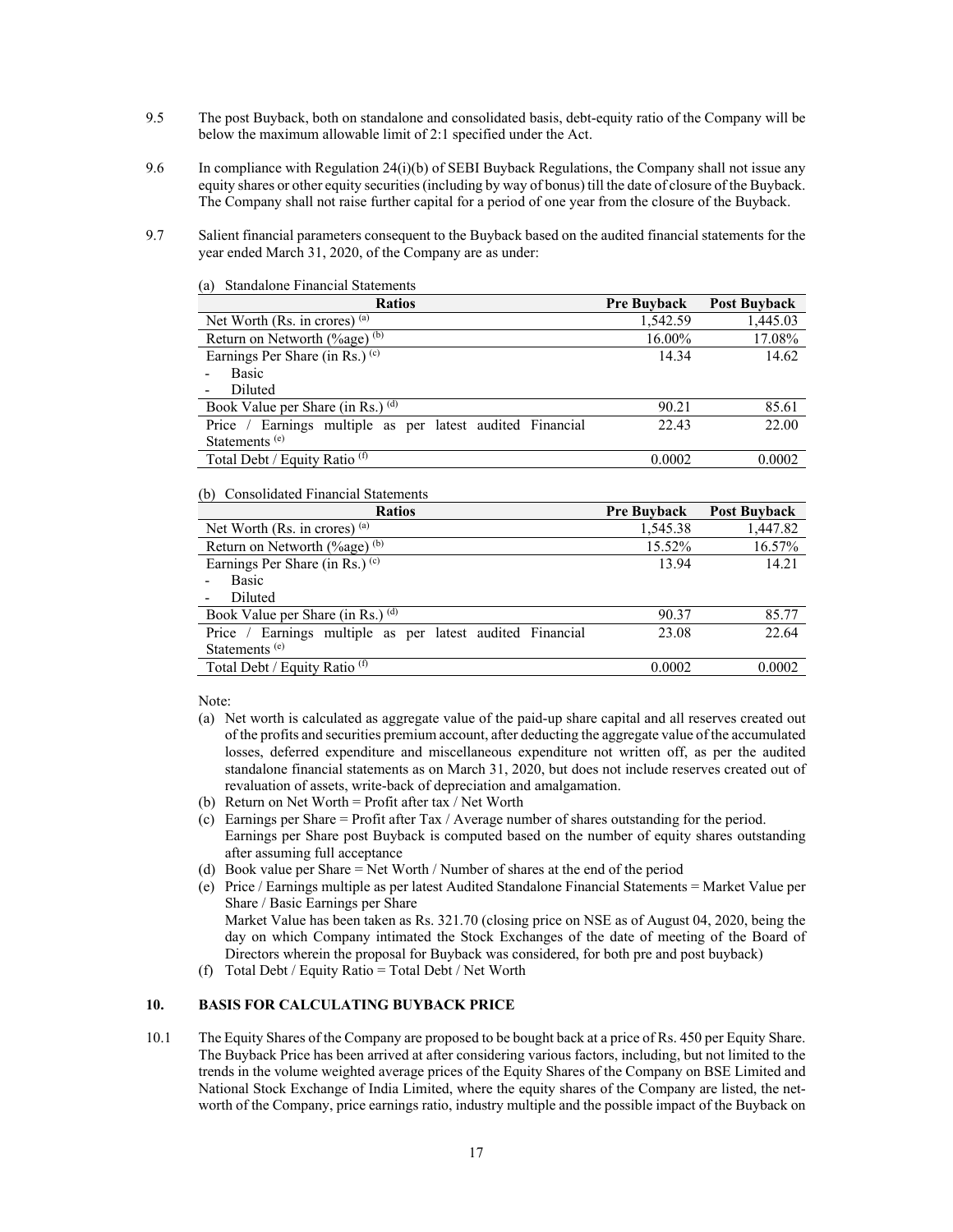9.5 The post Buyback, both on standalone and consolidated basis, debt-equity ratio of the Company will be below the maximum allowable limit of 2:1 specified under the Act.

9.6 In compliance with Regulation 24(i)(b) of SEBI Buyback Regulations, the Company shall not issue any equity shares or other equity securities (including by way of bonus) till the date of closure of the Buyback. The Company shall not raise further capital for a period of one year from the closure of the Buyback.

9.7 Salient financial parameters consequent to the Buyback based on the audited financial statements for the year ended March 31, 2020, of the Company are as under:

(a) Standalone Financial Statements

| Ratios | Pre Buyback | Post Buyback |
|---|---|---|
| Net Worth (Rs. in crores) [(a)] | 1,542.59 | 1,445.03 |
| Return on Networth (%age) [(b)] | 16.00% | 17.08% |
| Earnings Per Share (in Rs.) [(c)]<br>- Basic<br>- Diluted | 14.34 | 14.62 |
| Book Value per Share (in Rs.) [(d)] | 90.21 | 85.61 |
| Price / Earnings multiple as per latest audited Financial Statements [(e)] | 22.43 | 22.00 |
| Total Debt / Equity Ratio [(f)] | 0.0002 | 0.0002 |

(b) Consolidated Financial Statements

| Ratios | Pre Buyback | Post Buyback |
|---|---|---|
| Net Worth (Rs. in crores) [(a)] | 1,545.38 | 1,447.82 |
| Return on Networth (%age) [(b)] | 15.52% | 16.57% |
| Earnings Per Share (in Rs.) [(c)]<br>- Basic<br>- Diluted | 13.94 | 14.21 |
| Book Value per Share (in Rs.) [(d)] | 90.37 | 85.77 |
| Price / Earnings multiple as per latest audited Financial Statements [(e)] | 23.08 | 22.64 |
| Total Debt / Equity Ratio [(f)] | 0.0002 | 0.0002 |

Note:

(a) Net worth is calculated as aggregate value of the paid-up share capital and all reserves created out of the profits and securities premium account, after deducting the aggregate value of the accumulated losses, deferred expenditure and miscellaneous expenditure not written off, as per the audited standalone financial statements as on March 31, 2020, but does not include reserves created out of revaluation of assets, write-back of depreciation and amalgamation.

(b) Return on Net Worth = Profit after tax / Net Worth

(c) Earnings per Share = Profit after Tax / Average number of shares outstanding for the period. Earnings per Share post Buyback is computed based on the number of equity shares outstanding after assuming full acceptance

(d) Book value per Share = Net Worth / Number of shares at the end of the period

(e) Price / Earnings multiple as per latest Audited Standalone Financial Statements = Market Value per Share / Basic Earnings per Share
Market Value has been taken as Rs. 321.70 (closing price on NSE as of August 04, 2020, being the day on which Company intimated the Stock Exchanges of the date of meeting of the Board of Directors wherein the proposal for Buyback was considered, for both pre and post buyback)

(f) Total Debt / Equity Ratio = Total Debt / Net Worth

## 10. BASIS FOR CALCULATING BUYBACK PRICE

10.1 The Equity Shares of the Company are proposed to be bought back at a price of Rs. 450 per Equity Share. The Buyback Price has been arrived at after considering various factors, including, but not limited to the trends in the volume weighted average prices of the Equity Shares of the Company on BSE Limited and National Stock Exchange of India Limited, where the equity shares of the Company are listed, the net-worth of the Company, price earnings ratio, industry multiple and the possible impact of the Buyback on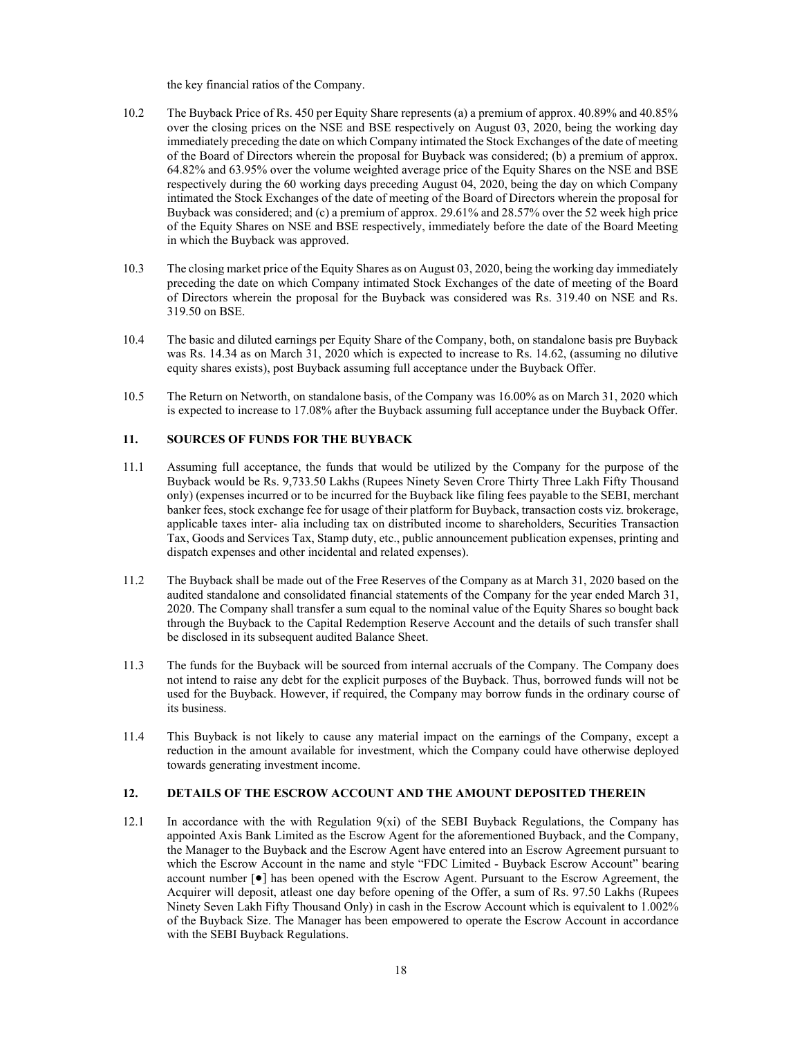the key financial ratios of the Company.

10.2 The Buyback Price of Rs. 450 per Equity Share represents (a) a premium of approx. 40.89% and 40.85% over the closing prices on the NSE and BSE respectively on August 03, 2020, being the working day immediately preceding the date on which Company intimated the Stock Exchanges of the date of meeting of the Board of Directors wherein the proposal for Buyback was considered; (b) a premium of approx. 64.82% and 63.95% over the volume weighted average price of the Equity Shares on the NSE and BSE respectively during the 60 working days preceding August 04, 2020, being the day on which Company intimated the Stock Exchanges of the date of meeting of the Board of Directors wherein the proposal for Buyback was considered; and (c) a premium of approx. 29.61% and 28.57% over the 52 week high price of the Equity Shares on NSE and BSE respectively, immediately before the date of the Board Meeting in which the Buyback was approved.

10.3 The closing market price of the Equity Shares as on August 03, 2020, being the working day immediately preceding the date on which Company intimated Stock Exchanges of the date of meeting of the Board of Directors wherein the proposal for the Buyback was considered was Rs. 319.40 on NSE and Rs. 319.50 on BSE.

10.4 The basic and diluted earnings per Equity Share of the Company, both, on standalone basis pre Buyback was Rs. 14.34 as on March 31, 2020 which is expected to increase to Rs. 14.62, (assuming no dilutive equity shares exists), post Buyback assuming full acceptance under the Buyback Offer.

10.5 The Return on Networth, on standalone basis, of the Company was 16.00% as on March 31, 2020 which is expected to increase to 17.08% after the Buyback assuming full acceptance under the Buyback Offer.

## 11. SOURCES OF FUNDS FOR THE BUYBACK

11.1 Assuming full acceptance, the funds that would be utilized by the Company for the purpose of the Buyback would be Rs. 9,733.50 Lakhs (Rupees Ninety Seven Crore Thirty Three Lakh Fifty Thousand only) (expenses incurred or to be incurred for the Buyback like filing fees payable to the SEBI, merchant banker fees, stock exchange fee for usage of their platform for Buyback, transaction costs viz. brokerage, applicable taxes inter- alia including tax on distributed income to shareholders, Securities Transaction Tax, Goods and Services Tax, Stamp duty, etc., public announcement publication expenses, printing and dispatch expenses and other incidental and related expenses).

11.2 The Buyback shall be made out of the Free Reserves of the Company as at March 31, 2020 based on the audited standalone and consolidated financial statements of the Company for the year ended March 31, 2020. The Company shall transfer a sum equal to the nominal value of the Equity Shares so bought back through the Buyback to the Capital Redemption Reserve Account and the details of such transfer shall be disclosed in its subsequent audited Balance Sheet.

11.3 The funds for the Buyback will be sourced from internal accruals of the Company. The Company does not intend to raise any debt for the explicit purposes of the Buyback. Thus, borrowed funds will not be used for the Buyback. However, if required, the Company may borrow funds in the ordinary course of its business.

11.4 This Buyback is not likely to cause any material impact on the earnings of the Company, except a reduction in the amount available for investment, which the Company could have otherwise deployed towards generating investment income.

## 12. DETAILS OF THE ESCROW ACCOUNT AND THE AMOUNT DEPOSITED THEREIN

12.1 In accordance with the with Regulation 9(xi) of the SEBI Buyback Regulations, the Company has appointed Axis Bank Limited as the Escrow Agent for the aforementioned Buyback, and the Company, the Manager to the Buyback and the Escrow Agent have entered into an Escrow Agreement pursuant to which the Escrow Account in the name and style "FDC Limited - Buyback Escrow Account" bearing account number [●] has been opened with the Escrow Agent. Pursuant to the Escrow Agreement, the Acquirer will deposit, atleast one day before opening of the Offer, a sum of Rs. 97.50 Lakhs (Rupees Ninety Seven Lakh Fifty Thousand Only) in cash in the Escrow Account which is equivalent to 1.002% of the Buyback Size. The Manager has been empowered to operate the Escrow Account in accordance with the SEBI Buyback Regulations.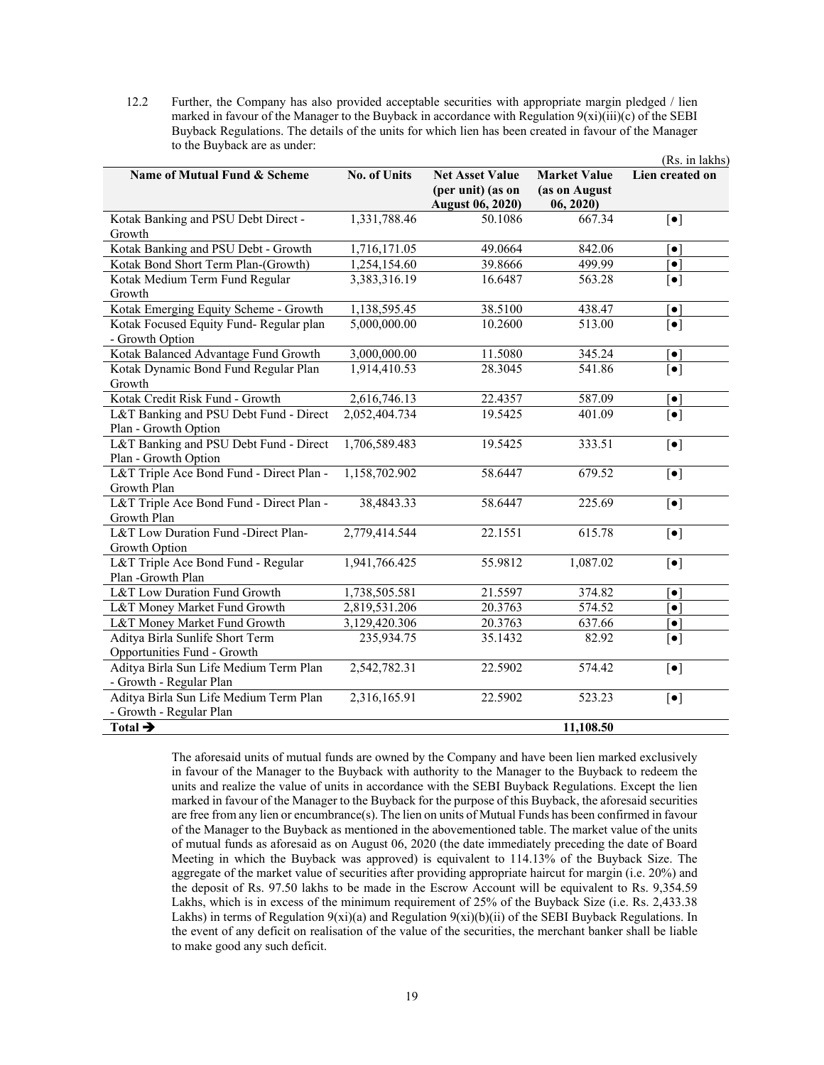12.2 Further, the Company has also provided acceptable securities with appropriate margin pledged / lien marked in favour of the Manager to the Buyback in accordance with Regulation 9(xi)(iii)(c) of the SEBI Buyback Regulations. The details of the units for which lien has been created in favour of the Manager to the Buyback are as under:

(Rs. in lakhs)

| Name of Mutual Fund & Scheme | No. of Units | Net Asset Value (per unit) (as on August 06, 2020) | Market Value (as on August 06, 2020) | Lien created on |
|---|---|---|---|---|
| Kotak Banking and PSU Debt Direct - Growth | 1,331,788.46 | 50.1086 | 667.34 | [●] |
| Kotak Banking and PSU Debt - Growth | 1,716,171.05 | 49.0664 | 842.06 | [●] |
| Kotak Bond Short Term Plan-(Growth) | 1,254,154.60 | 39.8666 | 499.99 | [●] |
| Kotak Medium Term Fund Regular Growth | 3,383,316.19 | 16.6487 | 563.28 | [●] |
| Kotak Emerging Equity Scheme - Growth | 1,138,595.45 | 38.5100 | 438.47 | [●] |
| Kotak Focused Equity Fund- Regular plan - Growth Option | 5,000,000.00 | 10.2600 | 513.00 | [●] |
| Kotak Balanced Advantage Fund Growth | 3,000,000.00 | 11.5080 | 345.24 | [●] |
| Kotak Dynamic Bond Fund Regular Plan Growth | 1,914,410.53 | 28.3045 | 541.86 | [●] |
| Kotak Credit Risk Fund - Growth | 2,616,746.13 | 22.4357 | 587.09 | [●] |
| L&T Banking and PSU Debt Fund - Direct Plan - Growth Option | 2,052,404.734 | 19.5425 | 401.09 | [●] |
| L&T Banking and PSU Debt Fund - Direct Plan - Growth Option | 1,706,589.483 | 19.5425 | 333.51 | [●] |
| L&T Triple Ace Bond Fund - Direct Plan - Growth Plan | 1,158,702.902 | 58.6447 | 679.52 | [●] |
| L&T Triple Ace Bond Fund - Direct Plan - Growth Plan | 38,4843.33 | 58.6447 | 225.69 | [●] |
| L&T Low Duration Fund -Direct Plan- Growth Option | 2,779,414.544 | 22.1551 | 615.78 | [●] |
| L&T Triple Ace Bond Fund - Regular Plan -Growth Plan | 1,941,766.425 | 55.9812 | 1,087.02 | [●] |
| L&T Low Duration Fund Growth | 1,738,505.581 | 21.5597 | 374.82 | [●] |
| L&T Money Market Fund Growth | 2,819,531.206 | 20.3763 | 574.52 | [●] |
| L&T Money Market Fund Growth | 3,129,420.306 | 20.3763 | 637.66 | [●] |
| Aditya Birla Sunlife Short Term Opportunities Fund - Growth | 235,934.75 | 35.1432 | 82.92 | [●] |
| Aditya Birla Sun Life Medium Term Plan - Growth - Regular Plan | 2,542,782.31 | 22.5902 | 574.42 | [●] |
| Aditya Birla Sun Life Medium Term Plan - Growth - Regular Plan | 2,316,165.91 | 22.5902 | 523.23 | [●] |
| **Total ➔** | | | **11,108.50** | |

The aforesaid units of mutual funds are owned by the Company and have been lien marked exclusively in favour of the Manager to the Buyback with authority to the Manager to the Buyback to redeem the units and realize the value of units in accordance with the SEBI Buyback Regulations. Except the lien marked in favour of the Manager to the Buyback for the purpose of this Buyback, the aforesaid securities are free from any lien or encumbrance(s). The lien on units of Mutual Funds has been confirmed in favour of the Manager to the Buyback as mentioned in the abovementioned table. The market value of the units of mutual funds as aforesaid as on August 06, 2020 (the date immediately preceding the date of Board Meeting in which the Buyback was approved) is equivalent to 114.13% of the Buyback Size. The aggregate of the market value of securities after providing appropriate haircut for margin (i.e. 20%) and the deposit of Rs. 97.50 lakhs to be made in the Escrow Account will be equivalent to Rs. 9,354.59 Lakhs, which is in excess of the minimum requirement of 25% of the Buyback Size (i.e. Rs. 2,433.38 Lakhs) in terms of Regulation 9(xi)(a) and Regulation 9(xi)(b)(ii) of the SEBI Buyback Regulations. In the event of any deficit on realisation of the value of the securities, the merchant banker shall be liable to make good any such deficit.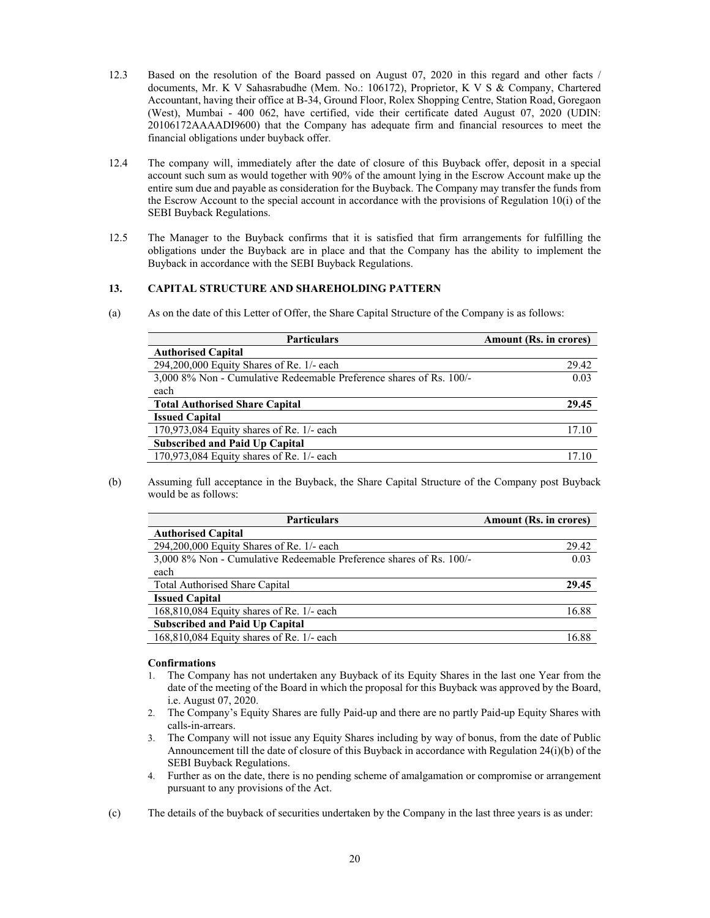12.3 Based on the resolution of the Board passed on August 07, 2020 in this regard and other facts / documents, Mr. K V Sahasrabudhe (Mem. No.: 106172), Proprietor, K V S & Company, Chartered Accountant, having their office at B-34, Ground Floor, Rolex Shopping Centre, Station Road, Goregaon (West), Mumbai - 400 062, have certified, vide their certificate dated August 07, 2020 (UDIN: 20106172AAAADI9600) that the Company has adequate firm and financial resources to meet the financial obligations under buyback offer.

12.4 The company will, immediately after the date of closure of this Buyback offer, deposit in a special account such sum as would together with 90% of the amount lying in the Escrow Account make up the entire sum due and payable as consideration for the Buyback. The Company may transfer the funds from the Escrow Account to the special account in accordance with the provisions of Regulation 10(i) of the SEBI Buyback Regulations.

12.5 The Manager to the Buyback confirms that it is satisfied that firm arrangements for fulfilling the obligations under the Buyback are in place and that the Company has the ability to implement the Buyback in accordance with the SEBI Buyback Regulations.

## 13. CAPITAL STRUCTURE AND SHAREHOLDING PATTERN

(a) As on the date of this Letter of Offer, the Share Capital Structure of the Company is as follows:

| Particulars | Amount (Rs. in crores) |
|---|---|
| **Authorised Capital** | |
| 294,200,000 Equity Shares of Re. 1/- each | 29.42 |
| 3,000 8% Non - Cumulative Redeemable Preference shares of Rs. 100/- each | 0.03 |
| **Total Authorised Share Capital** | **29.45** |
| **Issued Capital** | |
| 170,973,084 Equity shares of Re. 1/- each | 17.10 |
| **Subscribed and Paid Up Capital** | |
| 170,973,084 Equity shares of Re. 1/- each | 17.10 |

(b) Assuming full acceptance in the Buyback, the Share Capital Structure of the Company post Buyback would be as follows:

| Particulars | Amount (Rs. in crores) |
|---|---|
| **Authorised Capital** | |
| 294,200,000 Equity Shares of Re. 1/- each | 29.42 |
| 3,000 8% Non - Cumulative Redeemable Preference shares of Rs. 100/- each | 0.03 |
| Total Authorised Share Capital | **29.45** |
| **Issued Capital** | |
| 168,810,084 Equity shares of Re. 1/- each | 16.88 |
| **Subscribed and Paid Up Capital** | |
| 168,810,084 Equity shares of Re. 1/- each | 16.88 |

**Confirmations**

1. The Company has not undertaken any Buyback of its Equity Shares in the last one Year from the date of the meeting of the Board in which the proposal for this Buyback was approved by the Board, i.e. August 07, 2020.
2. The Company's Equity Shares are fully Paid-up and there are no partly Paid-up Equity Shares with calls-in-arrears.
3. The Company will not issue any Equity Shares including by way of bonus, from the date of Public Announcement till the date of closure of this Buyback in accordance with Regulation 24(i)(b) of the SEBI Buyback Regulations.
4. Further as on the date, there is no pending scheme of amalgamation or compromise or arrangement pursuant to any provisions of the Act.

(c) The details of the buyback of securities undertaken by the Company in the last three years is as under: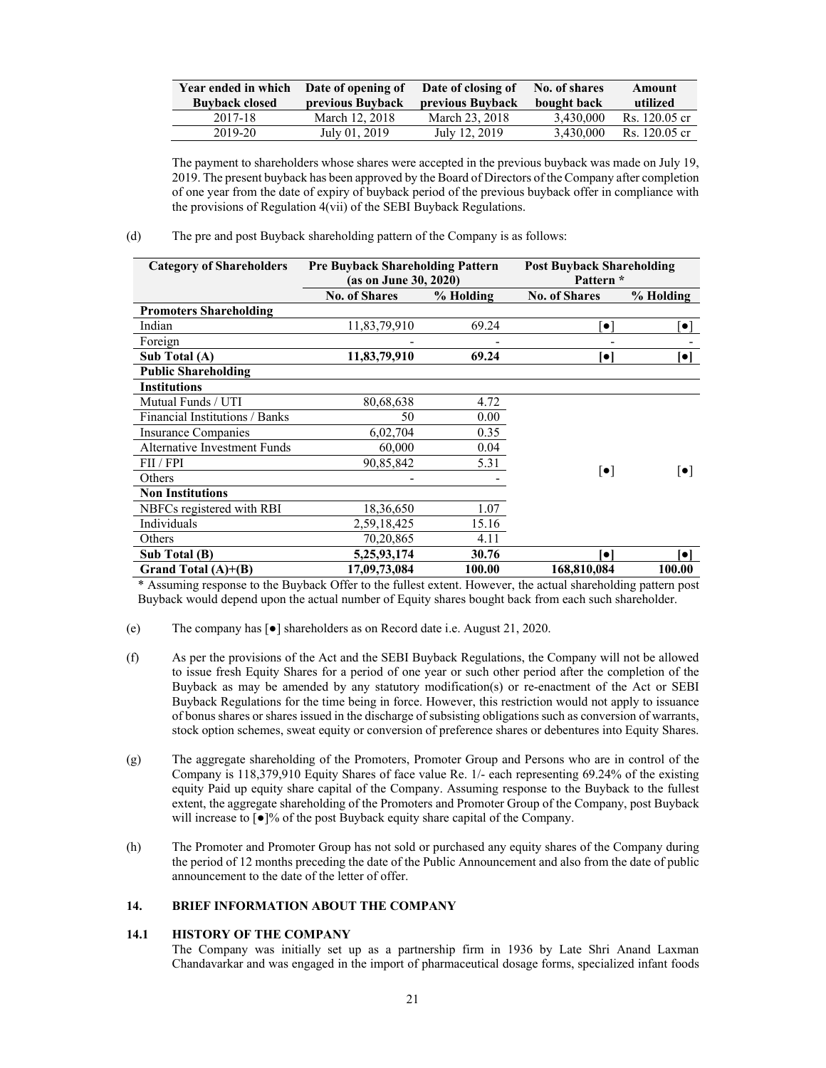| Year ended in which Buyback closed | Date of opening of previous Buyback | Date of closing of previous Buyback | No. of shares bought back | Amount utilized |
|---|---|---|---|---|
| 2017-18 | March 12, 2018 | March 23, 2018 | 3,430,000 | Rs. 120.05 cr |
| 2019-20 | July 01, 2019 | July 12, 2019 | 3,430,000 | Rs. 120.05 cr |

The payment to shareholders whose shares were accepted in the previous buyback was made on July 19, 2019. The present buyback has been approved by the Board of Directors of the Company after completion of one year from the date of expiry of buyback period of the previous buyback offer in compliance with the provisions of Regulation 4(vii) of the SEBI Buyback Regulations.

(d) The pre and post Buyback shareholding pattern of the Company is as follows:

| Category of Shareholders | Pre Buyback Shareholding Pattern (as on June 30, 2020) | | Post Buyback Shareholding Pattern * | |
|---|---|---|---|---|
| | No. of Shares | % Holding | No. of Shares | % Holding |
| **Promoters Shareholding** | | | | |
| Indian | 11,83,79,910 | 69.24 | [●] | [●] |
| Foreign | - | - | - | - |
| **Sub Total (A)** | **11,83,79,910** | **69.24** | **[●]** | **[●]** |
| **Public Shareholding** | | | | |
| **Institutions** | | | | |
| Mutual Funds / UTI | 80,68,638 | 4.72 | [●] | [●] |
| Financial Institutions / Banks | 50 | 0.00 | | |
| Insurance Companies | 6,02,704 | 0.35 | | |
| Alternative Investment Funds | 60,000 | 0.04 | | |
| FII / FPI | 90,85,842 | 5.31 | | |
| Others | - | - | | |
| **Non Institutions** | | | | |
| NBFCs registered with RBI | 18,36,650 | 1.07 | | |
| Individuals | 2,59,18,425 | 15.16 | | |
| Others | 70,20,865 | 4.11 | | |
| **Sub Total (B)** | **5,25,93,174** | **30.76** | **[●]** | **[●]** |
| **Grand Total (A)+(B)** | **17,09,73,084** | **100.00** | **168,810,084** | **100.00** |

\* Assuming response to the Buyback Offer to the fullest extent. However, the actual shareholding pattern post Buyback would depend upon the actual number of Equity shares bought back from each such shareholder.

(e) The company has [●] shareholders as on Record date i.e. August 21, 2020.

(f) As per the provisions of the Act and the SEBI Buyback Regulations, the Company will not be allowed to issue fresh Equity Shares for a period of one year or such other period after the completion of the Buyback as may be amended by any statutory modification(s) or re-enactment of the Act or SEBI Buyback Regulations for the time being in force. However, this restriction would not apply to issuance of bonus shares or shares issued in the discharge of subsisting obligations such as conversion of warrants, stock option schemes, sweat equity or conversion of preference shares or debentures into Equity Shares.

(g) The aggregate shareholding of the Promoters, Promoter Group and Persons who are in control of the Company is 118,379,910 Equity Shares of face value Re. 1/- each representing 69.24% of the existing equity Paid up equity share capital of the Company. Assuming response to the Buyback to the fullest extent, the aggregate shareholding of the Promoters and Promoter Group of the Company, post Buyback will increase to [●]% of the post Buyback equity share capital of the Company.

(h) The Promoter and Promoter Group has not sold or purchased any equity shares of the Company during the period of 12 months preceding the date of the Public Announcement and also from the date of public announcement to the date of the letter of offer.

## 14. BRIEF INFORMATION ABOUT THE COMPANY

### 14.1 HISTORY OF THE COMPANY

The Company was initially set up as a partnership firm in 1936 by Late Shri Anand Laxman Chandavarkar and was engaged in the import of pharmaceutical dosage forms, specialized infant foods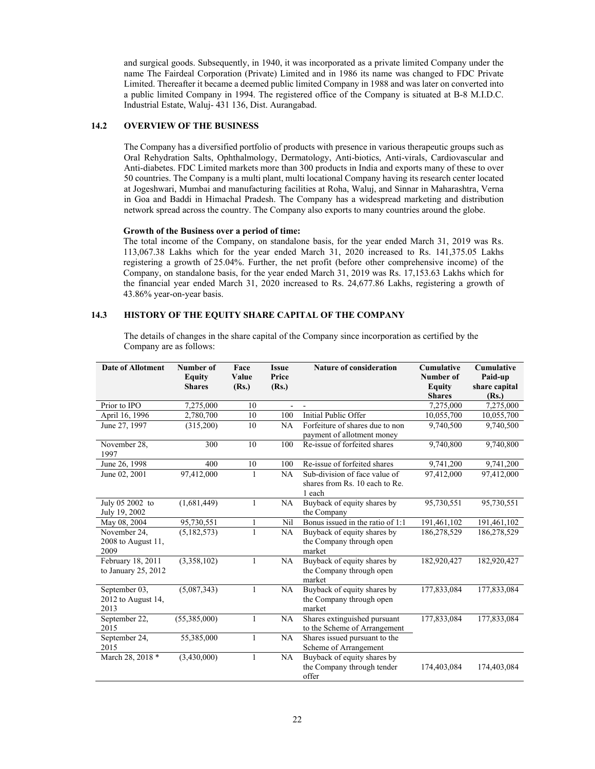and surgical goods. Subsequently, in 1940, it was incorporated as a private limited Company under the name The Fairdeal Corporation (Private) Limited and in 1986 its name was changed to FDC Private Limited. Thereafter it became a deemed public limited Company in 1988 and was later on converted into a public limited Company in 1994. The registered office of the Company is situated at B-8 M.I.D.C. Industrial Estate, Waluj- 431 136, Dist. Aurangabad.

## 14.2 OVERVIEW OF THE BUSINESS

The Company has a diversified portfolio of products with presence in various therapeutic groups such as Oral Rehydration Salts, Ophthalmology, Dermatology, Anti-biotics, Anti-virals, Cardiovascular and Anti-diabetes. FDC Limited markets more than 300 products in India and exports many of these to over 50 countries. The Company is a multi plant, multi locational Company having its research center located at Jogeshwari, Mumbai and manufacturing facilities at Roha, Waluj, and Sinnar in Maharashtra, Verna in Goa and Baddi in Himachal Pradesh. The Company has a widespread marketing and distribution network spread across the country. The Company also exports to many countries around the globe.

**Growth of the Business over a period of time:**

The total income of the Company, on standalone basis, for the year ended March 31, 2019 was Rs. 113,067.38 Lakhs which for the year ended March 31, 2020 increased to Rs. 141,375.05 Lakhs registering a growth of 25.04%. Further, the net profit (before other comprehensive income) of the Company, on standalone basis, for the year ended March 31, 2019 was Rs. 17,153.63 Lakhs which for the financial year ended March 31, 2020 increased to Rs. 24,677.86 Lakhs, registering a growth of 43.86% year-on-year basis.

## 14.3 HISTORY OF THE EQUITY SHARE CAPITAL OF THE COMPANY

The details of changes in the share capital of the Company since incorporation as certified by the Company are as follows:

| Date of Allotment | Number of Equity Shares | Face Value (Rs.) | Issue Price (Rs.) | Nature of consideration | Cumulative Number of Equity Shares | Cumulative Paid-up share capital (Rs.) |
|---|---|---|---|---|---|---|
| Prior to IPO | 7,275,000 | 10 | - | - | 7,275,000 | 7,275,000 |
| April 16, 1996 | 2,780,700 | 10 | 100 | Initial Public Offer | 10,055,700 | 10,055,700 |
| June 27, 1997 | (315,200) | 10 | NA | Forfeiture of shares due to non payment of allotment money | 9,740,500 | 9,740,500 |
| November 28, 1997 | 300 | 10 | 100 | Re-issue of forfeited shares | 9,740,800 | 9,740,800 |
| June 26, 1998 | 400 | 10 | 100 | Re-issue of forfeited shares | 9,741,200 | 9,741,200 |
| June 02, 2001 | 97,412,000 | 1 | NA | Sub-division of face value of shares from Rs. 10 each to Re. 1 each | 97,412,000 | 97,412,000 |
| July 05 2002 to July 19, 2002 | (1,681,449) | 1 | NA | Buyback of equity shares by the Company | 95,730,551 | 95,730,551 |
| May 08, 2004 | 95,730,551 | 1 | Nil | Bonus issued in the ratio of 1:1 | 191,461,102 | 191,461,102 |
| November 24, 2008 to August 11, 2009 | (5,182,573) | 1 | NA | Buyback of equity shares by the Company through open market | 186,278,529 | 186,278,529 |
| February 18, 2011 to January 25, 2012 | (3,358,102) | 1 | NA | Buyback of equity shares by the Company through open market | 182,920,427 | 182,920,427 |
| September 03, 2012 to August 14, 2013 | (5,087,343) | 1 | NA | Buyback of equity shares by the Company through open market | 177,833,084 | 177,833,084 |
| September 22, 2015 | (55,385,000) | 1 | NA | Shares extinguished pursuant to the Scheme of Arrangement | 177,833,084 | 177,833,084 |
| September 24, 2015 | 55,385,000 | 1 | NA | Shares issued pursuant to the Scheme of Arrangement | | |
| March 28, 2018 * | (3,430,000) | 1 | NA | Buyback of equity shares by the Company through tender offer | 174,403,084 | 174,403,084 |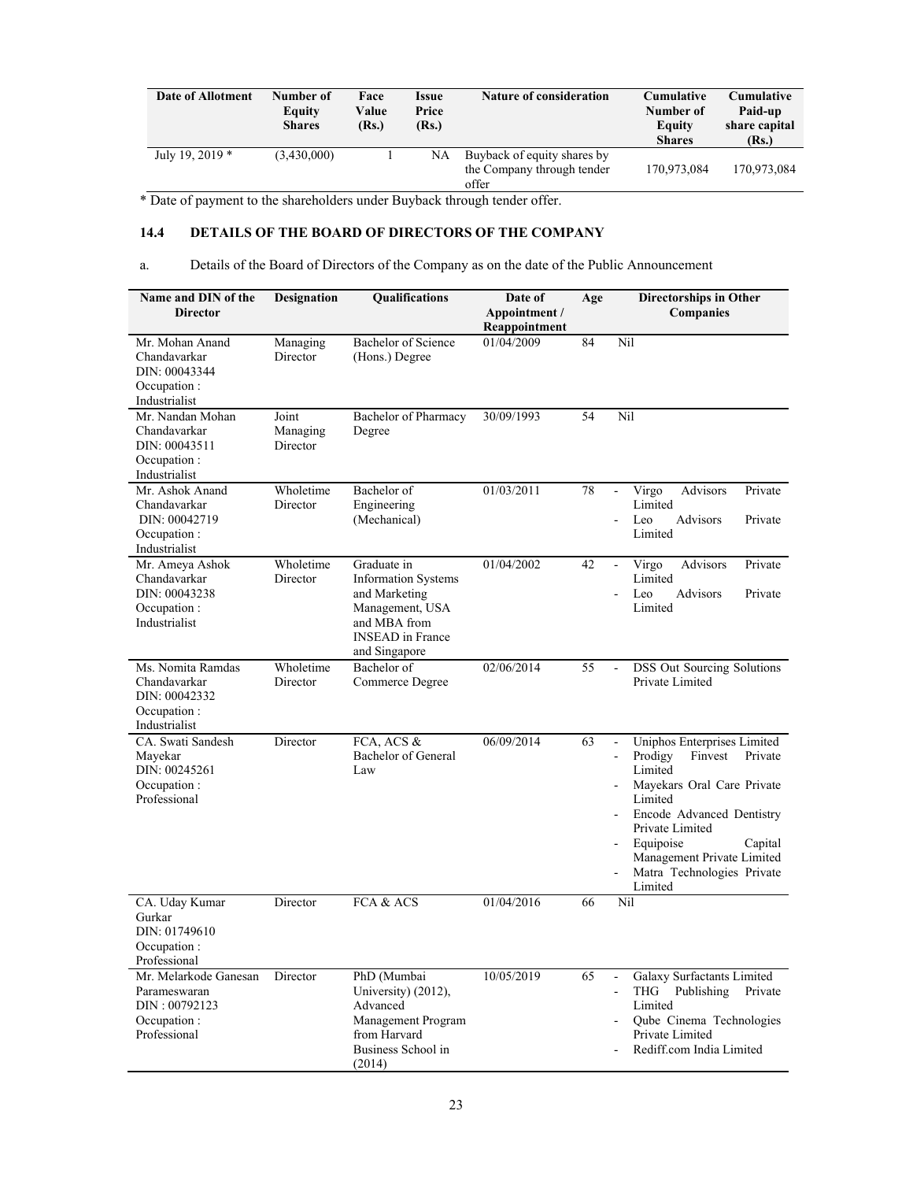| Date of Allotment | Number of Equity Shares | Face Value (Rs.) | Issue Price (Rs.) | Nature of consideration | Cumulative Number of Equity Shares | Cumulative Paid-up share capital (Rs.) |
|---|---|---|---|---|---|---|
| July 19, 2019 * | (3,430,000) | 1 | NA | Buyback of equity shares by the Company through tender offer | 170,973,084 | 170,973,084 |

* Date of payment to the shareholders under Buyback through tender offer.

## 14.4 DETAILS OF THE BOARD OF DIRECTORS OF THE COMPANY

a. Details of the Board of Directors of the Company as on the date of the Public Announcement

| Name and DIN of the Director | Designation | Qualifications | Date of Appointment / Reappointment | Age | Directorships in Other Companies |
|---|---|---|---|---|---|
| Mr. Mohan Anand Chandavarkar<br>DIN: 00043344<br>Occupation : Industrialist | Managing Director | Bachelor of Science (Hons.) Degree | 01/04/2009 | 84 | Nil |
| Mr. Nandan Mohan Chandavarkar<br>DIN: 00043511<br>Occupation : Industrialist | Joint Managing Director | Bachelor of Pharmacy Degree | 30/09/1993 | 54 | Nil |
| Mr. Ashok Anand Chandavarkar<br>DIN: 00042719<br>Occupation : Industrialist | Wholetime Director | Bachelor of Engineering (Mechanical) | 01/03/2011 | 78 | - Virgo Advisors Private Limited<br>- Leo Advisors Private Limited |
| Mr. Ameya Ashok Chandavarkar<br>DIN: 00043238<br>Occupation : Industrialist | Wholetime Director | Graduate in Information Systems and Marketing Management, USA and MBA from INSEAD in France and Singapore | 01/04/2002 | 42 | - Virgo Advisors Private Limited<br>- Leo Advisors Private Limited |
| Ms. Nomita Ramdas Chandavarkar<br>DIN: 00042332<br>Occupation : Industrialist | Wholetime Director | Bachelor of Commerce Degree | 02/06/2014 | 55 | - DSS Out Sourcing Solutions Private Limited |
| CA. Swati Sandesh Mayekar<br>DIN: 00245261<br>Occupation : Professional | Director | FCA, ACS & Bachelor of General Law | 06/09/2014 | 63 | - Uniphos Enterprises Limited<br>- Prodigy Finvest Private Limited<br>- Mayekars Oral Care Private Limited<br>- Encode Advanced Dentistry Private Limited<br>- Equipoise Capital Management Private Limited<br>- Matra Technologies Private Limited |
| CA. Uday Kumar Gurkar<br>DIN: 01749610<br>Occupation : Professional | Director | FCA & ACS | 01/04/2016 | 66 | Nil |
| Mr. Melarkode Ganesan Parameswaran<br>DIN : 00792123<br>Occupation : Professional | Director | PhD (Mumbai University) (2012), Advanced Management Program from Harvard Business School in (2014) | 10/05/2019 | 65 | - Galaxy Surfactants Limited<br>- THG Publishing Private Limited<br>- Qube Cinema Technologies Private Limited<br>- Rediff.com India Limited |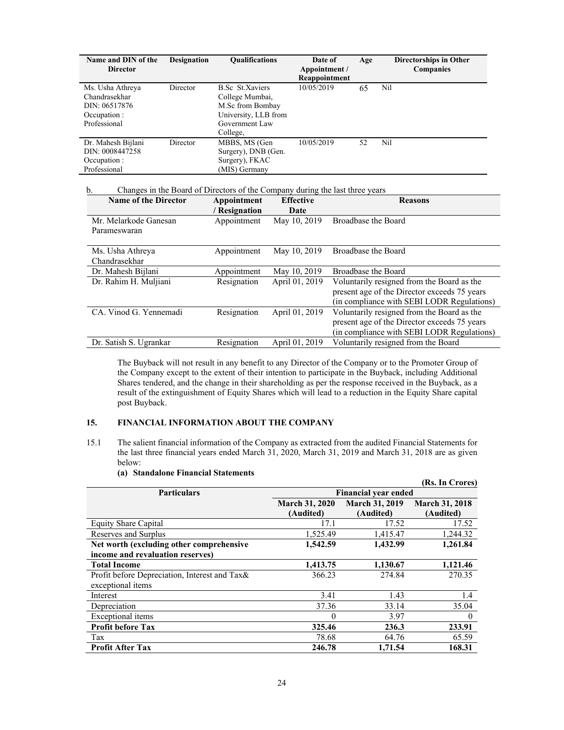| Name and DIN of the Director | Designation | Qualifications | Date of Appointment / Reappointment | Age | Directorships in Other Companies |
|---|---|---|---|---|---|
| Ms. Usha Athreya Chandrasekhar DIN: 06517876 Occupation : Professional | Director | B.Sc St.Xaviers College Mumbai, M.Sc from Bombay University, LLB from Government Law College, | 10/05/2019 | 65 | Nil |
| Dr. Mahesh Bijlani DIN: 0008447258 Occupation : Professional | Director | MBBS, MS (Gen Surgery), DNB (Gen. Surgery), FKAC (MIS) Germany | 10/05/2019 | 52 | Nil |

b. Changes in the Board of Directors of the Company during the last three years

| Name of the Director | Appointment / Resignation | Effective Date | Reasons |
|---|---|---|---|
| Mr. Melarkode Ganesan Parameswaran | Appointment | May 10, 2019 | Broadbase the Board |
| Ms. Usha Athreya Chandrasekhar | Appointment | May 10, 2019 | Broadbase the Board |
| Dr. Mahesh Bijlani | Appointment | May 10, 2019 | Broadbase the Board |
| Dr. Rahim H. Muljiani | Resignation | April 01, 2019 | Voluntarily resigned from the Board as the present age of the Director exceeds 75 years (in compliance with SEBI LODR Regulations) |
| CA. Vinod G. Yennemadi | Resignation | April 01, 2019 | Voluntarily resigned from the Board as the present age of the Director exceeds 75 years (in compliance with SEBI LODR Regulations) |
| Dr. Satish S. Ugrankar | Resignation | April 01, 2019 | Voluntarily resigned from the Board |

The Buyback will not result in any benefit to any Director of the Company or to the Promoter Group of the Company except to the extent of their intention to participate in the Buyback, including Additional Shares tendered, and the change in their shareholding as per the response received in the Buyback, as a result of the extinguishment of Equity Shares which will lead to a reduction in the Equity Share capital post Buyback.

## 15. FINANCIAL INFORMATION ABOUT THE COMPANY

15.1 The salient financial information of the Company as extracted from the audited Financial Statements for the last three financial years ended March 31, 2020, March 31, 2019 and March 31, 2018 are as given below:

**(a) Standalone Financial Statements**

**(Rs. In Crores)**

| Particulars | Financial year ended | | |
|---|---|---|---|
| | March 31, 2020 (Audited) | March 31, 2019 (Audited) | March 31, 2018 (Audited) |
| Equity Share Capital | 17.1 | 17.52 | 17.52 |
| Reserves and Surplus | 1,525.49 | 1,415.47 | 1,244.32 |
| **Net worth (excluding other comprehensive income and revaluation reserves)** | **1,542.59** | **1,432.99** | **1,261.84** |
| **Total Income** | **1,413.75** | **1,130.67** | **1,121.46** |
| Profit before Depreciation, Interest and Tax& exceptional items | 366.23 | 274.84 | 270.35 |
| Interest | 3.41 | 1.43 | 1.4 |
| Depreciation | 37.36 | 33.14 | 35.04 |
| Exceptional items | 0 | 3.97 | 0 |
| **Profit before Tax** | **325.46** | **236.3** | **233.91** |
| Tax | 78.68 | 64.76 | 65.59 |
| **Profit After Tax** | **246.78** | **1,71.54** | **168.31** |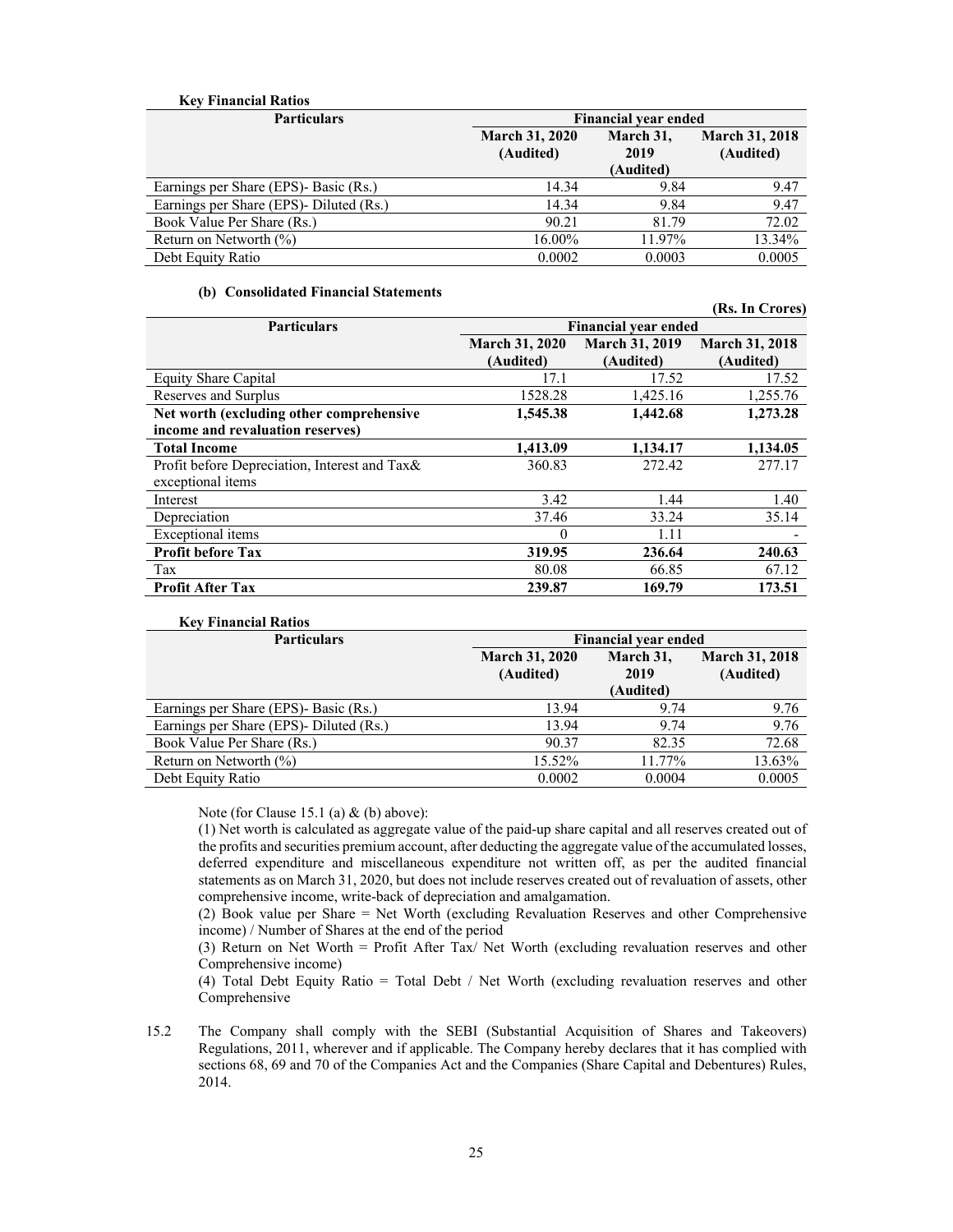**Key Financial Ratios**

| Particulars | Financial year ended | | |
|---|---|---|---|
| | March 31, 2020 (Audited) | March 31, 2019 (Audited) | March 31, 2018 (Audited) |
| Earnings per Share (EPS)- Basic (Rs.) | 14.34 | 9.84 | 9.47 |
| Earnings per Share (EPS)- Diluted (Rs.) | 14.34 | 9.84 | 9.47 |
| Book Value Per Share (Rs.) | 90.21 | 81.79 | 72.02 |
| Return on Networth (%) | 16.00% | 11.97% | 13.34% |
| Debt Equity Ratio | 0.0002 | 0.0003 | 0.0005 |

**(b) Consolidated Financial Statements**

(Rs. In Crores)

| Particulars | Financial year ended | | |
|---|---|---|---|
| | March 31, 2020 (Audited) | March 31, 2019 (Audited) | March 31, 2018 (Audited) |
| Equity Share Capital | 17.1 | 17.52 | 17.52 |
| Reserves and Surplus | 1528.28 | 1,425.16 | 1,255.76 |
| **Net worth (excluding other comprehensive income and revaluation reserves)** | **1,545.38** | **1,442.68** | **1,273.28** |
| **Total Income** | **1,413.09** | **1,134.17** | **1,134.05** |
| Profit before Depreciation, Interest and Tax& exceptional items | 360.83 | 272.42 | 277.17 |
| Interest | 3.42 | 1.44 | 1.40 |
| Depreciation | 37.46 | 33.24 | 35.14 |
| Exceptional items | 0 | 1.11 | - |
| **Profit before Tax** | **319.95** | **236.64** | **240.63** |
| Tax | 80.08 | 66.85 | 67.12 |
| **Profit After Tax** | **239.87** | **169.79** | **173.51** |

**Key Financial Ratios**

| Particulars | Financial year ended | | |
|---|---|---|---|
| | March 31, 2020 (Audited) | March 31, 2019 (Audited) | March 31, 2018 (Audited) |
| Earnings per Share (EPS)- Basic (Rs.) | 13.94 | 9.74 | 9.76 |
| Earnings per Share (EPS)- Diluted (Rs.) | 13.94 | 9.74 | 9.76 |
| Book Value Per Share (Rs.) | 90.37 | 82.35 | 72.68 |
| Return on Networth (%) | 15.52% | 11.77% | 13.63% |
| Debt Equity Ratio | 0.0002 | 0.0004 | 0.0005 |

Note (for Clause 15.1 (a) & (b) above):

(1) Net worth is calculated as aggregate value of the paid-up share capital and all reserves created out of the profits and securities premium account, after deducting the aggregate value of the accumulated losses, deferred expenditure and miscellaneous expenditure not written off, as per the audited financial statements as on March 31, 2020, but does not include reserves created out of revaluation of assets, other comprehensive income, write-back of depreciation and amalgamation.

(2) Book value per Share = Net Worth (excluding Revaluation Reserves and other Comprehensive income) / Number of Shares at the end of the period

(3) Return on Net Worth = Profit After Tax/ Net Worth (excluding revaluation reserves and other Comprehensive income)

(4) Total Debt Equity Ratio = Total Debt / Net Worth (excluding revaluation reserves and other Comprehensive

15.2 The Company shall comply with the SEBI (Substantial Acquisition of Shares and Takeovers) Regulations, 2011, wherever and if applicable. The Company hereby declares that it has complied with sections 68, 69 and 70 of the Companies Act and the Companies (Share Capital and Debentures) Rules, 2014.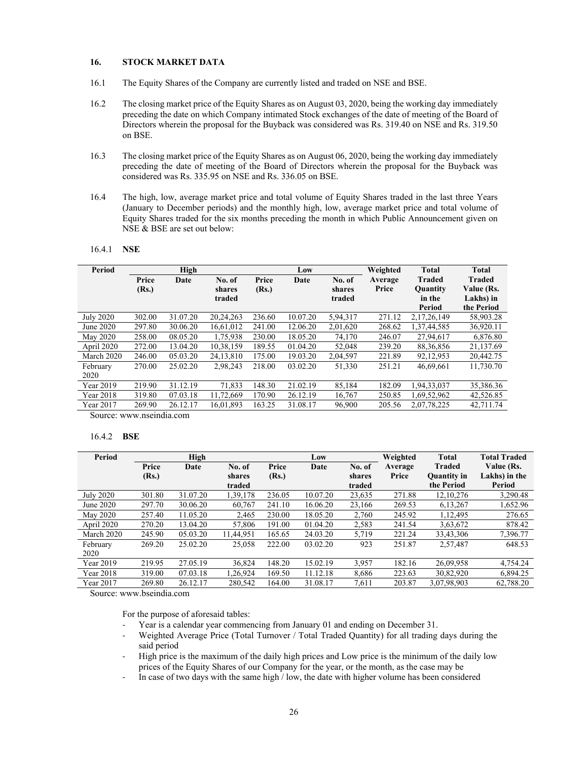### 16. STOCK MARKET DATA

16.1 The Equity Shares of the Company are currently listed and traded on NSE and BSE.

16.2 The closing market price of the Equity Shares as on August 03, 2020, being the working day immediately preceding the date on which Company intimated Stock exchanges of the date of meeting of the Board of Directors wherein the proposal for the Buyback was considered was Rs. 319.40 on NSE and Rs. 319.50 on BSE.

16.3 The closing market price of the Equity Shares as on August 06, 2020, being the working day immediately preceding the date of meeting of the Board of Directors wherein the proposal for the Buyback was considered was Rs. 335.95 on NSE and Rs. 336.05 on BSE.

16.4 The high, low, average market price and total volume of Equity Shares traded in the last three Years (January to December periods) and the monthly high, low, average market price and total volume of Equity Shares traded for the six months preceding the month in which Public Announcement given on NSE & BSE are set out below:

16.4.1 **NSE**

| Period | High | | | Low | | | Weighted Average Price | Total Traded Quantity in the Period | Total Traded Value (Rs. Lakhs) in the Period |
|---|---|---|---|---|---|---|---|---|---|
| | Price (Rs.) | Date | No. of shares traded | Price (Rs.) | Date | No. of shares traded | | | |
| July 2020 | 302.00 | 31.07.20 | 20,24,263 | 236.60 | 10.07.20 | 5,94,317 | 271.12 | 2,17,26,149 | 58,903.28 |
| June 2020 | 297.80 | 30.06.20 | 16,61,012 | 241.00 | 12.06.20 | 2,01,620 | 268.62 | 1,37,44,585 | 36,920.11 |
| May 2020 | 258.00 | 08.05.20 | 1,75,938 | 230.00 | 18.05.20 | 74,170 | 246.07 | 27,94,617 | 6,876.80 |
| April 2020 | 272.00 | 13.04.20 | 10,38,159 | 189.55 | 01.04.20 | 52,048 | 239.20 | 88,36,856 | 21,137.69 |
| March 2020 | 246.00 | 05.03.20 | 24,13,810 | 175.00 | 19.03.20 | 2,04,597 | 221.89 | 92,12,953 | 20,442.75 |
| February 2020 | 270.00 | 25.02.20 | 2,98,243 | 218.00 | 03.02.20 | 51,330 | 251.21 | 46,69,661 | 11,730.70 |
| Year 2019 | 219.90 | 31.12.19 | 71,833 | 148.30 | 21.02.19 | 85,184 | 182.09 | 1,94,33,037 | 35,386.36 |
| Year 2018 | 319.80 | 07.03.18 | 11,72,669 | 170.90 | 26.12.19 | 16,767 | 250.85 | 1,69,52,962 | 42,526.85 |
| Year 2017 | 269.90 | 26.12.17 | 16,01,893 | 163.25 | 31.08.17 | 96,900 | 205.56 | 2,07,78,225 | 42,711.74 |

Source: www.nseindia.com

16.4.2 **BSE**

| Period | High | | | Low | | | Weighted Average Price | Total Traded Quantity in the Period | Total Traded Value (Rs. Lakhs) in the Period |
|---|---|---|---|---|---|---|---|---|---|
| | Price (Rs.) | Date | No. of shares traded | Price (Rs.) | Date | No. of shares traded | | | |
| July 2020 | 301.80 | 31.07.20 | 1,39,178 | 236.05 | 10.07.20 | 23,635 | 271.88 | 12,10,276 | 3,290.48 |
| June 2020 | 297.70 | 30.06.20 | 60,767 | 241.10 | 16.06.20 | 23,166 | 269.53 | 6,13,267 | 1,652.96 |
| May 2020 | 257.40 | 11.05.20 | 2,465 | 230.00 | 18.05.20 | 2,760 | 245.92 | 1,12,495 | 276.65 |
| April 2020 | 270.20 | 13.04.20 | 57,806 | 191.00 | 01.04.20 | 2,583 | 241.54 | 3,63,672 | 878.42 |
| March 2020 | 245.90 | 05.03.20 | 11,44,951 | 165.65 | 24.03.20 | 5,719 | 221.24 | 33,43,306 | 7,396.77 |
| February 2020 | 269.20 | 25.02.20 | 25,058 | 222.00 | 03.02.20 | 923 | 251.87 | 2,57,487 | 648.53 |
| Year 2019 | 219.95 | 27.05.19 | 36,824 | 148.20 | 15.02.19 | 3,957 | 182.16 | 26,09,958 | 4,754.24 |
| Year 2018 | 319.00 | 07.03.18 | 1,26,924 | 169.50 | 11.12.18 | 8,686 | 223.63 | 30,82,920 | 6,894.25 |
| Year 2017 | 269.80 | 26.12.17 | 280,542 | 164.00 | 31.08.17 | 7,611 | 203.87 | 3,07,98,903 | 62,788.20 |

Source: www.bseindia.com

For the purpose of aforesaid tables:

- Year is a calendar year commencing from January 01 and ending on December 31.
- Weighted Average Price (Total Turnover / Total Traded Quantity) for all trading days during the said period
- High price is the maximum of the daily high prices and Low price is the minimum of the daily low prices of the Equity Shares of our Company for the year, or the month, as the case may be
- In case of two days with the same high / low, the date with higher volume has been considered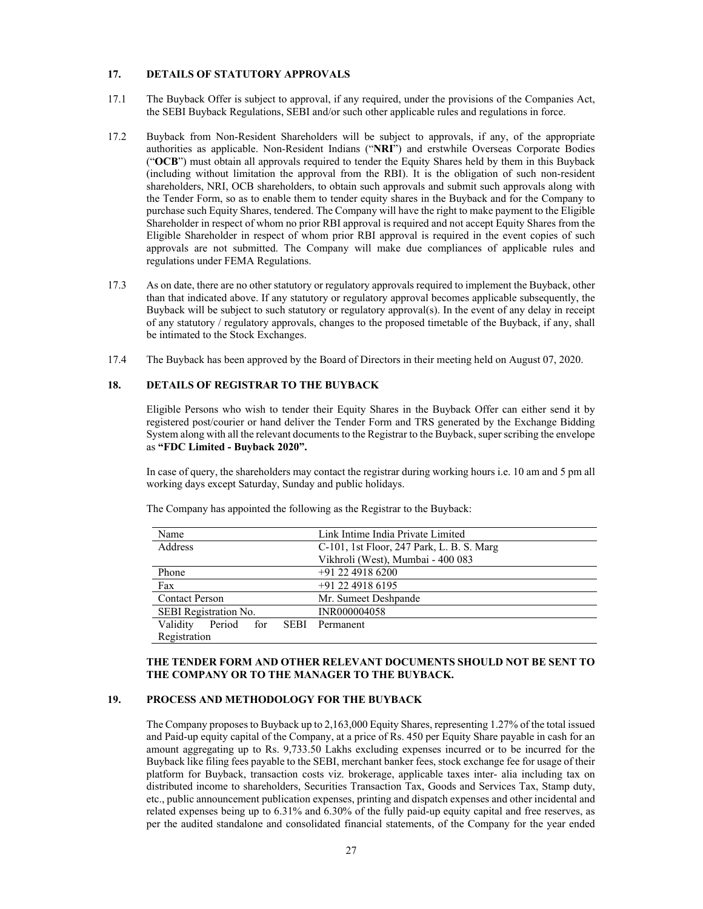## 17. DETAILS OF STATUTORY APPROVALS

17.1 The Buyback Offer is subject to approval, if any required, under the provisions of the Companies Act, the SEBI Buyback Regulations, SEBI and/or such other applicable rules and regulations in force.

17.2 Buyback from Non-Resident Shareholders will be subject to approvals, if any, of the appropriate authorities as applicable. Non-Resident Indians ("**NRI**") and erstwhile Overseas Corporate Bodies ("**OCB**") must obtain all approvals required to tender the Equity Shares held by them in this Buyback (including without limitation the approval from the RBI). It is the obligation of such non-resident shareholders, NRI, OCB shareholders, to obtain such approvals and submit such approvals along with the Tender Form, so as to enable them to tender equity shares in the Buyback and for the Company to purchase such Equity Shares, tendered. The Company will have the right to make payment to the Eligible Shareholder in respect of whom no prior RBI approval is required and not accept Equity Shares from the Eligible Shareholder in respect of whom prior RBI approval is required in the event copies of such approvals are not submitted. The Company will make due compliances of applicable rules and regulations under FEMA Regulations.

17.3 As on date, there are no other statutory or regulatory approvals required to implement the Buyback, other than that indicated above. If any statutory or regulatory approval becomes applicable subsequently, the Buyback will be subject to such statutory or regulatory approval(s). In the event of any delay in receipt of any statutory / regulatory approvals, changes to the proposed timetable of the Buyback, if any, shall be intimated to the Stock Exchanges.

17.4 The Buyback has been approved by the Board of Directors in their meeting held on August 07, 2020.

## 18. DETAILS OF REGISTRAR TO THE BUYBACK

Eligible Persons who wish to tender their Equity Shares in the Buyback Offer can either send it by registered post/courier or hand deliver the Tender Form and TRS generated by the Exchange Bidding System along with all the relevant documents to the Registrar to the Buyback, super scribing the envelope as **"FDC Limited - Buyback 2020".**

In case of query, the shareholders may contact the registrar during working hours i.e. 10 am and 5 pm all working days except Saturday, Sunday and public holidays.

The Company has appointed the following as the Registrar to the Buyback:

| Name | Link Intime India Private Limited |
|---|---|
| Address | C-101, 1st Floor, 247 Park, L. B. S. Marg Vikhroli (West), Mumbai - 400 083 |
| Phone | +91 22 4918 6200 |
| Fax | +91 22 4918 6195 |
| Contact Person | Mr. Sumeet Deshpande |
| SEBI Registration No. | INR000004058 |
| Validity Period for SEBI Registration | Permanent |

**THE TENDER FORM AND OTHER RELEVANT DOCUMENTS SHOULD NOT BE SENT TO THE COMPANY OR TO THE MANAGER TO THE BUYBACK.**

## 19. PROCESS AND METHODOLOGY FOR THE BUYBACK

The Company proposes to Buyback up to 2,163,000 Equity Shares, representing 1.27% of the total issued and Paid-up equity capital of the Company, at a price of Rs. 450 per Equity Share payable in cash for an amount aggregating up to Rs. 9,733.50 Lakhs excluding expenses incurred or to be incurred for the Buyback like filing fees payable to the SEBI, merchant banker fees, stock exchange fee for usage of their platform for Buyback, transaction costs viz. brokerage, applicable taxes inter- alia including tax on distributed income to shareholders, Securities Transaction Tax, Goods and Services Tax, Stamp duty, etc., public announcement publication expenses, printing and dispatch expenses and other incidental and related expenses being up to 6.31% and 6.30% of the fully paid-up equity capital and free reserves, as per the audited standalone and consolidated financial statements, of the Company for the year ended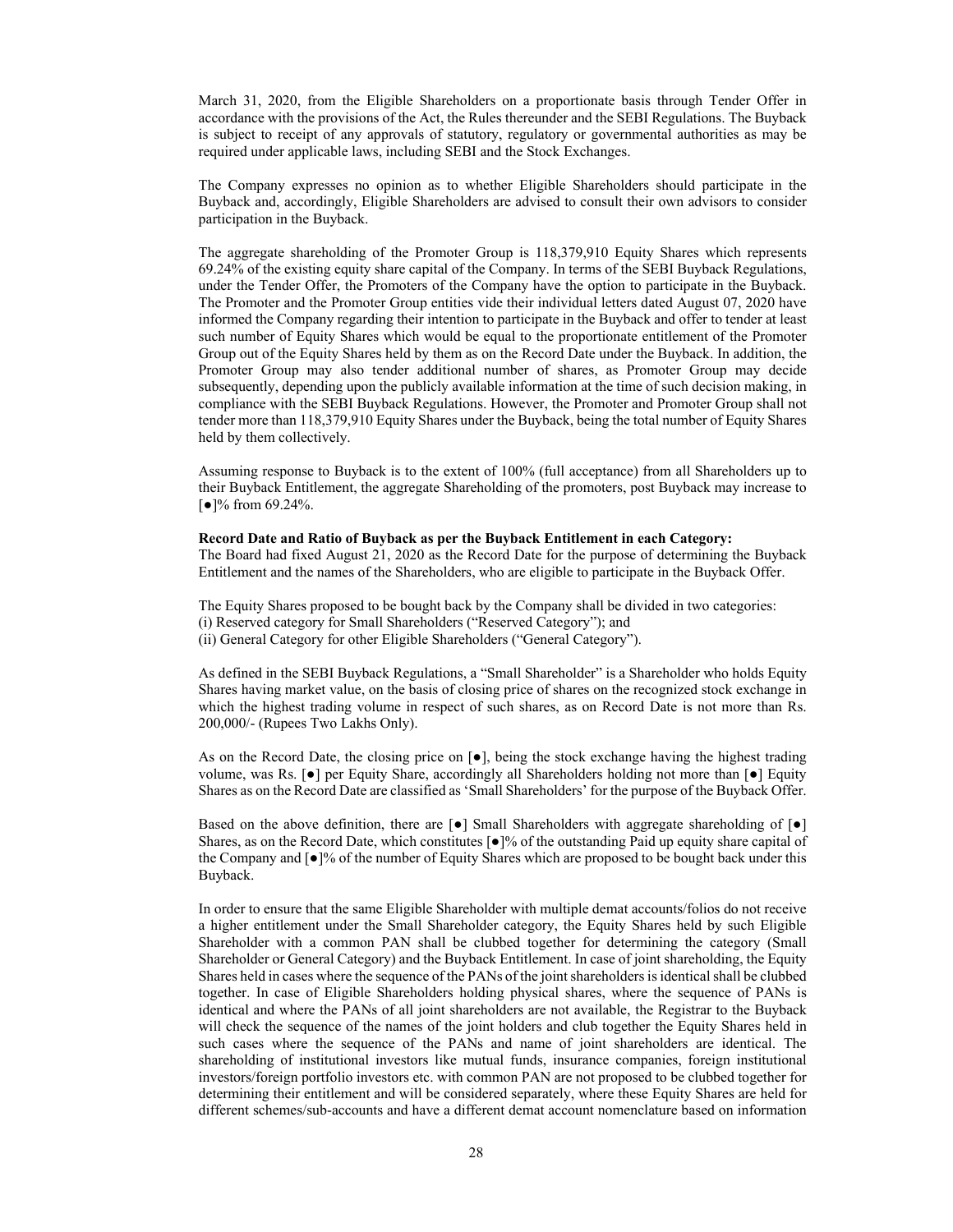March 31, 2020, from the Eligible Shareholders on a proportionate basis through Tender Offer in accordance with the provisions of the Act, the Rules thereunder and the SEBI Regulations. The Buyback is subject to receipt of any approvals of statutory, regulatory or governmental authorities as may be required under applicable laws, including SEBI and the Stock Exchanges.

The Company expresses no opinion as to whether Eligible Shareholders should participate in the Buyback and, accordingly, Eligible Shareholders are advised to consult their own advisors to consider participation in the Buyback.

The aggregate shareholding of the Promoter Group is 118,379,910 Equity Shares which represents 69.24% of the existing equity share capital of the Company. In terms of the SEBI Buyback Regulations, under the Tender Offer, the Promoters of the Company have the option to participate in the Buyback. The Promoter and the Promoter Group entities vide their individual letters dated August 07, 2020 have informed the Company regarding their intention to participate in the Buyback and offer to tender at least such number of Equity Shares which would be equal to the proportionate entitlement of the Promoter Group out of the Equity Shares held by them as on the Record Date under the Buyback. In addition, the Promoter Group may also tender additional number of shares, as Promoter Group may decide subsequently, depending upon the publicly available information at the time of such decision making, in compliance with the SEBI Buyback Regulations. However, the Promoter and Promoter Group shall not tender more than 118,379,910 Equity Shares under the Buyback, being the total number of Equity Shares held by them collectively.

Assuming response to Buyback is to the extent of 100% (full acceptance) from all Shareholders up to their Buyback Entitlement, the aggregate Shareholding of the promoters, post Buyback may increase to [●]% from 69.24%.

**Record Date and Ratio of Buyback as per the Buyback Entitlement in each Category:**
The Board had fixed August 21, 2020 as the Record Date for the purpose of determining the Buyback Entitlement and the names of the Shareholders, who are eligible to participate in the Buyback Offer.

The Equity Shares proposed to be bought back by the Company shall be divided in two categories:
(i) Reserved category for Small Shareholders ("Reserved Category"); and
(ii) General Category for other Eligible Shareholders ("General Category").

As defined in the SEBI Buyback Regulations, a "Small Shareholder" is a Shareholder who holds Equity Shares having market value, on the basis of closing price of shares on the recognized stock exchange in which the highest trading volume in respect of such shares, as on Record Date is not more than Rs. 200,000/- (Rupees Two Lakhs Only).

As on the Record Date, the closing price on [●], being the stock exchange having the highest trading volume, was Rs. [●] per Equity Share, accordingly all Shareholders holding not more than [●] Equity Shares as on the Record Date are classified as 'Small Shareholders' for the purpose of the Buyback Offer.

Based on the above definition, there are [●] Small Shareholders with aggregate shareholding of [●] Shares, as on the Record Date, which constitutes [●]% of the outstanding Paid up equity share capital of the Company and [●]% of the number of Equity Shares which are proposed to be bought back under this Buyback.

In order to ensure that the same Eligible Shareholder with multiple demat accounts/folios do not receive a higher entitlement under the Small Shareholder category, the Equity Shares held by such Eligible Shareholder with a common PAN shall be clubbed together for determining the category (Small Shareholder or General Category) and the Buyback Entitlement. In case of joint shareholding, the Equity Shares held in cases where the sequence of the PANs of the joint shareholders is identical shall be clubbed together. In case of Eligible Shareholders holding physical shares, where the sequence of PANs is identical and where the PANs of all joint shareholders are not available, the Registrar to the Buyback will check the sequence of the names of the joint holders and club together the Equity Shares held in such cases where the sequence of the PANs and name of joint shareholders are identical. The shareholding of institutional investors like mutual funds, insurance companies, foreign institutional investors/foreign portfolio investors etc. with common PAN are not proposed to be clubbed together for determining their entitlement and will be considered separately, where these Equity Shares are held for different schemes/sub-accounts and have a different demat account nomenclature based on information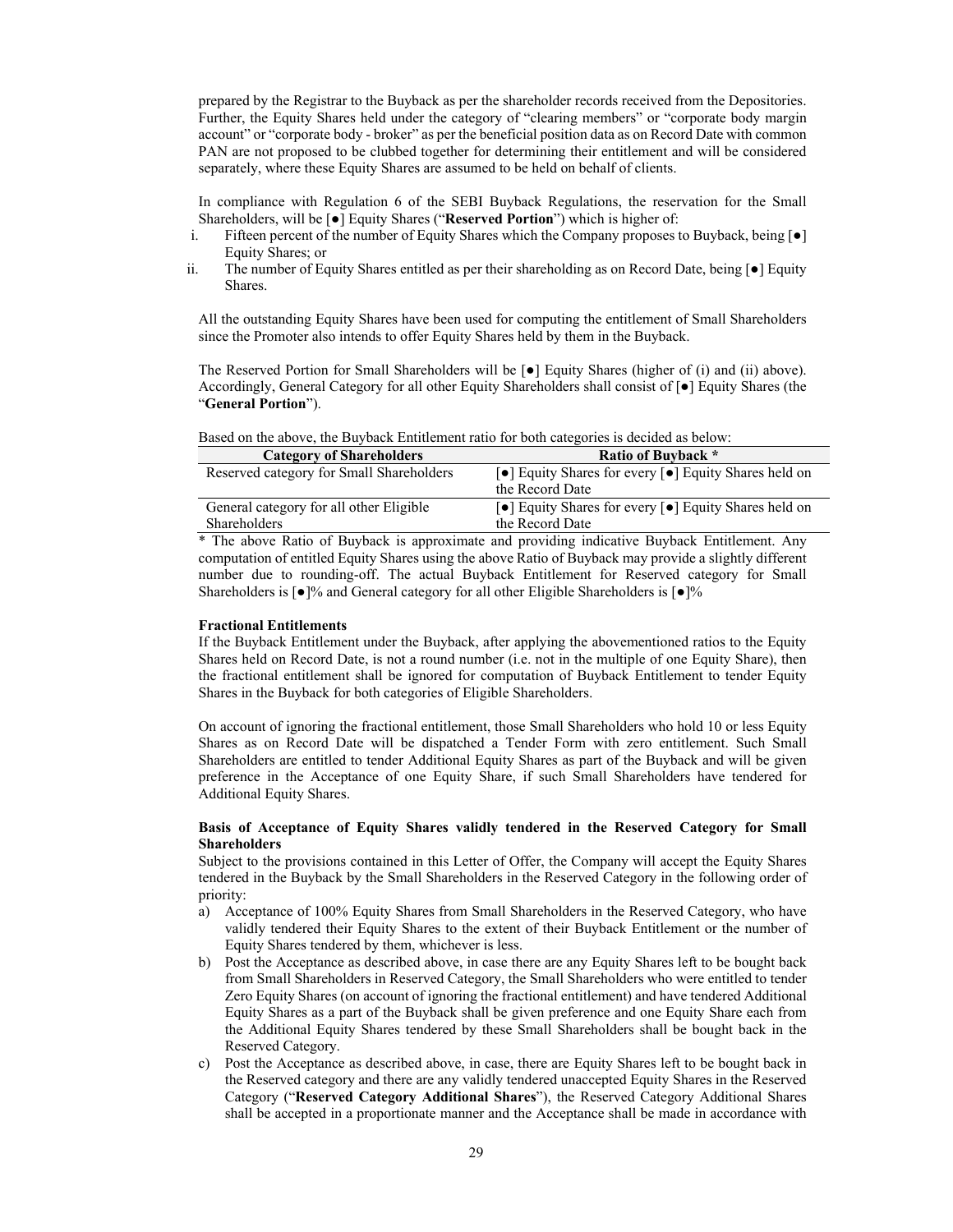prepared by the Registrar to the Buyback as per the shareholder records received from the Depositories. Further, the Equity Shares held under the category of "clearing members" or "corporate body margin account" or "corporate body - broker" as per the beneficial position data as on Record Date with common PAN are not proposed to be clubbed together for determining their entitlement and will be considered separately, where these Equity Shares are assumed to be held on behalf of clients.

In compliance with Regulation 6 of the SEBI Buyback Regulations, the reservation for the Small Shareholders, will be [●] Equity Shares ("**Reserved Portion**") which is higher of:

i. Fifteen percent of the number of Equity Shares which the Company proposes to Buyback, being [●] Equity Shares; or
ii. The number of Equity Shares entitled as per their shareholding as on Record Date, being [●] Equity Shares.

All the outstanding Equity Shares have been used for computing the entitlement of Small Shareholders since the Promoter also intends to offer Equity Shares held by them in the Buyback.

The Reserved Portion for Small Shareholders will be [●] Equity Shares (higher of (i) and (ii) above). Accordingly, General Category for all other Equity Shareholders shall consist of [●] Equity Shares (the "**General Portion**").

Based on the above, the Buyback Entitlement ratio for both categories is decided as below:

| Category of Shareholders | Ratio of Buyback * |
|---|---|
| Reserved category for Small Shareholders | [●] Equity Shares for every [●] Equity Shares held on the Record Date |
| General category for all other Eligible Shareholders | [●] Equity Shares for every [●] Equity Shares held on the Record Date |

* The above Ratio of Buyback is approximate and providing indicative Buyback Entitlement. Any computation of entitled Equity Shares using the above Ratio of Buyback may provide a slightly different number due to rounding-off. The actual Buyback Entitlement for Reserved category for Small Shareholders is [●]% and General category for all other Eligible Shareholders is [●]%

**Fractional Entitlements**

If the Buyback Entitlement under the Buyback, after applying the abovementioned ratios to the Equity Shares held on Record Date, is not a round number (i.e. not in the multiple of one Equity Share), then the fractional entitlement shall be ignored for computation of Buyback Entitlement to tender Equity Shares in the Buyback for both categories of Eligible Shareholders.

On account of ignoring the fractional entitlement, those Small Shareholders who hold 10 or less Equity Shares as on Record Date will be dispatched a Tender Form with zero entitlement. Such Small Shareholders are entitled to tender Additional Equity Shares as part of the Buyback and will be given preference in the Acceptance of one Equity Share, if such Small Shareholders have tendered for Additional Equity Shares.

**Basis of Acceptance of Equity Shares validly tendered in the Reserved Category for Small Shareholders**

Subject to the provisions contained in this Letter of Offer, the Company will accept the Equity Shares tendered in the Buyback by the Small Shareholders in the Reserved Category in the following order of priority:

a) Acceptance of 100% Equity Shares from Small Shareholders in the Reserved Category, who have validly tendered their Equity Shares to the extent of their Buyback Entitlement or the number of Equity Shares tendered by them, whichever is less.
b) Post the Acceptance as described above, in case there are any Equity Shares left to be bought back from Small Shareholders in Reserved Category, the Small Shareholders who were entitled to tender Zero Equity Shares (on account of ignoring the fractional entitlement) and have tendered Additional Equity Shares as a part of the Buyback shall be given preference and one Equity Share each from the Additional Equity Shares tendered by these Small Shareholders shall be bought back in the Reserved Category.
c) Post the Acceptance as described above, in case, there are Equity Shares left to be bought back in the Reserved category and there are any validly tendered unaccepted Equity Shares in the Reserved Category ("**Reserved Category Additional Shares**"), the Reserved Category Additional Shares shall be accepted in a proportionate manner and the Acceptance shall be made in accordance with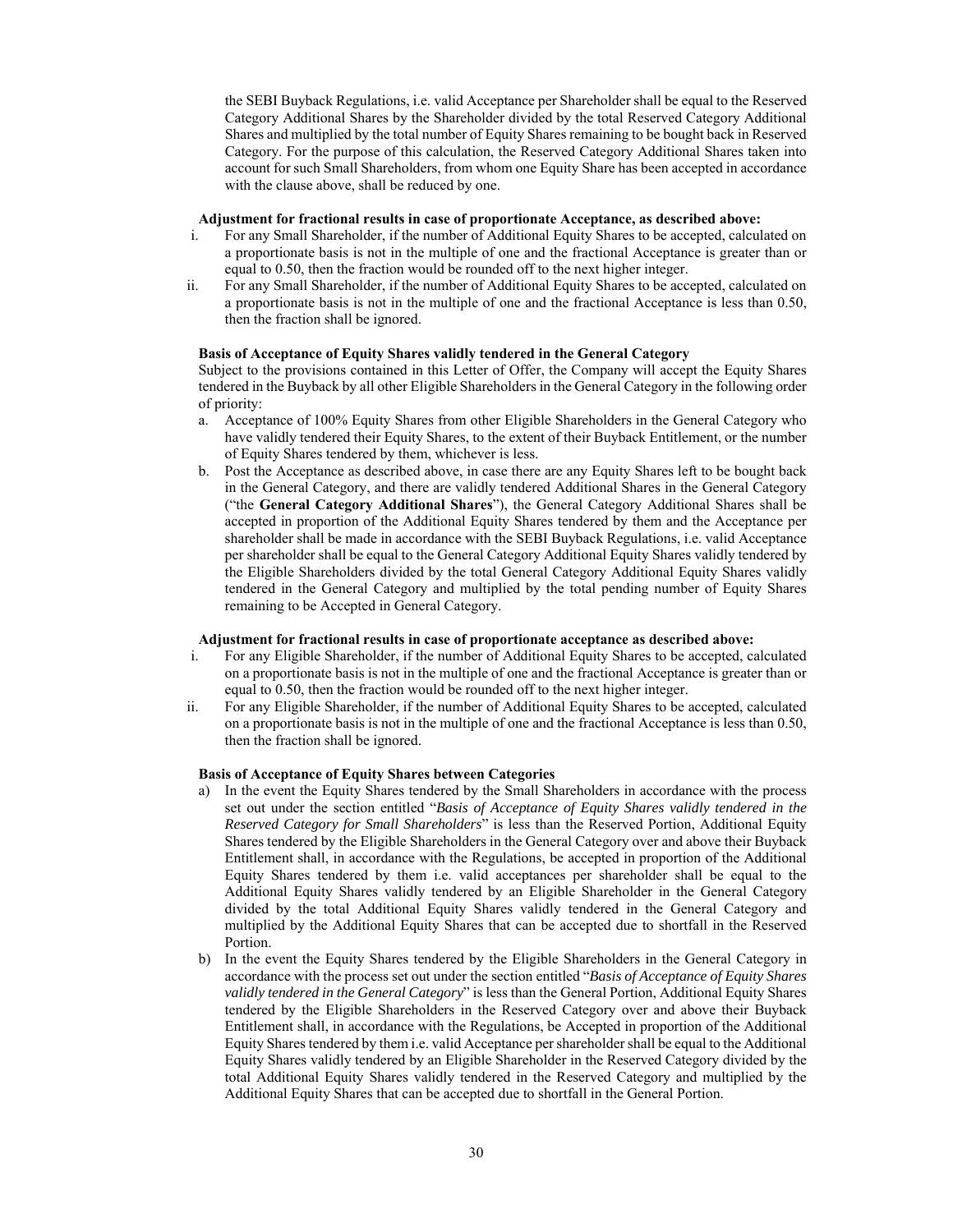the SEBI Buyback Regulations, i.e. valid Acceptance per Shareholder shall be equal to the Reserved Category Additional Shares by the Shareholder divided by the total Reserved Category Additional Shares and multiplied by the total number of Equity Shares remaining to be bought back in Reserved Category. For the purpose of this calculation, the Reserved Category Additional Shares taken into account for such Small Shareholders, from whom one Equity Share has been accepted in accordance with the clause above, shall be reduced by one.

**Adjustment for fractional results in case of proportionate Acceptance, as described above:**

i. For any Small Shareholder, if the number of Additional Equity Shares to be accepted, calculated on a proportionate basis is not in the multiple of one and the fractional Acceptance is greater than or equal to 0.50, then the fraction would be rounded off to the next higher integer.

ii. For any Small Shareholder, if the number of Additional Equity Shares to be accepted, calculated on a proportionate basis is not in the multiple of one and the fractional Acceptance is less than 0.50, then the fraction shall be ignored.

**Basis of Acceptance of Equity Shares validly tendered in the General Category**

Subject to the provisions contained in this Letter of Offer, the Company will accept the Equity Shares tendered in the Buyback by all other Eligible Shareholders in the General Category in the following order of priority:

a. Acceptance of 100% Equity Shares from other Eligible Shareholders in the General Category who have validly tendered their Equity Shares, to the extent of their Buyback Entitlement, or the number of Equity Shares tendered by them, whichever is less.

b. Post the Acceptance as described above, in case there are any Equity Shares left to be bought back in the General Category, and there are validly tendered Additional Shares in the General Category ("the **General Category Additional Shares**"), the General Category Additional Shares shall be accepted in proportion of the Additional Equity Shares tendered by them and the Acceptance per shareholder shall be made in accordance with the SEBI Buyback Regulations, i.e. valid Acceptance per shareholder shall be equal to the General Category Additional Equity Shares validly tendered by the Eligible Shareholders divided by the total General Category Additional Equity Shares validly tendered in the General Category and multiplied by the total pending number of Equity Shares remaining to be Accepted in General Category.

**Adjustment for fractional results in case of proportionate acceptance as described above:**

i. For any Eligible Shareholder, if the number of Additional Equity Shares to be accepted, calculated on a proportionate basis is not in the multiple of one and the fractional Acceptance is greater than or equal to 0.50, then the fraction would be rounded off to the next higher integer.

ii. For any Eligible Shareholder, if the number of Additional Equity Shares to be accepted, calculated on a proportionate basis is not in the multiple of one and the fractional Acceptance is less than 0.50, then the fraction shall be ignored.

**Basis of Acceptance of Equity Shares between Categories**

a) In the event the Equity Shares tendered by the Small Shareholders in accordance with the process set out under the section entitled "*Basis of Acceptance of Equity Shares validly tendered in the Reserved Category for Small Shareholders*" is less than the Reserved Portion, Additional Equity Shares tendered by the Eligible Shareholders in the General Category over and above their Buyback Entitlement shall, in accordance with the Regulations, be accepted in proportion of the Additional Equity Shares tendered by them i.e. valid acceptances per shareholder shall be equal to the Additional Equity Shares validly tendered by an Eligible Shareholder in the General Category divided by the total Additional Equity Shares validly tendered in the General Category and multiplied by the Additional Equity Shares that can be accepted due to shortfall in the Reserved Portion.

b) In the event the Equity Shares tendered by the Eligible Shareholders in the General Category in accordance with the process set out under the section entitled "*Basis of Acceptance of Equity Shares validly tendered in the General Category*" is less than the General Portion, Additional Equity Shares tendered by the Eligible Shareholders in the Reserved Category over and above their Buyback Entitlement shall, in accordance with the Regulations, be Accepted in proportion of the Additional Equity Shares tendered by them i.e. valid Acceptance per shareholder shall be equal to the Additional Equity Shares validly tendered by an Eligible Shareholder in the Reserved Category divided by the total Additional Equity Shares validly tendered in the Reserved Category and multiplied by the Additional Equity Shares that can be accepted due to shortfall in the General Portion.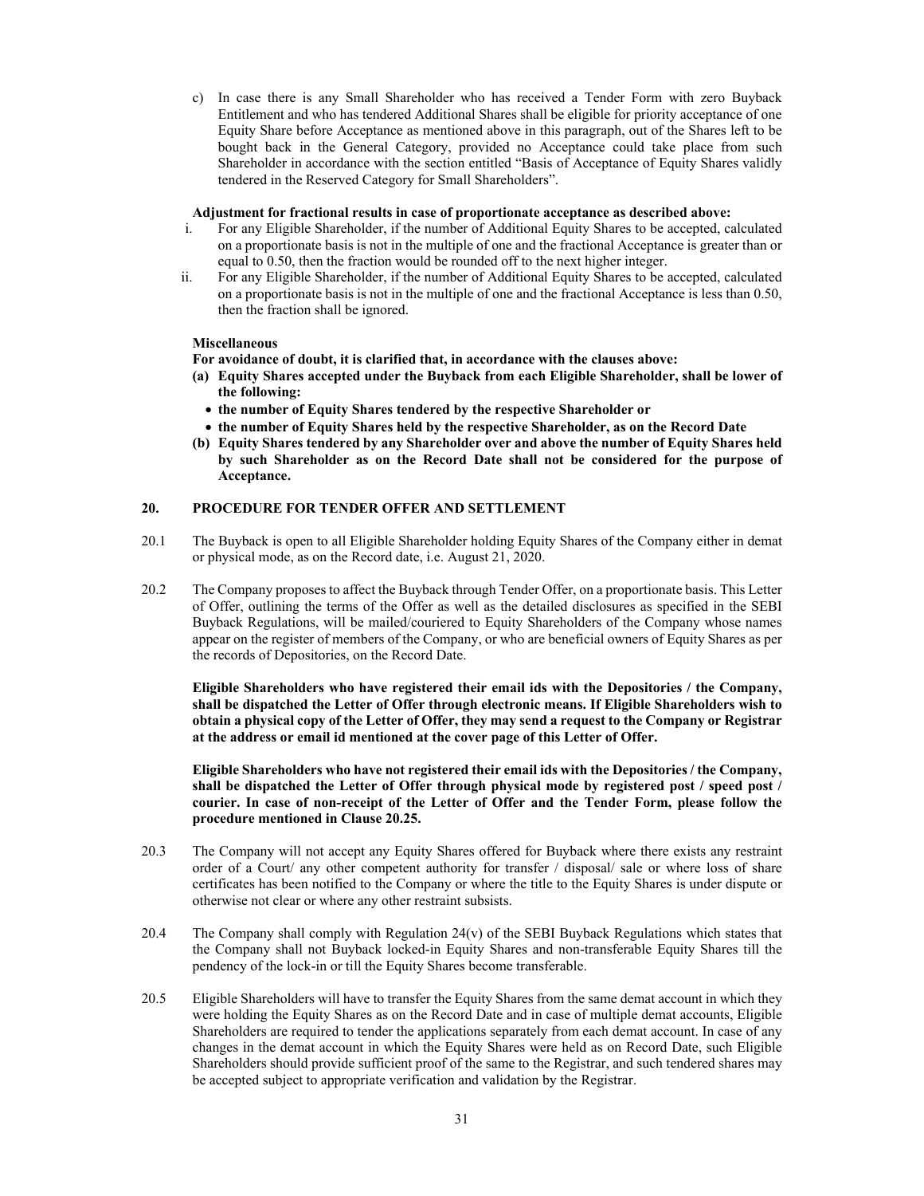c) In case there is any Small Shareholder who has received a Tender Form with zero Buyback Entitlement and who has tendered Additional Shares shall be eligible for priority acceptance of one Equity Share before Acceptance as mentioned above in this paragraph, out of the Shares left to be bought back in the General Category, provided no Acceptance could take place from such Shareholder in accordance with the section entitled "Basis of Acceptance of Equity Shares validly tendered in the Reserved Category for Small Shareholders".

**Adjustment for fractional results in case of proportionate acceptance as described above:**

i. For any Eligible Shareholder, if the number of Additional Equity Shares to be accepted, calculated on a proportionate basis is not in the multiple of one and the fractional Acceptance is greater than or equal to 0.50, then the fraction would be rounded off to the next higher integer.

ii. For any Eligible Shareholder, if the number of Additional Equity Shares to be accepted, calculated on a proportionate basis is not in the multiple of one and the fractional Acceptance is less than 0.50, then the fraction shall be ignored.

**Miscellaneous**

**For avoidance of doubt, it is clarified that, in accordance with the clauses above:**

**(a) Equity Shares accepted under the Buyback from each Eligible Shareholder, shall be lower of the following:**
- **the number of Equity Shares tendered by the respective Shareholder or**
- **the number of Equity Shares held by the respective Shareholder, as on the Record Date**

**(b) Equity Shares tendered by any Shareholder over and above the number of Equity Shares held by such Shareholder as on the Record Date shall not be considered for the purpose of Acceptance.**

## 20. PROCEDURE FOR TENDER OFFER AND SETTLEMENT

20.1 The Buyback is open to all Eligible Shareholder holding Equity Shares of the Company either in demat or physical mode, as on the Record date, i.e. August 21, 2020.

20.2 The Company proposes to affect the Buyback through Tender Offer, on a proportionate basis. This Letter of Offer, outlining the terms of the Offer as well as the detailed disclosures as specified in the SEBI Buyback Regulations, will be mailed/couriered to Equity Shareholders of the Company whose names appear on the register of members of the Company, or who are beneficial owners of Equity Shares as per the records of Depositories, on the Record Date.

**Eligible Shareholders who have registered their email ids with the Depositories / the Company, shall be dispatched the Letter of Offer through electronic means. If Eligible Shareholders wish to obtain a physical copy of the Letter of Offer, they may send a request to the Company or Registrar at the address or email id mentioned at the cover page of this Letter of Offer.**

**Eligible Shareholders who have not registered their email ids with the Depositories / the Company, shall be dispatched the Letter of Offer through physical mode by registered post / speed post / courier. In case of non-receipt of the Letter of Offer and the Tender Form, please follow the procedure mentioned in Clause 20.25.**

20.3 The Company will not accept any Equity Shares offered for Buyback where there exists any restraint order of a Court/ any other competent authority for transfer / disposal/ sale or where loss of share certificates has been notified to the Company or where the title to the Equity Shares is under dispute or otherwise not clear or where any other restraint subsists.

20.4 The Company shall comply with Regulation 24(v) of the SEBI Buyback Regulations which states that the Company shall not Buyback locked-in Equity Shares and non-transferable Equity Shares till the pendency of the lock-in or till the Equity Shares become transferable.

20.5 Eligible Shareholders will have to transfer the Equity Shares from the same demat account in which they were holding the Equity Shares as on the Record Date and in case of multiple demat accounts, Eligible Shareholders are required to tender the applications separately from each demat account. In case of any changes in the demat account in which the Equity Shares were held as on Record Date, such Eligible Shareholders should provide sufficient proof of the same to the Registrar, and such tendered shares may be accepted subject to appropriate verification and validation by the Registrar.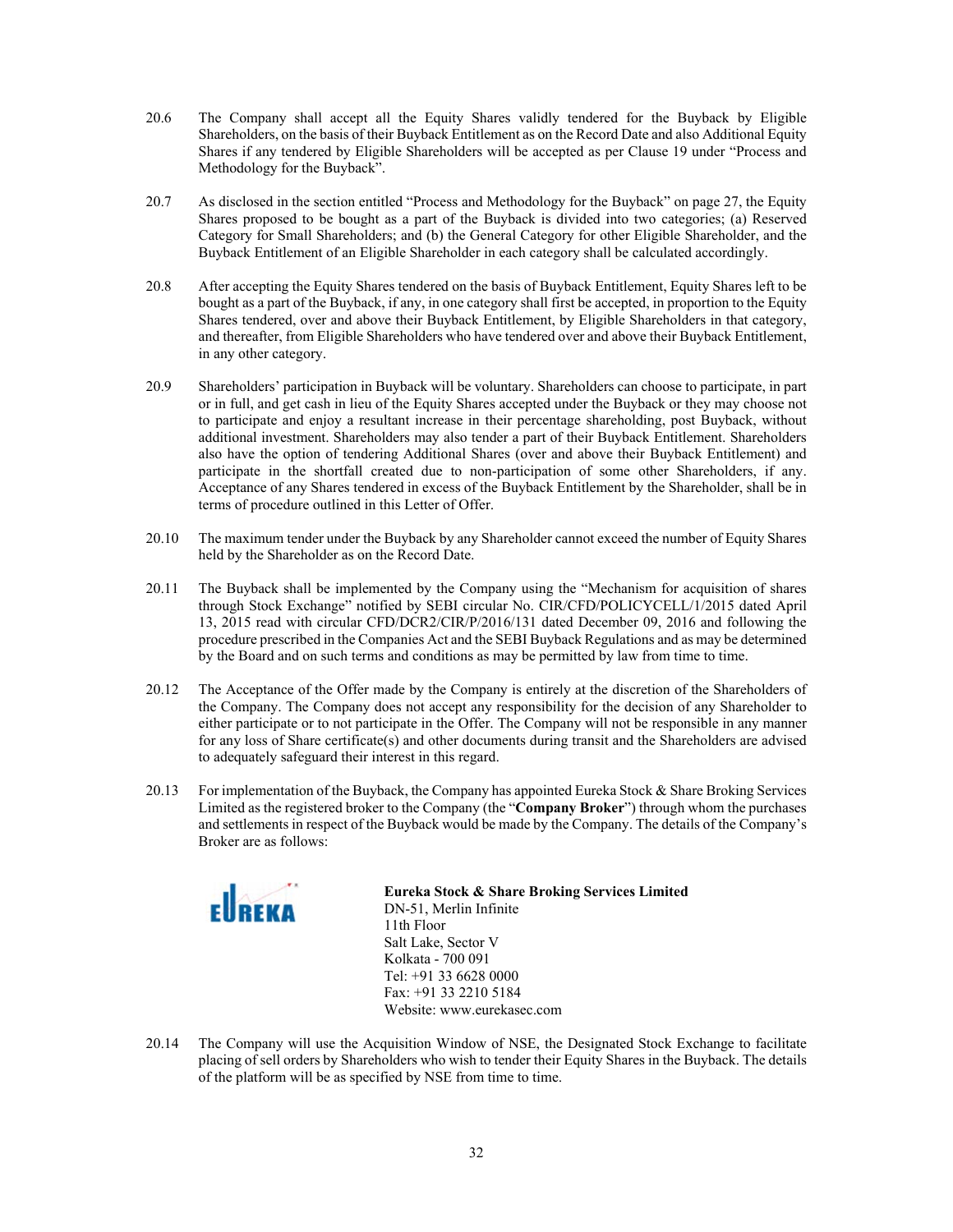20.6 The Company shall accept all the Equity Shares validly tendered for the Buyback by Eligible Shareholders, on the basis of their Buyback Entitlement as on the Record Date and also Additional Equity Shares if any tendered by Eligible Shareholders will be accepted as per Clause 19 under "Process and Methodology for the Buyback".

20.7 As disclosed in the section entitled "Process and Methodology for the Buyback" on page 27, the Equity Shares proposed to be bought as a part of the Buyback is divided into two categories; (a) Reserved Category for Small Shareholders; and (b) the General Category for other Eligible Shareholder, and the Buyback Entitlement of an Eligible Shareholder in each category shall be calculated accordingly.

20.8 After accepting the Equity Shares tendered on the basis of Buyback Entitlement, Equity Shares left to be bought as a part of the Buyback, if any, in one category shall first be accepted, in proportion to the Equity Shares tendered, over and above their Buyback Entitlement, by Eligible Shareholders in that category, and thereafter, from Eligible Shareholders who have tendered over and above their Buyback Entitlement, in any other category.

20.9 Shareholders' participation in Buyback will be voluntary. Shareholders can choose to participate, in part or in full, and get cash in lieu of the Equity Shares accepted under the Buyback or they may choose not to participate and enjoy a resultant increase in their percentage shareholding, post Buyback, without additional investment. Shareholders may also tender a part of their Buyback Entitlement. Shareholders also have the option of tendering Additional Shares (over and above their Buyback Entitlement) and participate in the shortfall created due to non-participation of some other Shareholders, if any. Acceptance of any Shares tendered in excess of the Buyback Entitlement by the Shareholder, shall be in terms of procedure outlined in this Letter of Offer.

20.10 The maximum tender under the Buyback by any Shareholder cannot exceed the number of Equity Shares held by the Shareholder as on the Record Date.

20.11 The Buyback shall be implemented by the Company using the "Mechanism for acquisition of shares through Stock Exchange" notified by SEBI circular No. CIR/CFD/POLICYCELL/1/2015 dated April 13, 2015 read with circular CFD/DCR2/CIR/P/2016/131 dated December 09, 2016 and following the procedure prescribed in the Companies Act and the SEBI Buyback Regulations and as may be determined by the Board and on such terms and conditions as may be permitted by law from time to time.

20.12 The Acceptance of the Offer made by the Company is entirely at the discretion of the Shareholders of the Company. The Company does not accept any responsibility for the decision of any Shareholder to either participate or to not participate in the Offer. The Company will not be responsible in any manner for any loss of Share certificate(s) and other documents during transit and the Shareholders are advised to adequately safeguard their interest in this regard.

20.13 For implementation of the Buyback, the Company has appointed Eureka Stock & Share Broking Services Limited as the registered broker to the Company (the "**Company Broker**") through whom the purchases and settlements in respect of the Buyback would be made by the Company. The details of the Company's Broker are as follows:

EUREKA

**Eureka Stock & Share Broking Services Limited**
DN-51, Merlin Infinite
11th Floor
Salt Lake, Sector V
Kolkata - 700 091
Tel: +91 33 6628 0000
Fax: +91 33 2210 5184
Website: www.eurekasec.com

20.14 The Company will use the Acquisition Window of NSE, the Designated Stock Exchange to facilitate placing of sell orders by Shareholders who wish to tender their Equity Shares in the Buyback. The details of the platform will be as specified by NSE from time to time.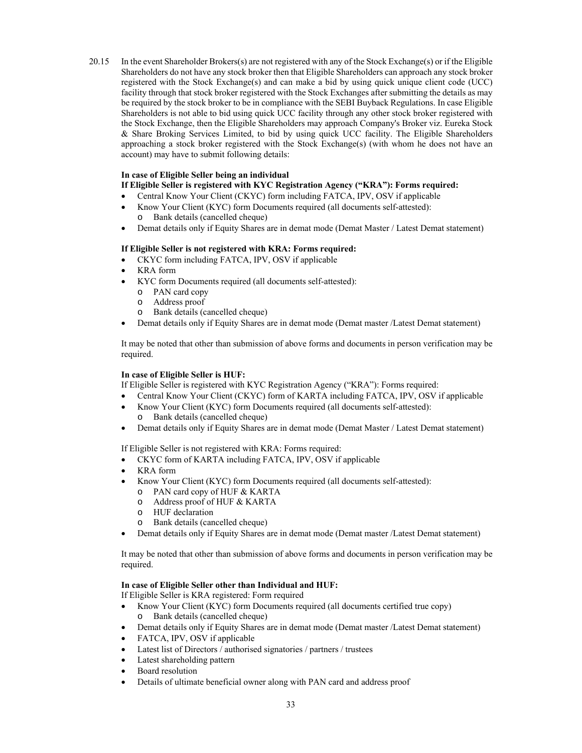20.15 In the event Shareholder Brokers(s) are not registered with any of the Stock Exchange(s) or if the Eligible Shareholders do not have any stock broker then that Eligible Shareholders can approach any stock broker registered with the Stock Exchange(s) and can make a bid by using quick unique client code (UCC) facility through that stock broker registered with the Stock Exchanges after submitting the details as may be required by the stock broker to be in compliance with the SEBI Buyback Regulations. In case Eligible Shareholders is not able to bid using quick UCC facility through any other stock broker registered with the Stock Exchange, then the Eligible Shareholders may approach Company's Broker viz. Eureka Stock & Share Broking Services Limited, to bid by using quick UCC facility. The Eligible Shareholders approaching a stock broker registered with the Stock Exchange(s) (with whom he does not have an account) may have to submit following details:

**In case of Eligible Seller being an individual**
**If Eligible Seller is registered with KYC Registration Agency ("KRA"): Forms required:**

- Central Know Your Client (CKYC) form including FATCA, IPV, OSV if applicable
- Know Your Client (KYC) form Documents required (all documents self-attested):
  - Bank details (cancelled cheque)
- Demat details only if Equity Shares are in demat mode (Demat Master / Latest Demat statement)

**If Eligible Seller is not registered with KRA: Forms required:**

- CKYC form including FATCA, IPV, OSV if applicable
- KRA form
- KYC form Documents required (all documents self-attested):
  - PAN card copy
  - Address proof
  - Bank details (cancelled cheque)
- Demat details only if Equity Shares are in demat mode (Demat master /Latest Demat statement)

It may be noted that other than submission of above forms and documents in person verification may be required.

**In case of Eligible Seller is HUF:**
If Eligible Seller is registered with KYC Registration Agency ("KRA"): Forms required:

- Central Know Your Client (CKYC) form of KARTA including FATCA, IPV, OSV if applicable
- Know Your Client (KYC) form Documents required (all documents self-attested):
  - Bank details (cancelled cheque)
- Demat details only if Equity Shares are in demat mode (Demat Master / Latest Demat statement)

If Eligible Seller is not registered with KRA: Forms required:

- CKYC form of KARTA including FATCA, IPV, OSV if applicable
- KRA form
- Know Your Client (KYC) form Documents required (all documents self-attested):
  - PAN card copy of HUF & KARTA
  - Address proof of HUF & KARTA
  - HUF declaration
  - Bank details (cancelled cheque)
- Demat details only if Equity Shares are in demat mode (Demat master /Latest Demat statement)

It may be noted that other than submission of above forms and documents in person verification may be required.

**In case of Eligible Seller other than Individual and HUF:**
If Eligible Seller is KRA registered: Form required

- Know Your Client (KYC) form Documents required (all documents certified true copy)
  - Bank details (cancelled cheque)
- Demat details only if Equity Shares are in demat mode (Demat master /Latest Demat statement)
- FATCA, IPV, OSV if applicable
- Latest list of Directors / authorised signatories / partners / trustees
- Latest shareholding pattern
- Board resolution
- Details of ultimate beneficial owner along with PAN card and address proof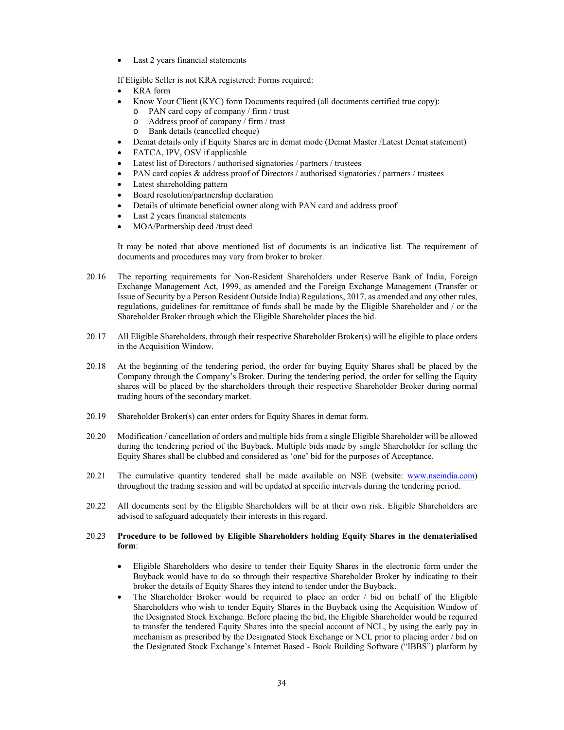- Last 2 years financial statements

If Eligible Seller is not KRA registered: Forms required:

- KRA form
- Know Your Client (KYC) form Documents required (all documents certified true copy):
  - PAN card copy of company / firm / trust
  - Address proof of company / firm / trust
  - Bank details (cancelled cheque)
- Demat details only if Equity Shares are in demat mode (Demat Master /Latest Demat statement)
- FATCA, IPV, OSV if applicable
- Latest list of Directors / authorised signatories / partners / trustees
- PAN card copies & address proof of Directors / authorised signatories / partners / trustees
- Latest shareholding pattern
- Board resolution/partnership declaration
- Details of ultimate beneficial owner along with PAN card and address proof
- Last 2 years financial statements
- MOA/Partnership deed /trust deed

It may be noted that above mentioned list of documents is an indicative list. The requirement of documents and procedures may vary from broker to broker.

20.16 The reporting requirements for Non-Resident Shareholders under Reserve Bank of India, Foreign Exchange Management Act, 1999, as amended and the Foreign Exchange Management (Transfer or Issue of Security by a Person Resident Outside India) Regulations, 2017, as amended and any other rules, regulations, guidelines for remittance of funds shall be made by the Eligible Shareholder and / or the Shareholder Broker through which the Eligible Shareholder places the bid.

20.17 All Eligible Shareholders, through their respective Shareholder Broker(s) will be eligible to place orders in the Acquisition Window.

20.18 At the beginning of the tendering period, the order for buying Equity Shares shall be placed by the Company through the Company's Broker. During the tendering period, the order for selling the Equity shares will be placed by the shareholders through their respective Shareholder Broker during normal trading hours of the secondary market.

20.19 Shareholder Broker(s) can enter orders for Equity Shares in demat form.

20.20 Modification / cancellation of orders and multiple bids from a single Eligible Shareholder will be allowed during the tendering period of the Buyback. Multiple bids made by single Shareholder for selling the Equity Shares shall be clubbed and considered as 'one' bid for the purposes of Acceptance.

20.21 The cumulative quantity tendered shall be made available on NSE (website: www.nseindia.com) throughout the trading session and will be updated at specific intervals during the tendering period.

20.22 All documents sent by the Eligible Shareholders will be at their own risk. Eligible Shareholders are advised to safeguard adequately their interests in this regard.

20.23 **Procedure to be followed by Eligible Shareholders holding Equity Shares in the dematerialised form**:

- Eligible Shareholders who desire to tender their Equity Shares in the electronic form under the Buyback would have to do so through their respective Shareholder Broker by indicating to their broker the details of Equity Shares they intend to tender under the Buyback.
- The Shareholder Broker would be required to place an order / bid on behalf of the Eligible Shareholders who wish to tender Equity Shares in the Buyback using the Acquisition Window of the Designated Stock Exchange. Before placing the bid, the Eligible Shareholder would be required to transfer the tendered Equity Shares into the special account of NCL, by using the early pay in mechanism as prescribed by the Designated Stock Exchange or NCL prior to placing order / bid on the Designated Stock Exchange's Internet Based - Book Building Software ("IBBS") platform by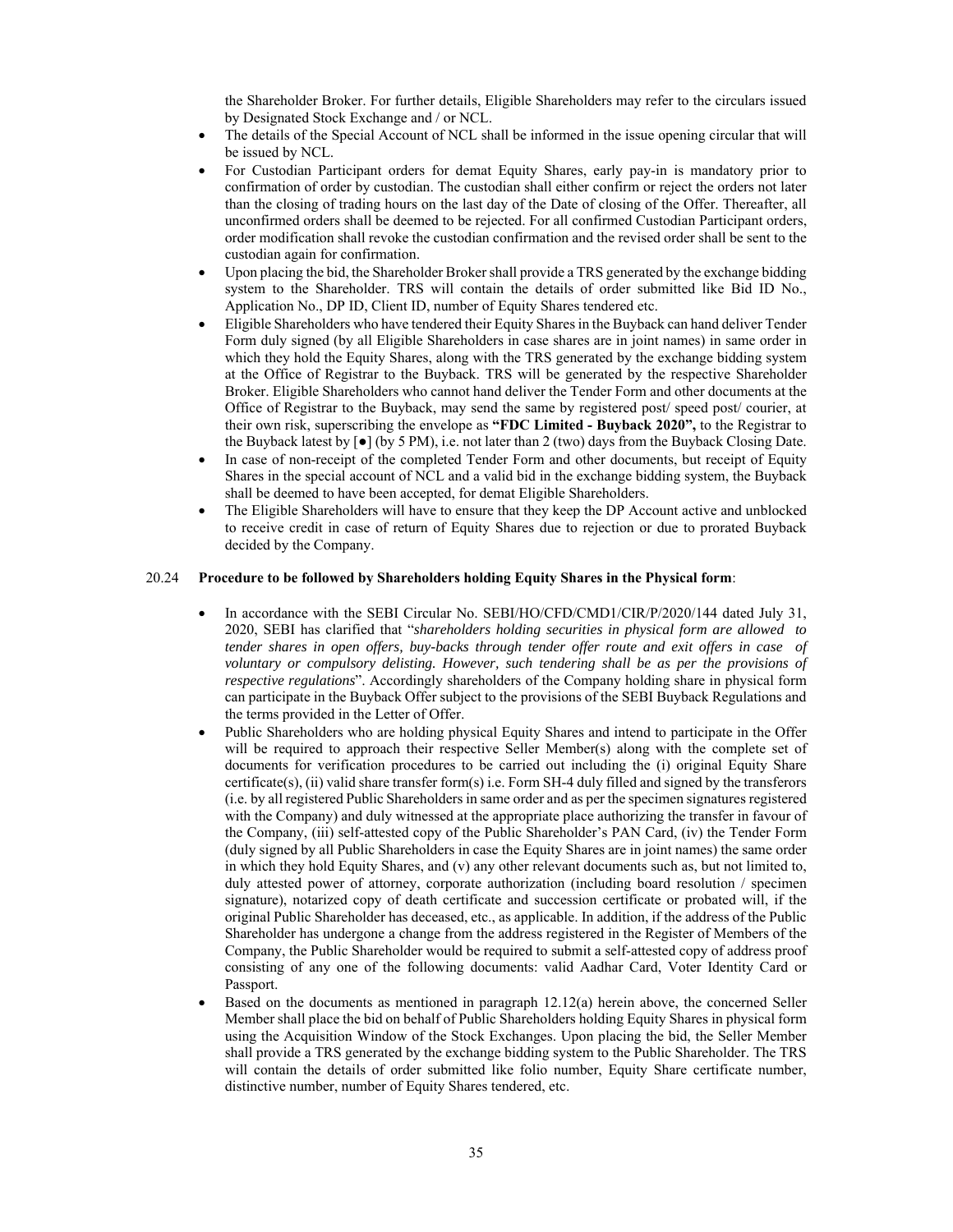the Shareholder Broker. For further details, Eligible Shareholders may refer to the circulars issued by Designated Stock Exchange and / or NCL.

- The details of the Special Account of NCL shall be informed in the issue opening circular that will be issued by NCL.
- For Custodian Participant orders for demat Equity Shares, early pay-in is mandatory prior to confirmation of order by custodian. The custodian shall either confirm or reject the orders not later than the closing of trading hours on the last day of the Date of closing of the Offer. Thereafter, all unconfirmed orders shall be deemed to be rejected. For all confirmed Custodian Participant orders, order modification shall revoke the custodian confirmation and the revised order shall be sent to the custodian again for confirmation.
- Upon placing the bid, the Shareholder Broker shall provide a TRS generated by the exchange bidding system to the Shareholder. TRS will contain the details of order submitted like Bid ID No., Application No., DP ID, Client ID, number of Equity Shares tendered etc.
- Eligible Shareholders who have tendered their Equity Shares in the Buyback can hand deliver Tender Form duly signed (by all Eligible Shareholders in case shares are in joint names) in same order in which they hold the Equity Shares, along with the TRS generated by the exchange bidding system at the Office of Registrar to the Buyback. TRS will be generated by the respective Shareholder Broker. Eligible Shareholders who cannot hand deliver the Tender Form and other documents at the Office of Registrar to the Buyback, may send the same by registered post/ speed post/ courier, at their own risk, superscribing the envelope as **"FDC Limited - Buyback 2020",** to the Registrar to the Buyback latest by [●] (by 5 PM), i.e. not later than 2 (two) days from the Buyback Closing Date.
- In case of non-receipt of the completed Tender Form and other documents, but receipt of Equity Shares in the special account of NCL and a valid bid in the exchange bidding system, the Buyback shall be deemed to have been accepted, for demat Eligible Shareholders.
- The Eligible Shareholders will have to ensure that they keep the DP Account active and unblocked to receive credit in case of return of Equity Shares due to rejection or due to prorated Buyback decided by the Company.

20.24 **Procedure to be followed by Shareholders holding Equity Shares in the Physical form**:

- In accordance with the SEBI Circular No. SEBI/HO/CFD/CMD1/CIR/P/2020/144 dated July 31, 2020, SEBI has clarified that "*shareholders holding securities in physical form are allowed to tender shares in open offers, buy-backs through tender offer route and exit offers in case of voluntary or compulsory delisting. However, such tendering shall be as per the provisions of respective regulations*". Accordingly shareholders of the Company holding share in physical form can participate in the Buyback Offer subject to the provisions of the SEBI Buyback Regulations and the terms provided in the Letter of Offer.
- Public Shareholders who are holding physical Equity Shares and intend to participate in the Offer will be required to approach their respective Seller Member(s) along with the complete set of documents for verification procedures to be carried out including the (i) original Equity Share certificate(s), (ii) valid share transfer form(s) i.e. Form SH-4 duly filled and signed by the transferors (i.e. by all registered Public Shareholders in same order and as per the specimen signatures registered with the Company) and duly witnessed at the appropriate place authorizing the transfer in favour of the Company, (iii) self-attested copy of the Public Shareholder's PAN Card, (iv) the Tender Form (duly signed by all Public Shareholders in case the Equity Shares are in joint names) the same order in which they hold Equity Shares, and (v) any other relevant documents such as, but not limited to, duly attested power of attorney, corporate authorization (including board resolution / specimen signature), notarized copy of death certificate and succession certificate or probated will, if the original Public Shareholder has deceased, etc., as applicable. In addition, if the address of the Public Shareholder has undergone a change from the address registered in the Register of Members of the Company, the Public Shareholder would be required to submit a self-attested copy of address proof consisting of any one of the following documents: valid Aadhar Card, Voter Identity Card or Passport.
- Based on the documents as mentioned in paragraph 12.12(a) herein above, the concerned Seller Member shall place the bid on behalf of Public Shareholders holding Equity Shares in physical form using the Acquisition Window of the Stock Exchanges. Upon placing the bid, the Seller Member shall provide a TRS generated by the exchange bidding system to the Public Shareholder. The TRS will contain the details of order submitted like folio number, Equity Share certificate number, distinctive number, number of Equity Shares tendered, etc.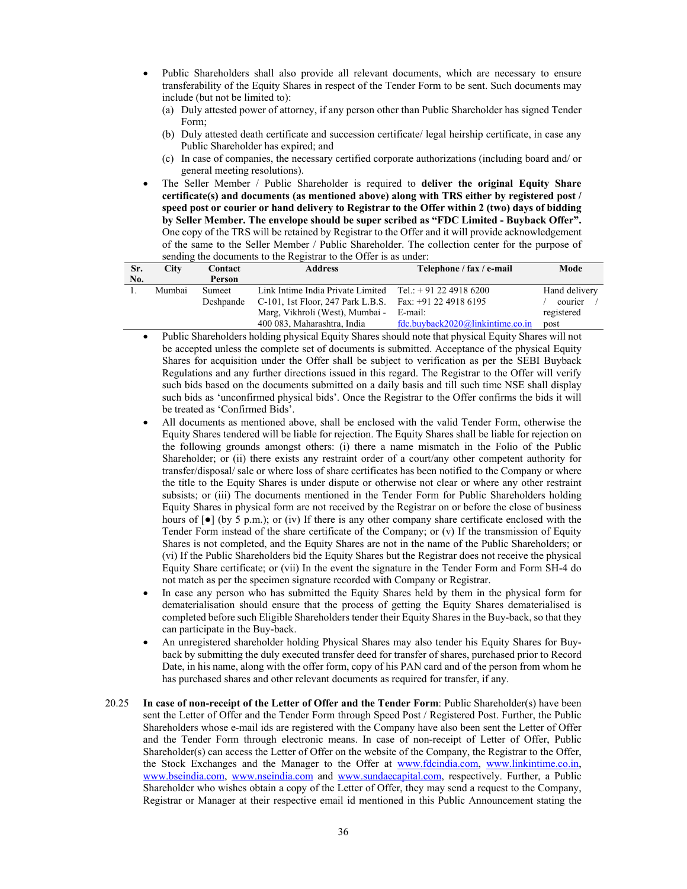- Public Shareholders shall also provide all relevant documents, which are necessary to ensure transferability of the Equity Shares in respect of the Tender Form to be sent. Such documents may include (but not be limited to):
  (a) Duly attested power of attorney, if any person other than Public Shareholder has signed Tender Form;
  (b) Duly attested death certificate and succession certificate/ legal heirship certificate, in case any Public Shareholder has expired; and
  (c) In case of companies, the necessary certified corporate authorizations (including board and/ or general meeting resolutions).
- The Seller Member / Public Shareholder is required to **deliver the original Equity Share certificate(s) and documents (as mentioned above) along with TRS either by registered post / speed post or courier or hand delivery to Registrar to the Offer within 2 (two) days of bidding by Seller Member. The envelope should be super scribed as "FDC Limited - Buyback Offer".** One copy of the TRS will be retained by Registrar to the Offer and it will provide acknowledgement of the same to the Seller Member / Public Shareholder. The collection center for the purpose of sending the documents to the Registrar to the Offer is as under:

| Sr. No. | City | Contact Person | Address | Telephone / fax / e-mail | Mode |
|---|---|---|---|---|---|
| 1. | Mumbai | Sumeet Deshpande | Link Intime India Private Limited C-101, 1st Floor, 247 Park L.B.S. Marg, Vikhroli (West), Mumbai - 400 083, Maharashtra, India | Tel.: + 91 22 4918 6200 Fax: +91 22 4918 6195 E-mail: fdc.buyback2020@linkintime.co.in | Hand delivery / courier / registered post |

- Public Shareholders holding physical Equity Shares should note that physical Equity Shares will not be accepted unless the complete set of documents is submitted. Acceptance of the physical Equity Shares for acquisition under the Offer shall be subject to verification as per the SEBI Buyback Regulations and any further directions issued in this regard. The Registrar to the Offer will verify such bids based on the documents submitted on a daily basis and till such time NSE shall display such bids as 'unconfirmed physical bids'. Once the Registrar to the Offer confirms the bids it will be treated as 'Confirmed Bids'.
- All documents as mentioned above, shall be enclosed with the valid Tender Form, otherwise the Equity Shares tendered will be liable for rejection. The Equity Shares shall be liable for rejection on the following grounds amongst others: (i) there a name mismatch in the Folio of the Public Shareholder; or (ii) there exists any restraint order of a court/any other competent authority for transfer/disposal/ sale or where loss of share certificates has been notified to the Company or where the title to the Equity Shares is under dispute or otherwise not clear or where any other restraint subsists; or (iii) The documents mentioned in the Tender Form for Public Shareholders holding Equity Shares in physical form are not received by the Registrar on or before the close of business hours of [●] (by 5 p.m.); or (iv) If there is any other company share certificate enclosed with the Tender Form instead of the share certificate of the Company; or (v) If the transmission of Equity Shares is not completed, and the Equity Shares are not in the name of the Public Shareholders; or (vi) If the Public Shareholders bid the Equity Shares but the Registrar does not receive the physical Equity Share certificate; or (vii) In the event the signature in the Tender Form and Form SH-4 do not match as per the specimen signature recorded with Company or Registrar.
- In case any person who has submitted the Equity Shares held by them in the physical form for dematerialisation should ensure that the process of getting the Equity Shares dematerialised is completed before such Eligible Shareholders tender their Equity Shares in the Buy-back, so that they can participate in the Buy-back.
- An unregistered shareholder holding Physical Shares may also tender his Equity Shares for Buy-back by submitting the duly executed transfer deed for transfer of shares, purchased prior to Record Date, in his name, along with the offer form, copy of his PAN card and of the person from whom he has purchased shares and other relevant documents as required for transfer, if any.

20.25 **In case of non-receipt of the Letter of Offer and the Tender Form**: Public Shareholder(s) have been sent the Letter of Offer and the Tender Form through Speed Post / Registered Post. Further, the Public Shareholders whose e-mail ids are registered with the Company have also been sent the Letter of Offer and the Tender Form through electronic means. In case of non-receipt of Letter of Offer, Public Shareholder(s) can access the Letter of Offer on the website of the Company, the Registrar to the Offer, the Stock Exchanges and the Manager to the Offer at www.fdcindia.com, www.linkintime.co.in, www.bseindia.com, www.nseindia.com and www.sundaecapital.com, respectively. Further, a Public Shareholder who wishes obtain a copy of the Letter of Offer, they may send a request to the Company, Registrar or Manager at their respective email id mentioned in this Public Announcement stating the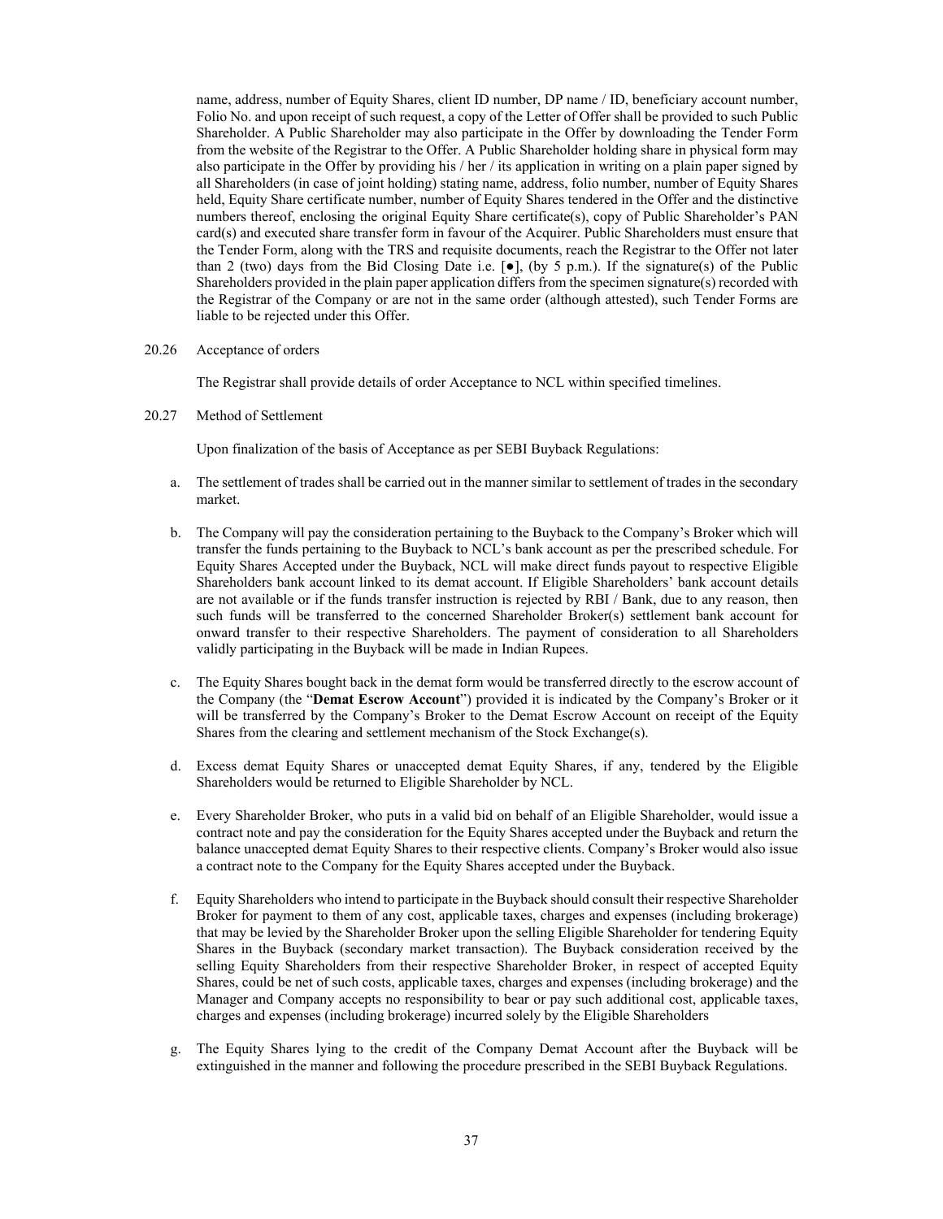name, address, number of Equity Shares, client ID number, DP name / ID, beneficiary account number, Folio No. and upon receipt of such request, a copy of the Letter of Offer shall be provided to such Public Shareholder. A Public Shareholder may also participate in the Offer by downloading the Tender Form from the website of the Registrar to the Offer. A Public Shareholder holding share in physical form may also participate in the Offer by providing his / her / its application in writing on a plain paper signed by all Shareholders (in case of joint holding) stating name, address, folio number, number of Equity Shares held, Equity Share certificate number, number of Equity Shares tendered in the Offer and the distinctive numbers thereof, enclosing the original Equity Share certificate(s), copy of Public Shareholder's PAN card(s) and executed share transfer form in favour of the Acquirer. Public Shareholders must ensure that the Tender Form, along with the TRS and requisite documents, reach the Registrar to the Offer not later than 2 (two) days from the Bid Closing Date i.e. [●], (by 5 p.m.). If the signature(s) of the Public Shareholders provided in the plain paper application differs from the specimen signature(s) recorded with the Registrar of the Company or are not in the same order (although attested), such Tender Forms are liable to be rejected under this Offer.

20.26 Acceptance of orders

The Registrar shall provide details of order Acceptance to NCL within specified timelines.

20.27 Method of Settlement

Upon finalization of the basis of Acceptance as per SEBI Buyback Regulations:

a. The settlement of trades shall be carried out in the manner similar to settlement of trades in the secondary market.

b. The Company will pay the consideration pertaining to the Buyback to the Company's Broker which will transfer the funds pertaining to the Buyback to NCL's bank account as per the prescribed schedule. For Equity Shares Accepted under the Buyback, NCL will make direct funds payout to respective Eligible Shareholders bank account linked to its demat account. If Eligible Shareholders' bank account details are not available or if the funds transfer instruction is rejected by RBI / Bank, due to any reason, then such funds will be transferred to the concerned Shareholder Broker(s) settlement bank account for onward transfer to their respective Shareholders. The payment of consideration to all Shareholders validly participating in the Buyback will be made in Indian Rupees.

c. The Equity Shares bought back in the demat form would be transferred directly to the escrow account of the Company (the "**Demat Escrow Account**") provided it is indicated by the Company's Broker or it will be transferred by the Company's Broker to the Demat Escrow Account on receipt of the Equity Shares from the clearing and settlement mechanism of the Stock Exchange(s).

d. Excess demat Equity Shares or unaccepted demat Equity Shares, if any, tendered by the Eligible Shareholders would be returned to Eligible Shareholder by NCL.

e. Every Shareholder Broker, who puts in a valid bid on behalf of an Eligible Shareholder, would issue a contract note and pay the consideration for the Equity Shares accepted under the Buyback and return the balance unaccepted demat Equity Shares to their respective clients. Company's Broker would also issue a contract note to the Company for the Equity Shares accepted under the Buyback.

f. Equity Shareholders who intend to participate in the Buyback should consult their respective Shareholder Broker for payment to them of any cost, applicable taxes, charges and expenses (including brokerage) that may be levied by the Shareholder Broker upon the selling Eligible Shareholder for tendering Equity Shares in the Buyback (secondary market transaction). The Buyback consideration received by the selling Equity Shareholders from their respective Shareholder Broker, in respect of accepted Equity Shares, could be net of such costs, applicable taxes, charges and expenses (including brokerage) and the Manager and Company accepts no responsibility to bear or pay such additional cost, applicable taxes, charges and expenses (including brokerage) incurred solely by the Eligible Shareholders

g. The Equity Shares lying to the credit of the Company Demat Account after the Buyback will be extinguished in the manner and following the procedure prescribed in the SEBI Buyback Regulations.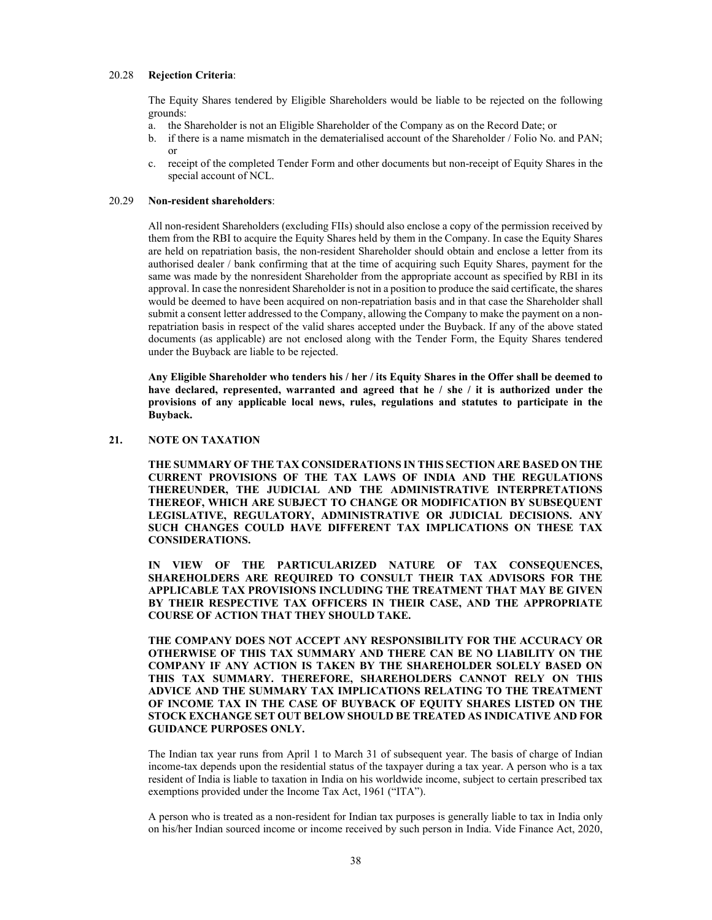20.28 **Rejection Criteria**:

The Equity Shares tendered by Eligible Shareholders would be liable to be rejected on the following grounds:

a. the Shareholder is not an Eligible Shareholder of the Company as on the Record Date; or
b. if there is a name mismatch in the dematerialised account of the Shareholder / Folio No. and PAN; or
c. receipt of the completed Tender Form and other documents but non-receipt of Equity Shares in the special account of NCL.

20.29 **Non-resident shareholders**:

All non-resident Shareholders (excluding FIIs) should also enclose a copy of the permission received by them from the RBI to acquire the Equity Shares held by them in the Company. In case the Equity Shares are held on repatriation basis, the non-resident Shareholder should obtain and enclose a letter from its authorised dealer / bank confirming that at the time of acquiring such Equity Shares, payment for the same was made by the nonresident Shareholder from the appropriate account as specified by RBI in its approval. In case the nonresident Shareholder is not in a position to produce the said certificate, the shares would be deemed to have been acquired on non-repatriation basis and in that case the Shareholder shall submit a consent letter addressed to the Company, allowing the Company to make the payment on a non-repatriation basis in respect of the valid shares accepted under the Buyback. If any of the above stated documents (as applicable) are not enclosed along with the Tender Form, the Equity Shares tendered under the Buyback are liable to be rejected.

**Any Eligible Shareholder who tenders his / her / its Equity Shares in the Offer shall be deemed to have declared, represented, warranted and agreed that he / she / it is authorized under the provisions of any applicable local news, rules, regulations and statutes to participate in the Buyback.**

## 21. NOTE ON TAXATION

**THE SUMMARY OF THE TAX CONSIDERATIONS IN THIS SECTION ARE BASED ON THE CURRENT PROVISIONS OF THE TAX LAWS OF INDIA AND THE REGULATIONS THEREUNDER, THE JUDICIAL AND THE ADMINISTRATIVE INTERPRETATIONS THEREOF, WHICH ARE SUBJECT TO CHANGE OR MODIFICATION BY SUBSEQUENT LEGISLATIVE, REGULATORY, ADMINISTRATIVE OR JUDICIAL DECISIONS. ANY SUCH CHANGES COULD HAVE DIFFERENT TAX IMPLICATIONS ON THESE TAX CONSIDERATIONS.**

**IN VIEW OF THE PARTICULARIZED NATURE OF TAX CONSEQUENCES, SHAREHOLDERS ARE REQUIRED TO CONSULT THEIR TAX ADVISORS FOR THE APPLICABLE TAX PROVISIONS INCLUDING THE TREATMENT THAT MAY BE GIVEN BY THEIR RESPECTIVE TAX OFFICERS IN THEIR CASE, AND THE APPROPRIATE COURSE OF ACTION THAT THEY SHOULD TAKE.**

**THE COMPANY DOES NOT ACCEPT ANY RESPONSIBILITY FOR THE ACCURACY OR OTHERWISE OF THIS TAX SUMMARY AND THERE CAN BE NO LIABILITY ON THE COMPANY IF ANY ACTION IS TAKEN BY THE SHAREHOLDER SOLELY BASED ON THIS TAX SUMMARY. THEREFORE, SHAREHOLDERS CANNOT RELY ON THIS ADVICE AND THE SUMMARY TAX IMPLICATIONS RELATING TO THE TREATMENT OF INCOME TAX IN THE CASE OF BUYBACK OF EQUITY SHARES LISTED ON THE STOCK EXCHANGE SET OUT BELOW SHOULD BE TREATED AS INDICATIVE AND FOR GUIDANCE PURPOSES ONLY.**

The Indian tax year runs from April 1 to March 31 of subsequent year. The basis of charge of Indian income-tax depends upon the residential status of the taxpayer during a tax year. A person who is a tax resident of India is liable to taxation in India on his worldwide income, subject to certain prescribed tax exemptions provided under the Income Tax Act, 1961 ("ITA").

A person who is treated as a non-resident for Indian tax purposes is generally liable to tax in India only on his/her Indian sourced income or income received by such person in India. Vide Finance Act, 2020,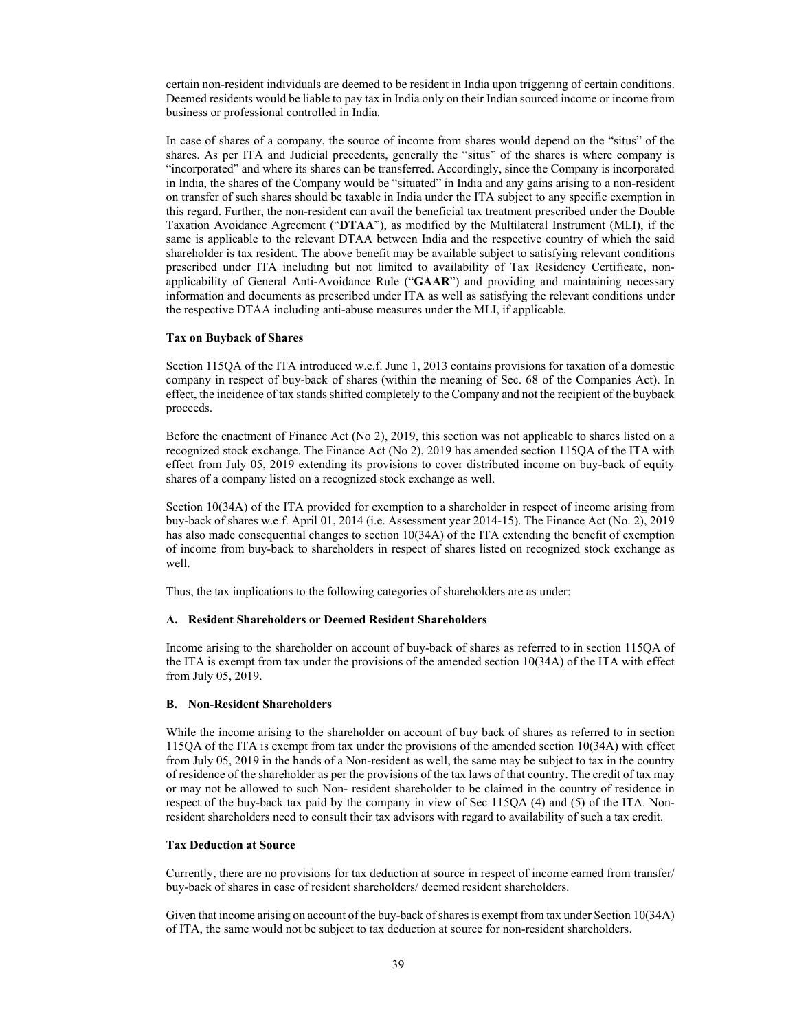certain non-resident individuals are deemed to be resident in India upon triggering of certain conditions. Deemed residents would be liable to pay tax in India only on their Indian sourced income or income from business or professional controlled in India.

In case of shares of a company, the source of income from shares would depend on the "situs" of the shares. As per ITA and Judicial precedents, generally the "situs" of the shares is where company is "incorporated" and where its shares can be transferred. Accordingly, since the Company is incorporated in India, the shares of the Company would be "situated" in India and any gains arising to a non-resident on transfer of such shares should be taxable in India under the ITA subject to any specific exemption in this regard. Further, the non-resident can avail the beneficial tax treatment prescribed under the Double Taxation Avoidance Agreement ("**DTAA**"), as modified by the Multilateral Instrument (MLI), if the same is applicable to the relevant DTAA between India and the respective country of which the said shareholder is tax resident. The above benefit may be available subject to satisfying relevant conditions prescribed under ITA including but not limited to availability of Tax Residency Certificate, non-applicability of General Anti-Avoidance Rule ("**GAAR**") and providing and maintaining necessary information and documents as prescribed under ITA as well as satisfying the relevant conditions under the respective DTAA including anti-abuse measures under the MLI, if applicable.

**Tax on Buyback of Shares**

Section 115QA of the ITA introduced w.e.f. June 1, 2013 contains provisions for taxation of a domestic company in respect of buy-back of shares (within the meaning of Sec. 68 of the Companies Act). In effect, the incidence of tax stands shifted completely to the Company and not the recipient of the buyback proceeds.

Before the enactment of Finance Act (No 2), 2019, this section was not applicable to shares listed on a recognized stock exchange. The Finance Act (No 2), 2019 has amended section 115QA of the ITA with effect from July 05, 2019 extending its provisions to cover distributed income on buy-back of equity shares of a company listed on a recognized stock exchange as well.

Section 10(34A) of the ITA provided for exemption to a shareholder in respect of income arising from buy-back of shares w.e.f. April 01, 2014 (i.e. Assessment year 2014-15). The Finance Act (No. 2), 2019 has also made consequential changes to section 10(34A) of the ITA extending the benefit of exemption of income from buy-back to shareholders in respect of shares listed on recognized stock exchange as well.

Thus, the tax implications to the following categories of shareholders are as under:

**A. Resident Shareholders or Deemed Resident Shareholders**

Income arising to the shareholder on account of buy-back of shares as referred to in section 115QA of the ITA is exempt from tax under the provisions of the amended section 10(34A) of the ITA with effect from July 05, 2019.

**B. Non-Resident Shareholders**

While the income arising to the shareholder on account of buy back of shares as referred to in section 115QA of the ITA is exempt from tax under the provisions of the amended section 10(34A) with effect from July 05, 2019 in the hands of a Non-resident as well, the same may be subject to tax in the country of residence of the shareholder as per the provisions of the tax laws of that country. The credit of tax may or may not be allowed to such Non- resident shareholder to be claimed in the country of residence in respect of the buy-back tax paid by the company in view of Sec 115QA (4) and (5) of the ITA. Non-resident shareholders need to consult their tax advisors with regard to availability of such a tax credit.

**Tax Deduction at Source**

Currently, there are no provisions for tax deduction at source in respect of income earned from transfer/ buy-back of shares in case of resident shareholders/ deemed resident shareholders.

Given that income arising on account of the buy-back of shares is exempt from tax under Section 10(34A) of ITA, the same would not be subject to tax deduction at source for non-resident shareholders.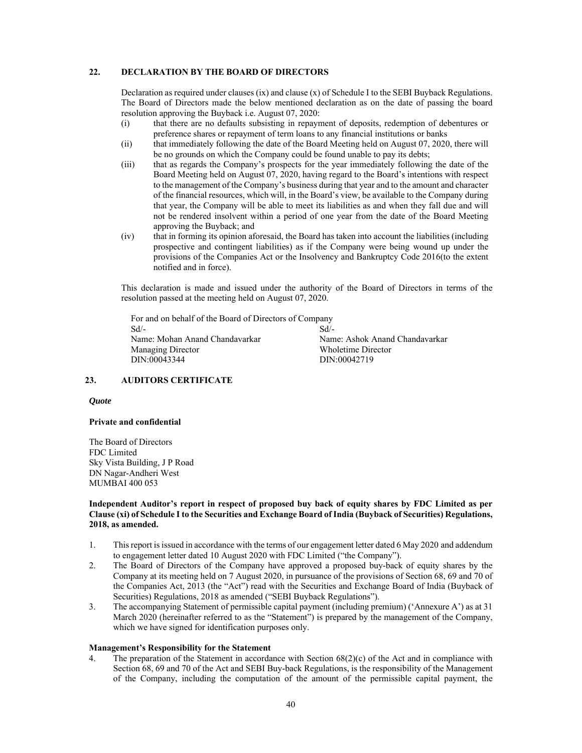## 22. DECLARATION BY THE BOARD OF DIRECTORS

Declaration as required under clauses (ix) and clause (x) of Schedule I to the SEBI Buyback Regulations. The Board of Directors made the below mentioned declaration as on the date of passing the board resolution approving the Buyback i.e. August 07, 2020:

(i) that there are no defaults subsisting in repayment of deposits, redemption of debentures or preference shares or repayment of term loans to any financial institutions or banks

(ii) that immediately following the date of the Board Meeting held on August 07, 2020, there will be no grounds on which the Company could be found unable to pay its debts;

(iii) that as regards the Company's prospects for the year immediately following the date of the Board Meeting held on August 07, 2020, having regard to the Board's intentions with respect to the management of the Company's business during that year and to the amount and character of the financial resources, which will, in the Board's view, be available to the Company during that year, the Company will be able to meet its liabilities as and when they fall due and will not be rendered insolvent within a period of one year from the date of the Board Meeting approving the Buyback; and

(iv) that in forming its opinion aforesaid, the Board has taken into account the liabilities (including prospective and contingent liabilities) as if the Company were being wound up under the provisions of the Companies Act or the Insolvency and Bankruptcy Code 2016(to the extent notified and in force).

This declaration is made and issued under the authority of the Board of Directors in terms of the resolution passed at the meeting held on August 07, 2020.

For and on behalf of the Board of Directors of Company

| Sd/- | Sd/- |
|---|---|
| Name: Mohan Anand Chandavarkar | Name: Ashok Anand Chandavarkar |
| Managing Director | Wholetime Director |
| DIN:00043344 | DIN:00042719 |

## 23. AUDITORS CERTIFICATE

***Quote***

**Private and confidential**

The Board of Directors
FDC Limited
Sky Vista Building, J P Road
DN Nagar-Andheri West
MUMBAI 400 053

**Independent Auditor's report in respect of proposed buy back of equity shares by FDC Limited as per Clause (xi) of Schedule I to the Securities and Exchange Board of India (Buyback of Securities) Regulations, 2018, as amended.**

1. This report is issued in accordance with the terms of our engagement letter dated 6 May 2020 and addendum to engagement letter dated 10 August 2020 with FDC Limited ("the Company").
2. The Board of Directors of the Company have approved a proposed buy-back of equity shares by the Company at its meeting held on 7 August 2020, in pursuance of the provisions of Section 68, 69 and 70 of the Companies Act, 2013 (the "Act") read with the Securities and Exchange Board of India (Buyback of Securities) Regulations, 2018 as amended ("SEBI Buyback Regulations").
3. The accompanying Statement of permissible capital payment (including premium) ('Annexure A') as at 31 March 2020 (hereinafter referred to as the "Statement") is prepared by the management of the Company, which we have signed for identification purposes only.

**Management's Responsibility for the Statement**

4. The preparation of the Statement in accordance with Section 68(2)(c) of the Act and in compliance with Section 68, 69 and 70 of the Act and SEBI Buy-back Regulations, is the responsibility of the Management of the Company, including the computation of the amount of the permissible capital payment, the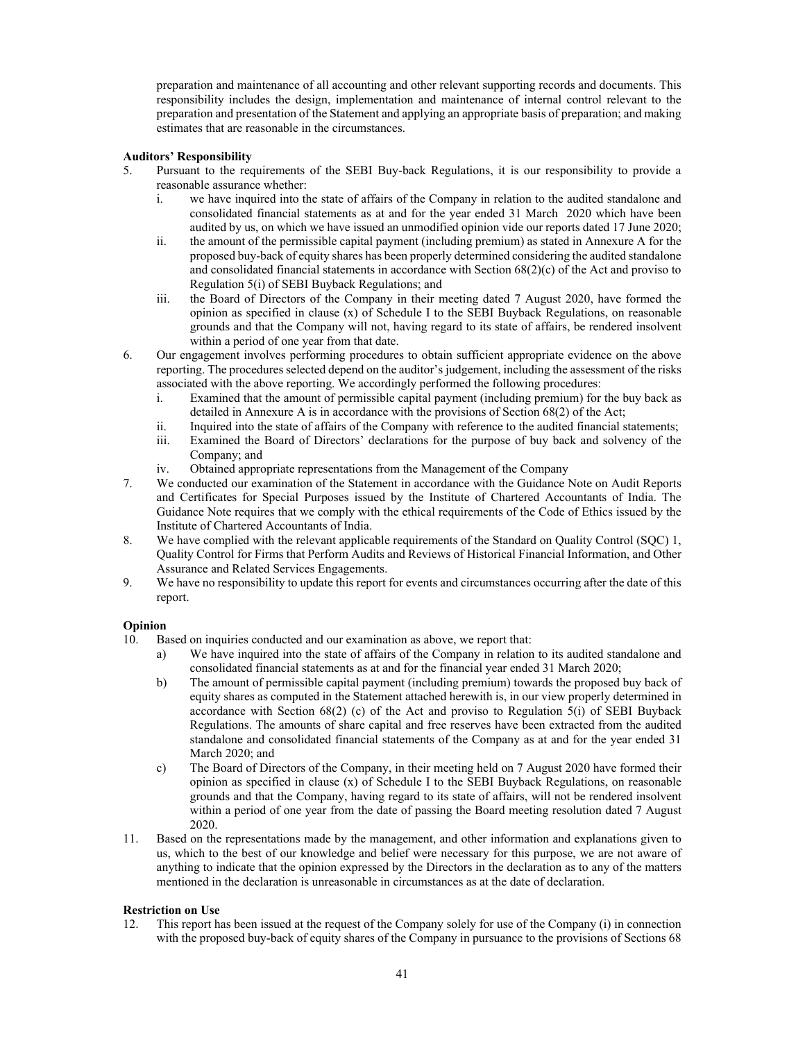preparation and maintenance of all accounting and other relevant supporting records and documents. This responsibility includes the design, implementation and maintenance of internal control relevant to the preparation and presentation of the Statement and applying an appropriate basis of preparation; and making estimates that are reasonable in the circumstances.

**Auditors' Responsibility**

5. Pursuant to the requirements of the SEBI Buy-back Regulations, it is our responsibility to provide a reasonable assurance whether:
   i. we have inquired into the state of affairs of the Company in relation to the audited standalone and consolidated financial statements as at and for the year ended 31 March 2020 which have been audited by us, on which we have issued an unmodified opinion vide our reports dated 17 June 2020;
   ii. the amount of the permissible capital payment (including premium) as stated in Annexure A for the proposed buy-back of equity shares has been properly determined considering the audited standalone and consolidated financial statements in accordance with Section 68(2)(c) of the Act and proviso to Regulation 5(i) of SEBI Buyback Regulations; and
   iii. the Board of Directors of the Company in their meeting dated 7 August 2020, have formed the opinion as specified in clause (x) of Schedule I to the SEBI Buyback Regulations, on reasonable grounds and that the Company will not, having regard to its state of affairs, be rendered insolvent within a period of one year from that date.
6. Our engagement involves performing procedures to obtain sufficient appropriate evidence on the above reporting. The procedures selected depend on the auditor's judgement, including the assessment of the risks associated with the above reporting. We accordingly performed the following procedures:
   i. Examined that the amount of permissible capital payment (including premium) for the buy back as detailed in Annexure A is in accordance with the provisions of Section 68(2) of the Act;
   ii. Inquired into the state of affairs of the Company with reference to the audited financial statements;
   iii. Examined the Board of Directors' declarations for the purpose of buy back and solvency of the Company; and
   iv. Obtained appropriate representations from the Management of the Company
7. We conducted our examination of the Statement in accordance with the Guidance Note on Audit Reports and Certificates for Special Purposes issued by the Institute of Chartered Accountants of India. The Guidance Note requires that we comply with the ethical requirements of the Code of Ethics issued by the Institute of Chartered Accountants of India.
8. We have complied with the relevant applicable requirements of the Standard on Quality Control (SQC) 1, Quality Control for Firms that Perform Audits and Reviews of Historical Financial Information, and Other Assurance and Related Services Engagements.
9. We have no responsibility to update this report for events and circumstances occurring after the date of this report.

**Opinion**

10. Based on inquiries conducted and our examination as above, we report that:
    a) We have inquired into the state of affairs of the Company in relation to its audited standalone and consolidated financial statements as at and for the financial year ended 31 March 2020;
    b) The amount of permissible capital payment (including premium) towards the proposed buy back of equity shares as computed in the Statement attached herewith is, in our view properly determined in accordance with Section 68(2) (c) of the Act and proviso to Regulation 5(i) of SEBI Buyback Regulations. The amounts of share capital and free reserves have been extracted from the audited standalone and consolidated financial statements of the Company as at and for the year ended 31 March 2020; and
    c) The Board of Directors of the Company, in their meeting held on 7 August 2020 have formed their opinion as specified in clause (x) of Schedule I to the SEBI Buyback Regulations, on reasonable grounds and that the Company, having regard to its state of affairs, will not be rendered insolvent within a period of one year from the date of passing the Board meeting resolution dated 7 August 2020.
11. Based on the representations made by the management, and other information and explanations given to us, which to the best of our knowledge and belief were necessary for this purpose, we are not aware of anything to indicate that the opinion expressed by the Directors in the declaration as to any of the matters mentioned in the declaration is unreasonable in circumstances as at the date of declaration.

**Restriction on Use**

12. This report has been issued at the request of the Company solely for use of the Company (i) in connection with the proposed buy-back of equity shares of the Company in pursuance to the provisions of Sections 68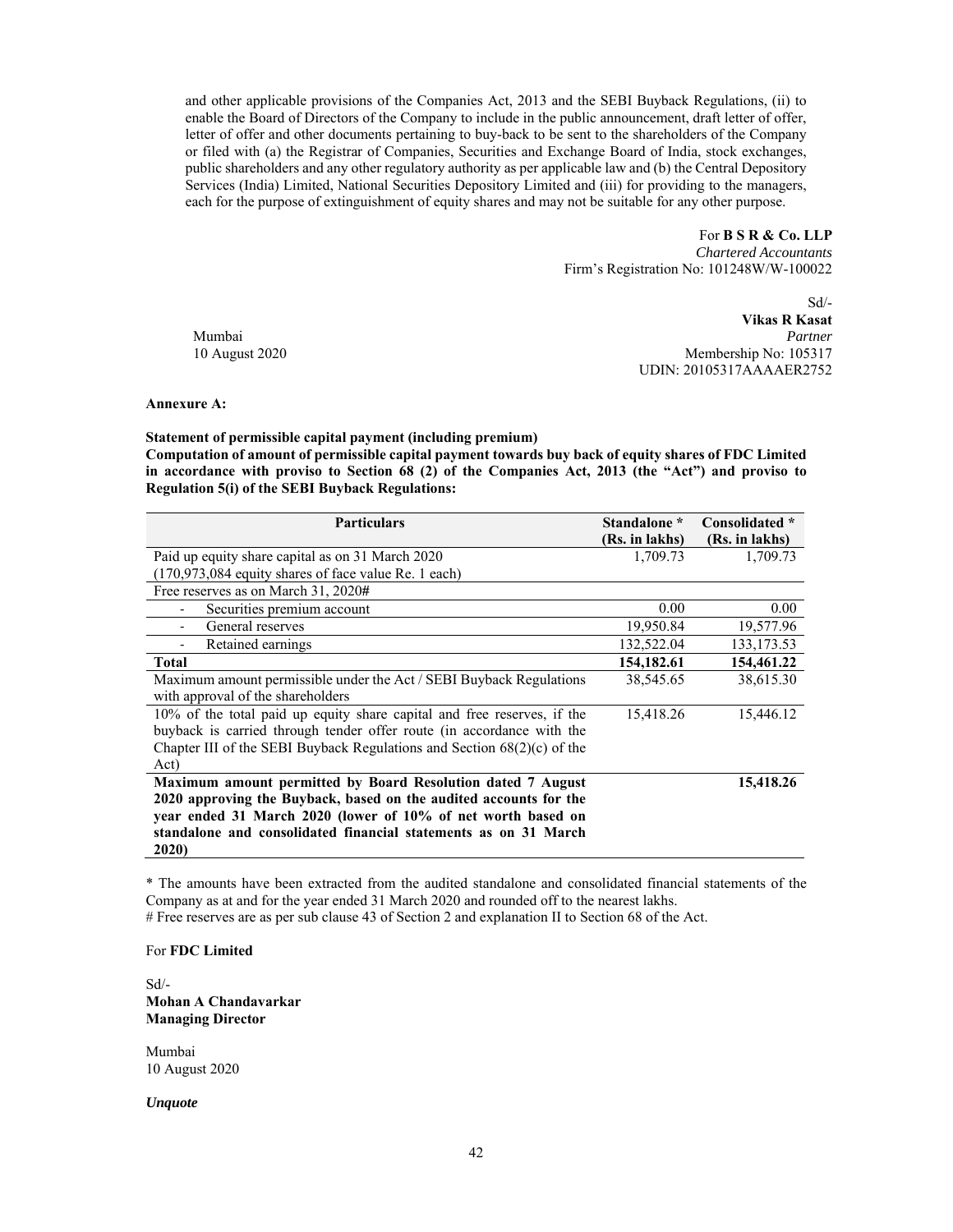and other applicable provisions of the Companies Act, 2013 and the SEBI Buyback Regulations, (ii) to enable the Board of Directors of the Company to include in the public announcement, draft letter of offer, letter of offer and other documents pertaining to buy-back to be sent to the shareholders of the Company or filed with (a) the Registrar of Companies, Securities and Exchange Board of India, stock exchanges, public shareholders and any other regulatory authority as per applicable law and (b) the Central Depository Services (India) Limited, National Securities Depository Limited and (iii) for providing to the managers, each for the purpose of extinguishment of equity shares and may not be suitable for any other purpose.

For **B S R & Co. LLP**
*Chartered Accountants*
Firm's Registration No: 101248W/W-100022

Sd/-
**Vikas R Kasat**
*Partner*
Membership No: 105317
UDIN: 20105317AAAAER2752

Mumbai
10 August 2020

**Annexure A:**

**Statement of permissible capital payment (including premium)**
**Computation of amount of permissible capital payment towards buy back of equity shares of FDC Limited in accordance with proviso to Section 68 (2) of the Companies Act, 2013 (the "Act") and proviso to Regulation 5(i) of the SEBI Buyback Regulations:**

| Particulars | Standalone * (Rs. in lakhs) | Consolidated * (Rs. in lakhs) |
|---|---|---|
| Paid up equity share capital as on 31 March 2020 (170,973,084 equity shares of face value Re. 1 each) | 1,709.73 | 1,709.73 |
| Free reserves as on March 31, 2020# | | |
| - Securities premium account | 0.00 | 0.00 |
| - General reserves | 19,950.84 | 19,577.96 |
| - Retained earnings | 132,522.04 | 133,173.53 |
| **Total** | **154,182.61** | **154,461.22** |
| Maximum amount permissible under the Act / SEBI Buyback Regulations with approval of the shareholders | 38,545.65 | 38,615.30 |
| 10% of the total paid up equity share capital and free reserves, if the buyback is carried through tender offer route (in accordance with the Chapter III of the SEBI Buyback Regulations and Section 68(2)(c) of the Act) | 15,418.26 | 15,446.12 |
| **Maximum amount permitted by Board Resolution dated 7 August 2020 approving the Buyback, based on the audited accounts for the year ended 31 March 2020 (lower of 10% of net worth based on standalone and consolidated financial statements as on 31 March 2020)** | | **15,418.26** |

\* The amounts have been extracted from the audited standalone and consolidated financial statements of the Company as at and for the year ended 31 March 2020 and rounded off to the nearest lakhs.
# Free reserves are as per sub clause 43 of Section 2 and explanation II to Section 68 of the Act.

For **FDC Limited**

Sd/-
**Mohan A Chandavarkar**
**Managing Director**

Mumbai
10 August 2020

***Unquote***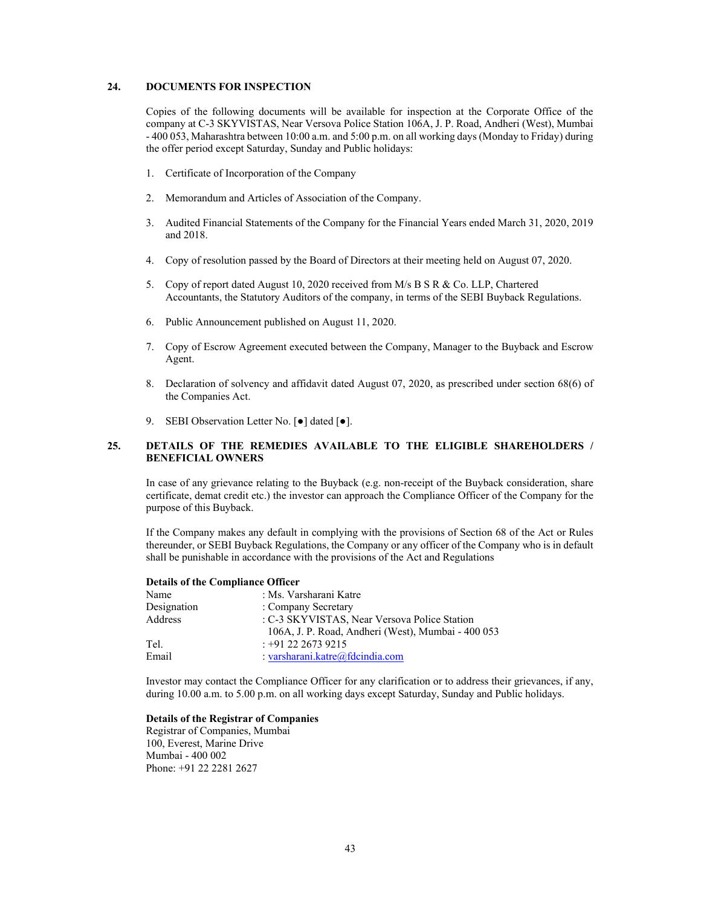## 24. DOCUMENTS FOR INSPECTION

Copies of the following documents will be available for inspection at the Corporate Office of the company at C-3 SKYVISTAS, Near Versova Police Station 106A, J. P. Road, Andheri (West), Mumbai - 400 053, Maharashtra between 10:00 a.m. and 5:00 p.m. on all working days (Monday to Friday) during the offer period except Saturday, Sunday and Public holidays:

1. Certificate of Incorporation of the Company
2. Memorandum and Articles of Association of the Company.
3. Audited Financial Statements of the Company for the Financial Years ended March 31, 2020, 2019 and 2018.
4. Copy of resolution passed by the Board of Directors at their meeting held on August 07, 2020.
5. Copy of report dated August 10, 2020 received from M/s B S R & Co. LLP, Chartered Accountants, the Statutory Auditors of the company, in terms of the SEBI Buyback Regulations.
6. Public Announcement published on August 11, 2020.
7. Copy of Escrow Agreement executed between the Company, Manager to the Buyback and Escrow Agent.
8. Declaration of solvency and affidavit dated August 07, 2020, as prescribed under section 68(6) of the Companies Act.
9. SEBI Observation Letter No. [●] dated [●].

## 25. DETAILS OF THE REMEDIES AVAILABLE TO THE ELIGIBLE SHAREHOLDERS / BENEFICIAL OWNERS

In case of any grievance relating to the Buyback (e.g. non-receipt of the Buyback consideration, share certificate, demat credit etc.) the investor can approach the Compliance Officer of the Company for the purpose of this Buyback.

If the Company makes any default in complying with the provisions of Section 68 of the Act or Rules thereunder, or SEBI Buyback Regulations, the Company or any officer of the Company who is in default shall be punishable in accordance with the provisions of the Act and Regulations

**Details of the Compliance Officer**

| | |
|---|---|
| Name | : Ms. Varsharani Katre |
| Designation | : Company Secretary |
| Address | : C-3 SKYVISTAS, Near Versova Police Station 106A, J. P. Road, Andheri (West), Mumbai - 400 053 |
| Tel. | : +91 22 2673 9215 |
| Email | : varsharani.katre@fdcindia.com |

Investor may contact the Compliance Officer for any clarification or to address their grievances, if any, during 10.00 a.m. to 5.00 p.m. on all working days except Saturday, Sunday and Public holidays.

**Details of the Registrar of Companies**

Registrar of Companies, Mumbai
100, Everest, Marine Drive
Mumbai - 400 002
Phone: +91 22 2281 2627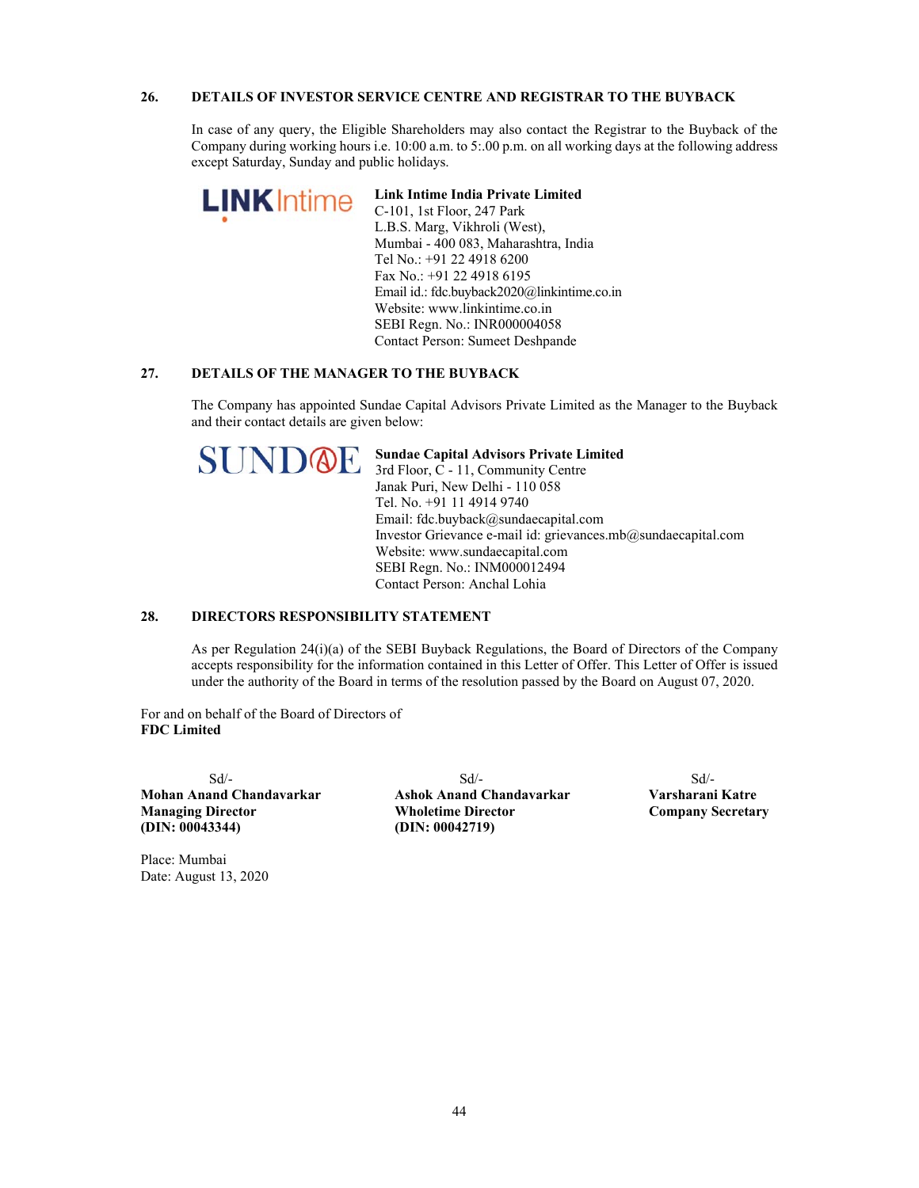## 26. DETAILS OF INVESTOR SERVICE CENTRE AND REGISTRAR TO THE BUYBACK

In case of any query, the Eligible Shareholders may also contact the Registrar to the Buyback of the Company during working hours i.e. 10:00 a.m. to 5:.00 p.m. on all working days at the following address except Saturday, Sunday and public holidays.

**Link Intime India Private Limited**
C-101, 1st Floor, 247 Park
L.B.S. Marg, Vikhroli (West),
Mumbai - 400 083, Maharashtra, India
Tel No.: +91 22 4918 6200
Fax No.: +91 22 4918 6195
Email id.: fdc.buyback2020@linkintime.co.in
Website: www.linkintime.co.in
SEBI Regn. No.: INR000004058
Contact Person: Sumeet Deshpande

## 27. DETAILS OF THE MANAGER TO THE BUYBACK

The Company has appointed Sundae Capital Advisors Private Limited as the Manager to the Buyback and their contact details are given below:

**Sundae Capital Advisors Private Limited**
3rd Floor, C - 11, Community Centre
Janak Puri, New Delhi - 110 058
Tel. No. +91 11 4914 9740
Email: fdc.buyback@sundaecapital.com
Investor Grievance e-mail id: grievances.mb@sundaecapital.com
Website: www.sundaecapital.com
SEBI Regn. No.: INM000012494
Contact Person: Anchal Lohia

## 28. DIRECTORS RESPONSIBILITY STATEMENT

As per Regulation 24(i)(a) of the SEBI Buyback Regulations, the Board of Directors of the Company accepts responsibility for the information contained in this Letter of Offer. This Letter of Offer is issued under the authority of the Board in terms of the resolution passed by the Board on August 07, 2020.

For and on behalf of the Board of Directors of
**FDC Limited**

| | | |
|---|---|---|
| Sd/- | Sd/- | Sd/- |
| **Mohan Anand Chandavarkar** | **Ashok Anand Chandavarkar** | **Varsharani Katre** |
| **Managing Director** | **Wholetime Director** | **Company Secretary** |
| **(DIN: 00043344)** | **(DIN: 00042719)** | |

Place: Mumbai
Date: August 13, 2020